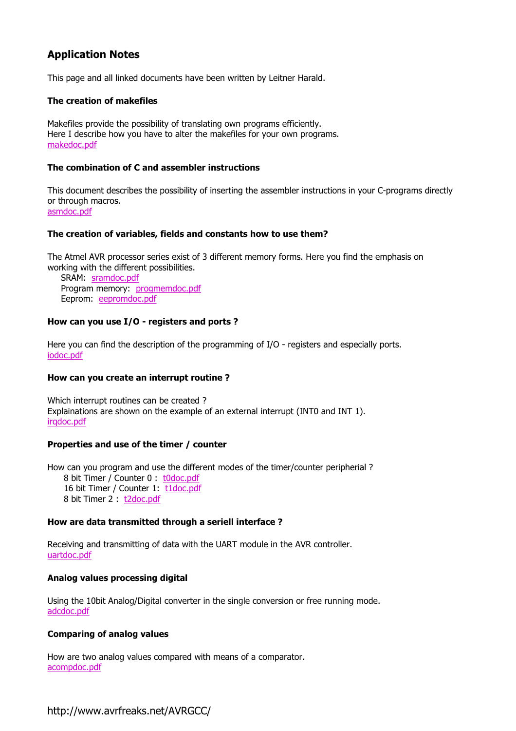# Application Notes

This page and all linked documents have been written by Leitner Harald.

### The creation of makefiles

Makefiles provide the possibility of translating own programs efficiently.
Here I describe how you have to alter the makefiles for your own programs.
makedoc.pdf

### The combination of C and assembler instructions

This document describes the possibility of inserting the assembler instructions in your C-programs directly or through macros.
asmdoc.pdf

### The creation of variables, fields and constants how to use them?

The Atmel AVR processor series exist of 3 different memory forms. Here you find the emphasis on working with the different possibilities.

- SRAM: sramdoc.pdf
- Program memory: progmemdoc.pdf
- Eeprom: eepromdoc.pdf

### How can you use I/O - registers and ports ?

Here you can find the description of the programming of I/O - registers and especially ports.
iodoc.pdf

### How can you create an interrupt routine ?

Which interrupt routines can be created ?
Explainations are shown on the example of an external interrupt (INT0 and INT 1).
irqdoc.pdf

### Properties and use of the timer / counter

How can you program and use the different modes of the timer/counter peripherial ?

- 8 bit Timer / Counter 0 : t0doc.pdf
- 16 bit Timer / Counter 1: t1doc.pdf
- 8 bit Timer 2 : t2doc.pdf

### How are data transmitted through a seriell interface ?

Receiving and transmitting of data with the UART module in the AVR controller.
uartdoc.pdf

### Analog values processing digital

Using the 10bit Analog/Digital converter in the single conversion or free running mode.
adcdoc.pdf

### Comparing of analog values

How are two analog values compared with means of a comparator.
acompdoc.pdf

http://www.avrfreaks.net/AVRGCC/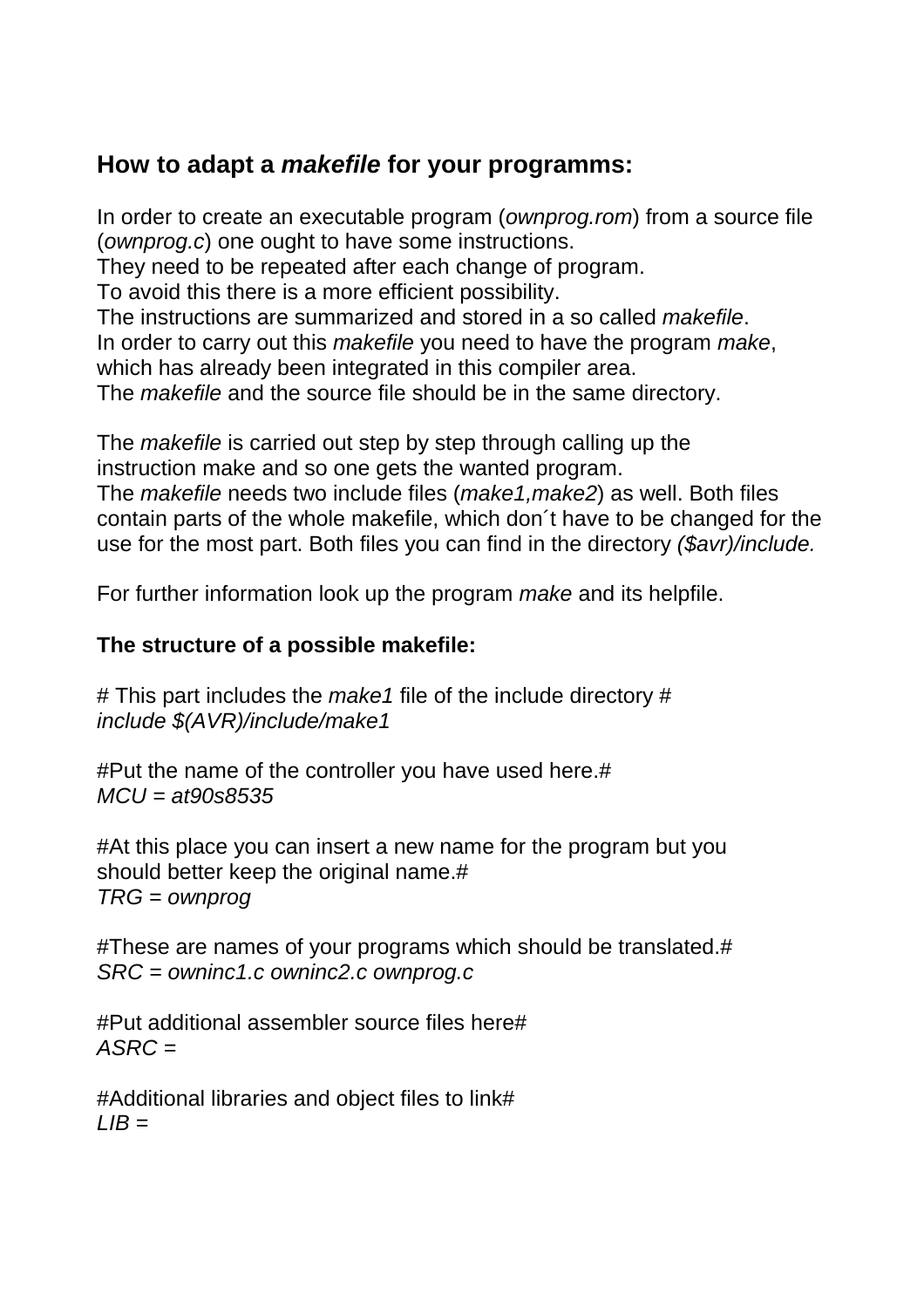## How to adapt a *makefile* for your programms:

In order to create an executable program (*ownprog.rom*) from a source file (*ownprog.c*) one ought to have some instructions.
They need to be repeated after each change of program.
To avoid this there is a more efficient possibility.
The instructions are summarized and stored in a so called *makefile*.
In order to carry out this *makefile* you need to have the program *make*, which has already been integrated in this compiler area.
The *makefile* and the source file should be in the same directory.

The *makefile* is carried out step by step through calling up the instruction make and so one gets the wanted program.
The *makefile* needs two include files (*make1,make2*) as well. Both files contain parts of the whole makefile, which don´t have to be changed for the use for the most part. Both files you can find in the directory *($avr)/include.*

For further information look up the program *make* and its helpfile.

**The structure of a possible makefile:**

# This part includes the *make1* file of the include directory #
*include $(AVR)/include/make1*

#Put the name of the controller you have used here.#
*MCU = at90s8535*

#At this place you can insert a new name for the program but you should better keep the original name.#
*TRG = ownprog*

#These are names of your programs which should be translated.#
*SRC = owninc1.c owninc2.c ownprog.c*

#Put additional assembler source files here#
*ASRC =*

#Additional libraries and object files to link#
*LIB =*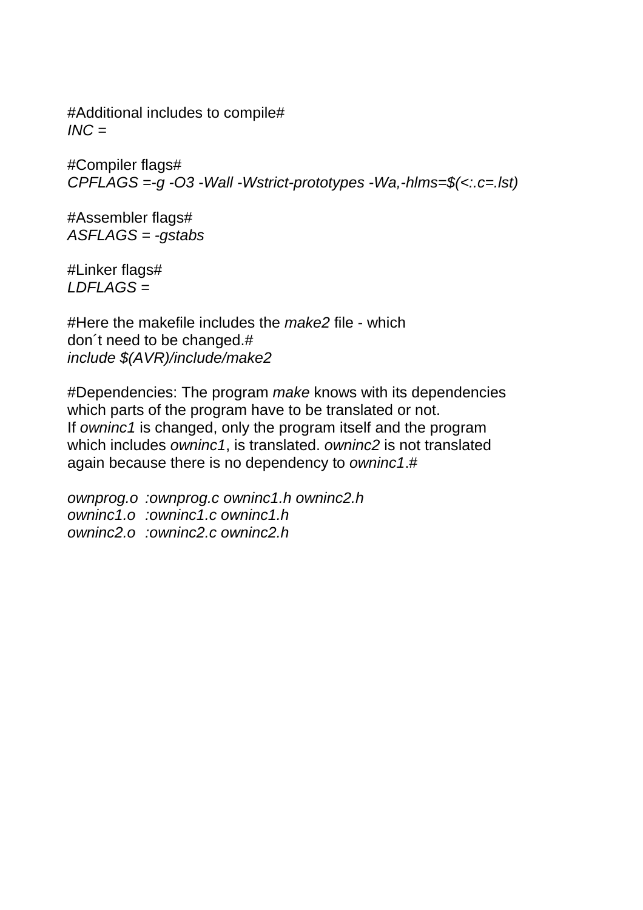#Additional includes to compile#
*INC =*

#Compiler flags#
*CPFLAGS =-g -O3 -Wall -Wstrict-prototypes -Wa,-hlms=$(<:.c=.lst)*

#Assembler flags#
*ASFLAGS = -gstabs*

#Linker flags#
*LDFLAGS =*

#Here the makefile includes the *make2* file - which
don´t need to be changed.#
*include $(AVR)/include/make2*

#Dependencies: The program *make* knows with its dependencies
which parts of the program have to be translated or not.
If *owninc1* is changed, only the program itself and the program
which includes *owninc1*, is translated. *owninc2* is not translated
again because there is no dependency to *owninc1*.#

*ownprog.o :ownprog.c owninc1.h owninc2.h*
*owninc1.o :owninc1.c owninc1.h*
*owninc2.o :owninc2.c owninc2.h*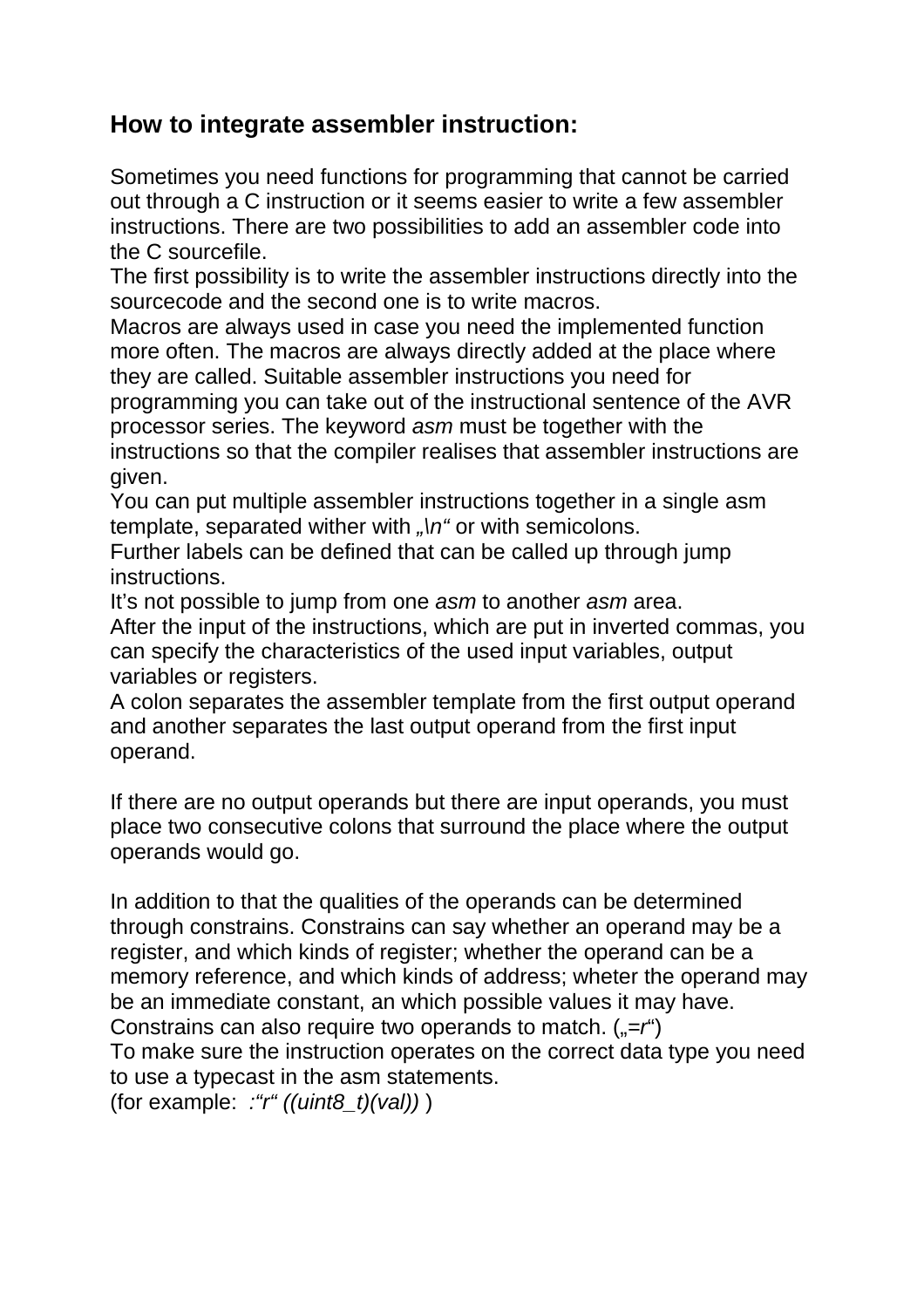## How to integrate assembler instruction:

Sometimes you need functions for programming that cannot be carried out through a C instruction or it seems easier to write a few assembler instructions. There are two possibilities to add an assembler code into the C sourcefile.
The first possibility is to write the assembler instructions directly into the sourcecode and the second one is to write macros.
Macros are always used in case you need the implemented function more often. The macros are always directly added at the place where they are called. Suitable assembler instructions you need for programming you can take out of the instructional sentence of the AVR processor series. The keyword *asm* must be together with the instructions so that the compiler realises that assembler instructions are given.
You can put multiple assembler instructions together in a single asm template, separated wither with *„\n“* or with semicolons.
Further labels can be defined that can be called up through jump instructions.
It’s not possible to jump from one *asm* to another *asm* area.
After the input of the instructions, which are put in inverted commas, you can specify the characteristics of the used input variables, output variables or registers.
A colon separates the assembler template from the first output operand and another separates the last output operand from the first input operand.

If there are no output operands but there are input operands, you must place two consecutive colons that surround the place where the output operands would go.

In addition to that the qualities of the operands can be determined through constrains. Constrains can say whether an operand may be a register, and which kinds of register; whether the operand can be a memory reference, and which kinds of address; wheter the operand may be an immediate constant, an which possible values it may have.
Constrains can also require two operands to match. („*=r*“)
To make sure the instruction operates on the correct data type you need to use a typecast in the asm statements.
(for example: *:“r“ ((uint8_t)(val))* )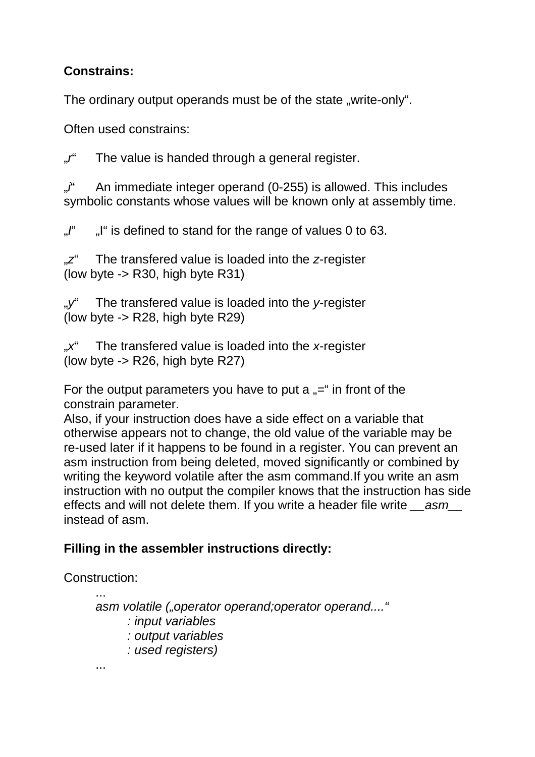**Constrains:**

The ordinary output operands must be of the state „write-only“.

Often used constrains:

„*r*“ The value is handed through a general register.

„*i*“ An immediate integer operand (0-255) is allowed. This includes symbolic constants whose values will be known only at assembly time.

„*I*“ „I“ is defined to stand for the range of values 0 to 63.

„*z*“ The transfered value is loaded into the *z*-register (low byte -> R30, high byte R31)

„*y*“ The transfered value is loaded into the *y*-register (low byte -> R28, high byte R29)

„*x*“ The transfered value is loaded into the *x*-register (low byte -> R26, high byte R27)

For the output parameters you have to put a „=“ in front of the constrain parameter.
Also, if your instruction does have a side effect on a variable that otherwise appears not to change, the old value of the variable may be re-used later if it happens to be found in a register. You can prevent an asm instruction from being deleted, moved significantly or combined by writing the keyword volatile after the asm command.If you write an asm instruction with no output the compiler knows that the instruction has side effects and will not delete them. If you write a header file write ***__asm__*** instead of asm.

**Filling in the assembler instructions directly:**

Construction:

```
...
asm volatile („operator operand;operator operand....“
        : input variables
        : output variables
        : used registers)
...
```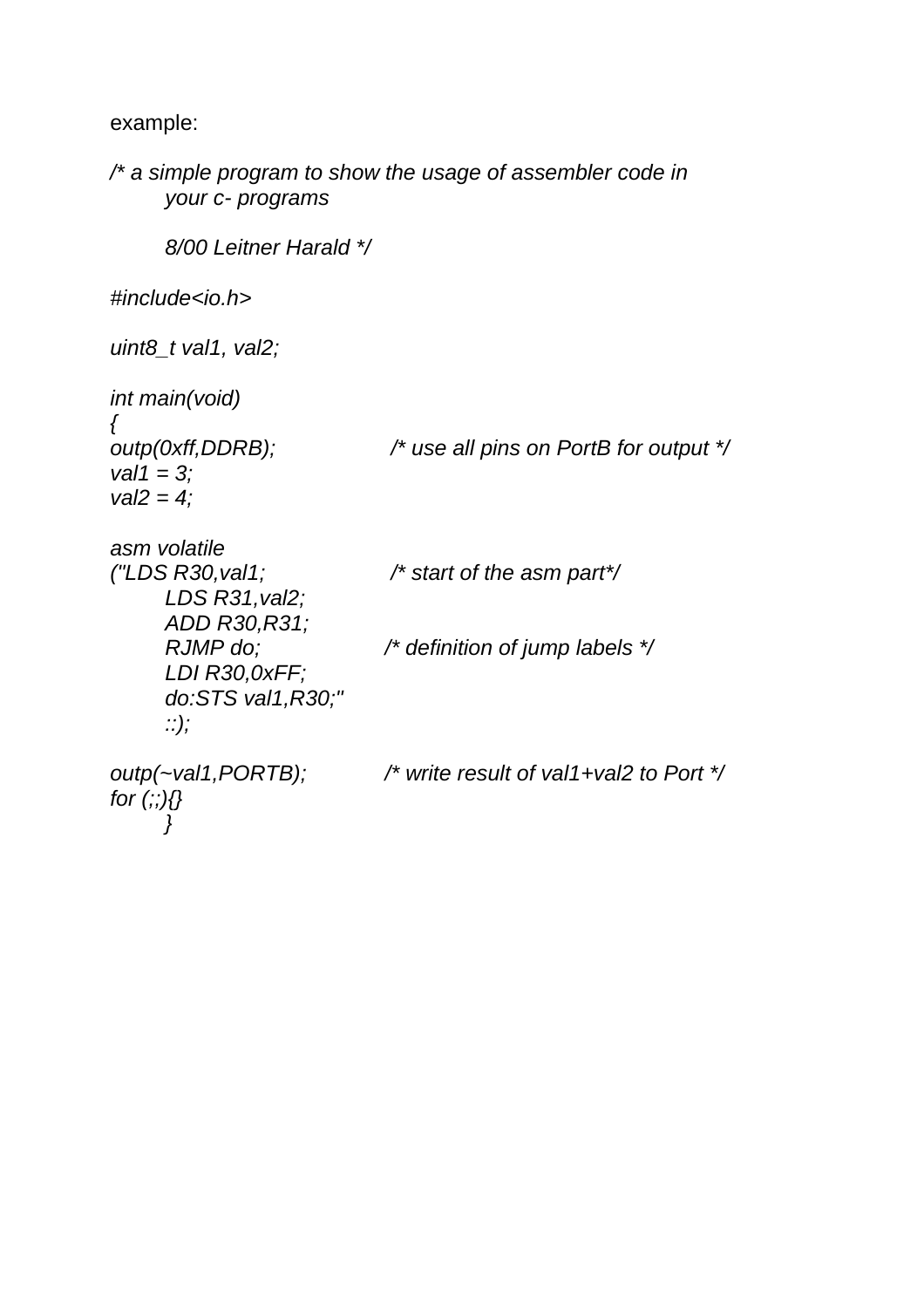example:

```
/* a simple program to show the usage of assembler code in
        your c- programs

        8/00 Leitner Harald */

#include<io.h>

uint8_t val1, val2;

int main(void)
{
outp(0xff,DDRB);              /* use all pins on PortB for output */
val1 = 3;
val2 = 4;

asm volatile
("LDS R30,val1;               /* start of the asm part*/
        LDS R31,val2;
        ADD R30,R31;
        RJMP do;              /* definition of jump labels */
        LDI R30,0xFF;
        do:STS val1,R30;"
        ::);

outp(~val1,PORTB);           /* write result of val1+val2 to Port */
for (;;){}
        }
```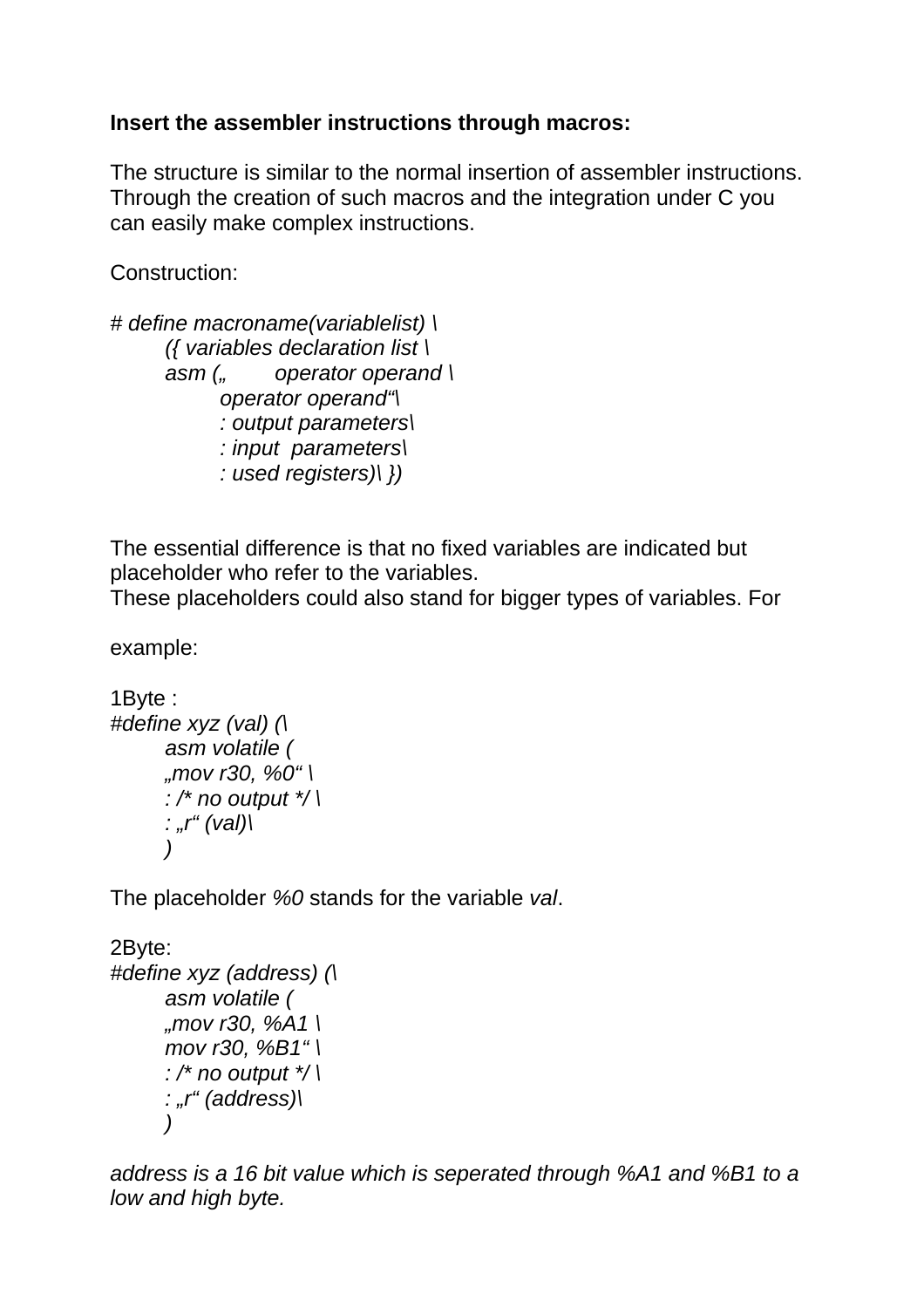**Insert the assembler instructions through macros:**

The structure is similar to the normal insertion of assembler instructions. Through the creation of such macros and the integration under C you can easily make complex instructions.

Construction:

```
# define macroname(variablelist) \
        ({ variables declaration list \
        asm („       operator operand \
                operator operand“\
                : output parameters\
                : input  parameters\
                : used registers)\ })
```

The essential difference is that no fixed variables are indicated but placeholder who refer to the variables.
These placeholders could also stand for bigger types of variables. For

example:

1Byte :

```
#define xyz (val) (\
        asm volatile (
        „mov r30, %0“ \
        : /* no output */ \
        : „r“ (val)\
        )
```

The placeholder *%0* stands for the variable *val*.

2Byte:

```
#define xyz (address) (\
        asm volatile (
        „mov r30, %A1 \
        mov r30, %B1“ \
        : /* no output */ \
        : „r“ (address)\
        )
```

*address is a 16 bit value which is seperated through %A1 and %B1 to a low and high byte.*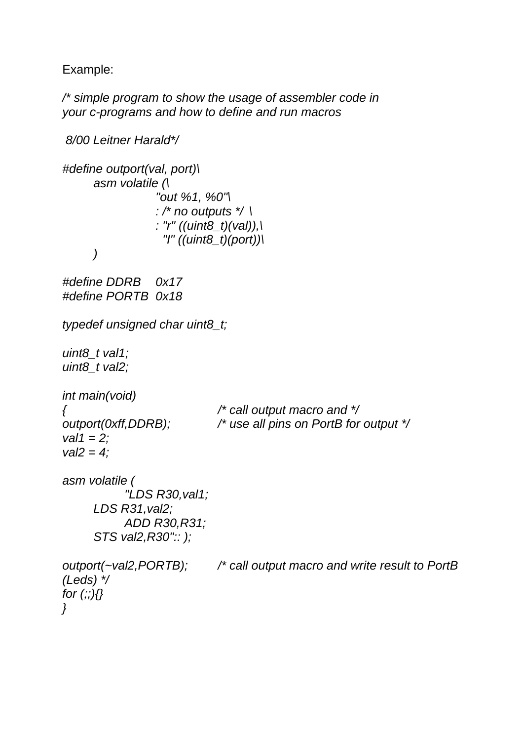Example:

```
/* simple program to show the usage of assembler code in
your c-programs and how to define and run macros

 8/00 Leitner Harald*/

#define outport(val, port)\
        asm volatile (\
                "out %1, %0"\
                : /* no outputs */  \
                : "r" ((uint8_t)(val)),\
                  "I" ((uint8_t)(port))\
        )

#define DDRB    0x17
#define PORTB   0x18

typedef unsigned char uint8_t;

uint8_t val1;
uint8_t val2;

int main(void)
{                         /* call output macro and */
outport(0xff,DDRB);       /* use all pins on PortB for output */
val1 = 2;
val2 = 4;

asm volatile (
            "LDS R30,val1;
        LDS R31,val2;
            ADD R30,R31;
        STS val2,R30":: );

outport(~val2,PORTB);     /* call output macro and write result to PortB
(Leds) */
for (;;){}
}
```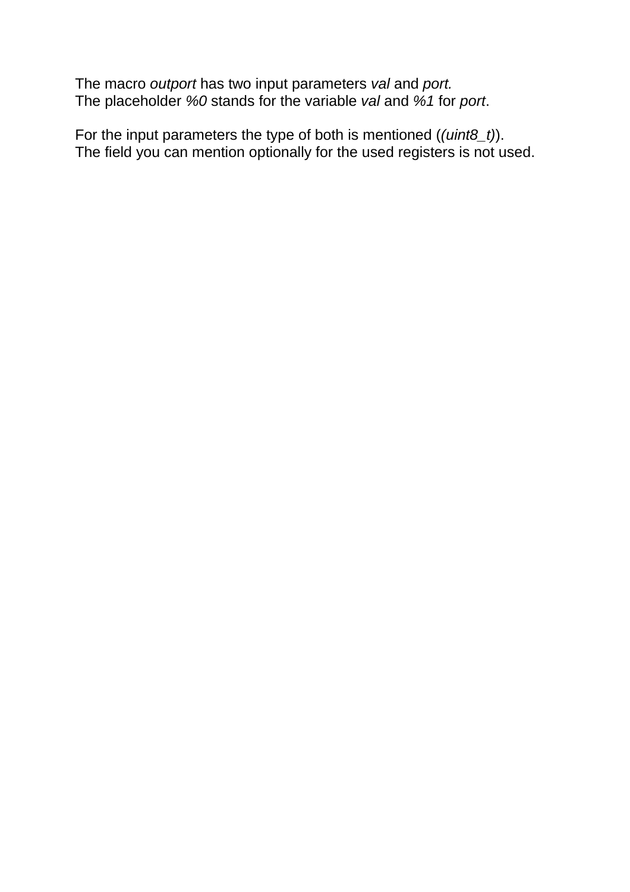The macro *outport* has two input parameters *val* and *port.*
The placeholder *%0* stands for the variable *val* and *%1* for *port*.

For the input parameters the type of both is mentioned (*(uint8_t)*).
The field you can mention optionally for the used registers is not used.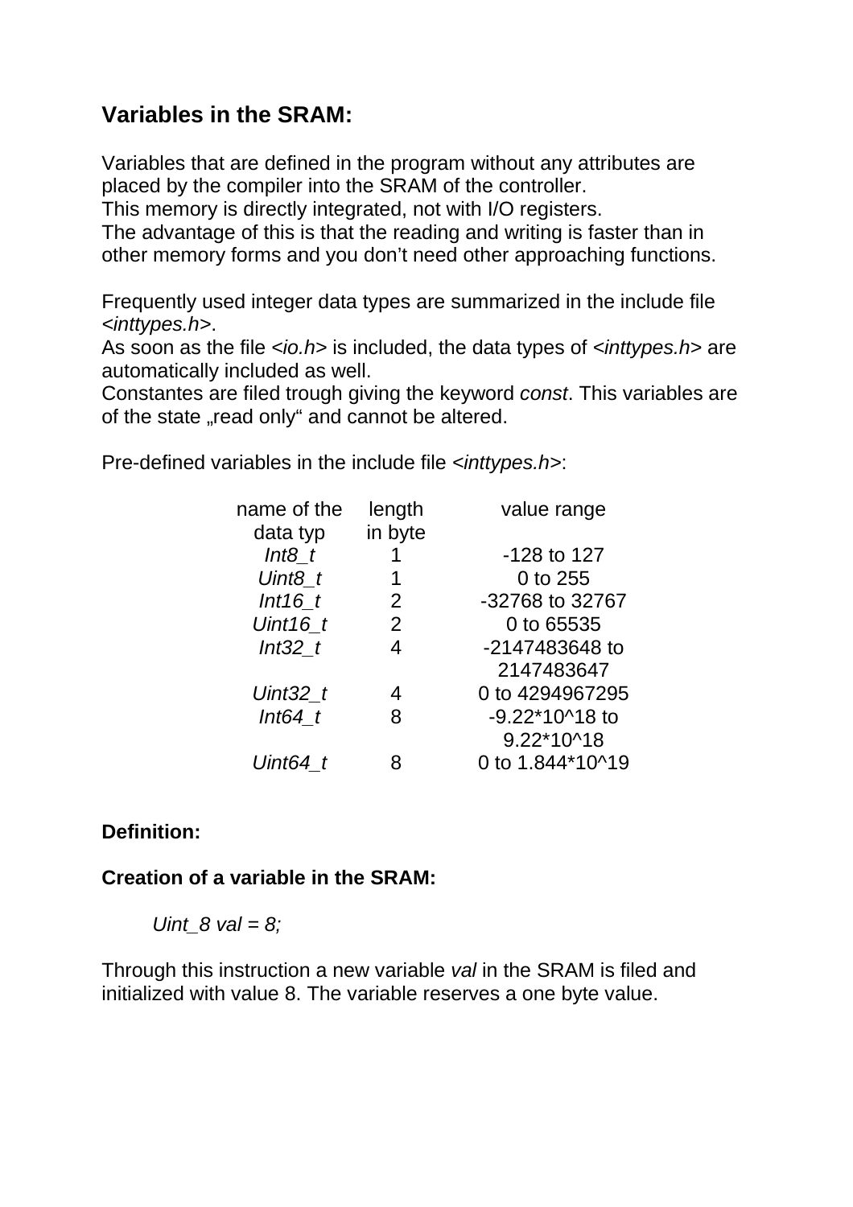## Variables in the SRAM:

Variables that are defined in the program without any attributes are placed by the compiler into the SRAM of the controller.
This memory is directly integrated, not with I/O registers.
The advantage of this is that the reading and writing is faster than in other memory forms and you don't need other approaching functions.

Frequently used integer data types are summarized in the include file <*inttypes.h*>.
As soon as the file <*io.h*> is included, the data types of <*inttypes.h*> are automatically included as well.
Constantes are filed trough giving the keyword *const*. This variables are of the state „read only" and cannot be altered.

Pre-defined variables in the include file <*inttypes.h*>:

| name of the data typ | length in byte | value range |
|---|---|---|
| *Int8_t* | 1 | -128 to 127 |
| *Uint8_t* | 1 | 0 to 255 |
| *Int16_t* | 2 | -32768 to 32767 |
| *Uint16_t* | 2 | 0 to 65535 |
| *Int32_t* | 4 | -2147483648 to 2147483647 |
| *Uint32_t* | 4 | 0 to 4294967295 |
| *Int64_t* | 8 | -9.22*10^18 to 9.22*10^18 |
| *Uint64_t* | 8 | 0 to 1.844*10^19 |

**Definition:**

**Creation of a variable in the SRAM:**

```
Uint_8 val = 8;
```

Through this instruction a new variable *val* in the SRAM is filed and initialized with value 8. The variable reserves a one byte value.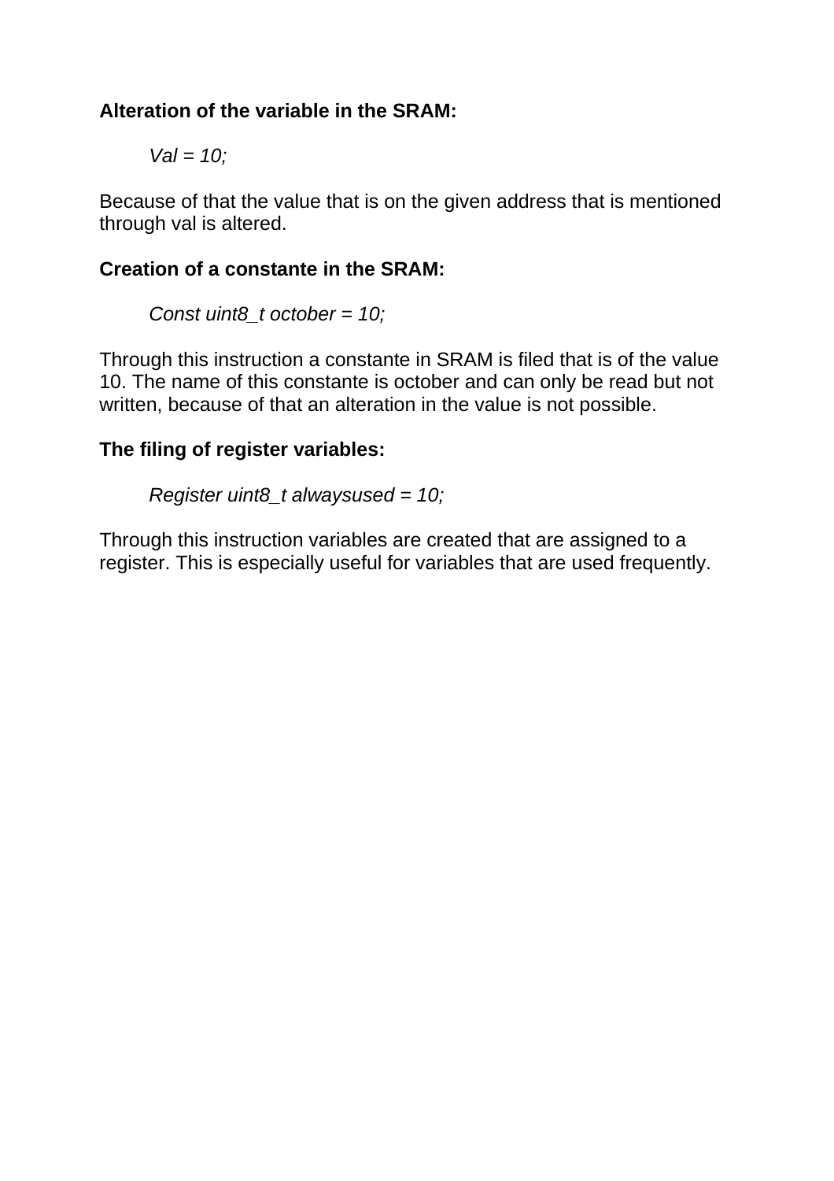**Alteration of the variable in the SRAM:**

*Val = 10;*

Because of that the value that is on the given address that is mentioned through val is altered.

**Creation of a constante in the SRAM:**

*Const uint8_t october = 10;*

Through this instruction a constante in SRAM is filed that is of the value 10. The name of this constante is october and can only be read but not written, because of that an alteration in the value is not possible.

**The filing of register variables:**

*Register uint8_t alwaysused = 10;*

Through this instruction variables are created that are assigned to a register. This is especially useful for variables that are used frequently.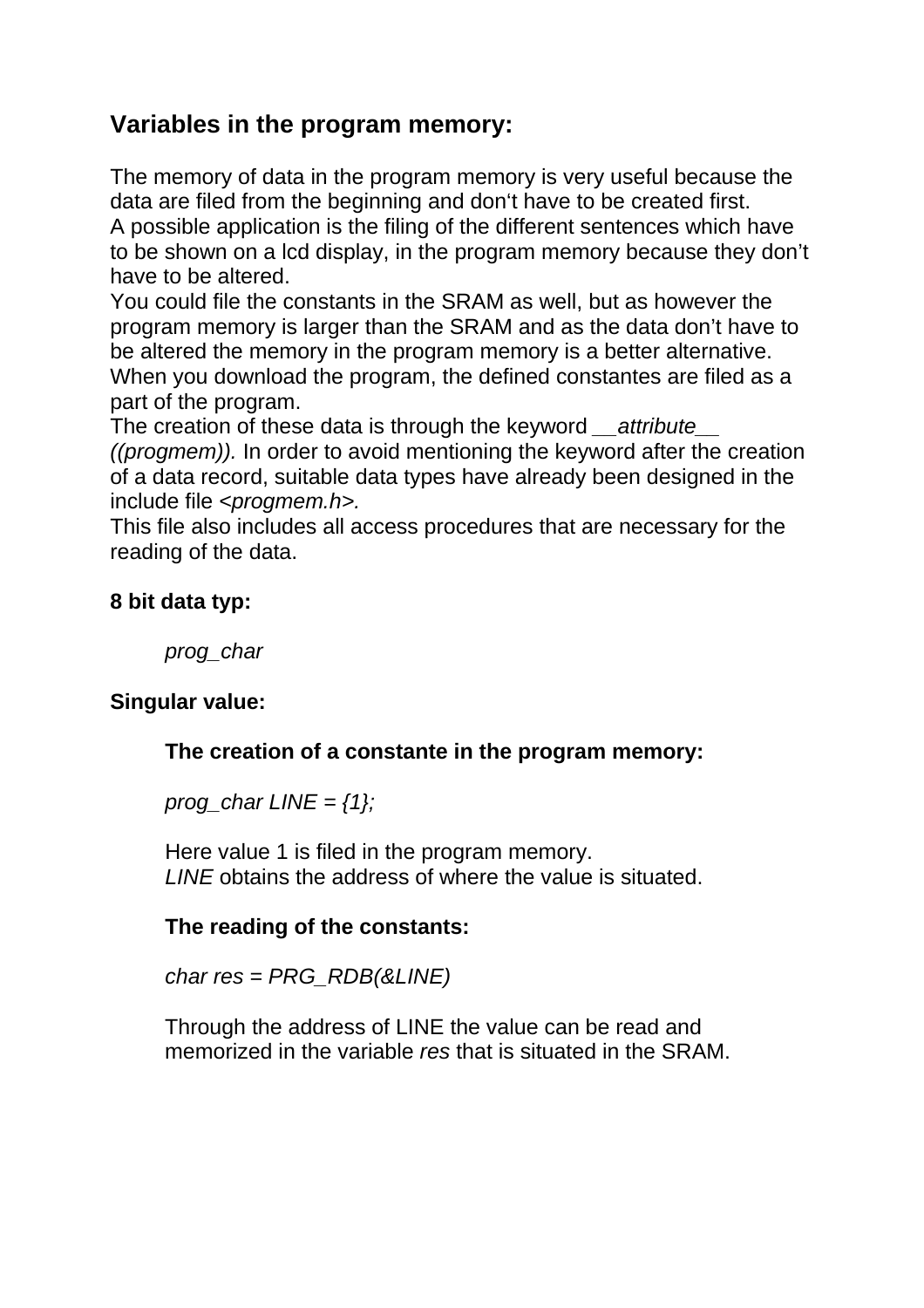## Variables in the program memory:

The memory of data in the program memory is very useful because the data are filed from the beginning and don't have to be created first.
A possible application is the filing of the different sentences which have to be shown on a lcd display, in the program memory because they don't have to be altered.
You could file the constants in the SRAM as well, but as however the program memory is larger than the SRAM and as the data don't have to be altered the memory in the program memory is a better alternative.
When you download the program, the defined constantes are filed as a part of the program.
The creation of these data is through the keyword *__attribute__ ((progmem)).* In order to avoid mentioning the keyword after the creation of a data record, suitable data types have already been designed in the include file *<progmem.h>.*
This file also includes all access procedures that are necessary for the reading of the data.

**8 bit data typ:**

*prog_char*

**Singular value:**

**The creation of a constante in the program memory:**

*prog_char LINE = {1};*

Here value 1 is filed in the program memory.
*LINE* obtains the address of where the value is situated.

**The reading of the constants:**

*char res = PRG_RDB(&LINE)*

Through the address of LINE the value can be read and memorized in the variable *res* that is situated in the SRAM.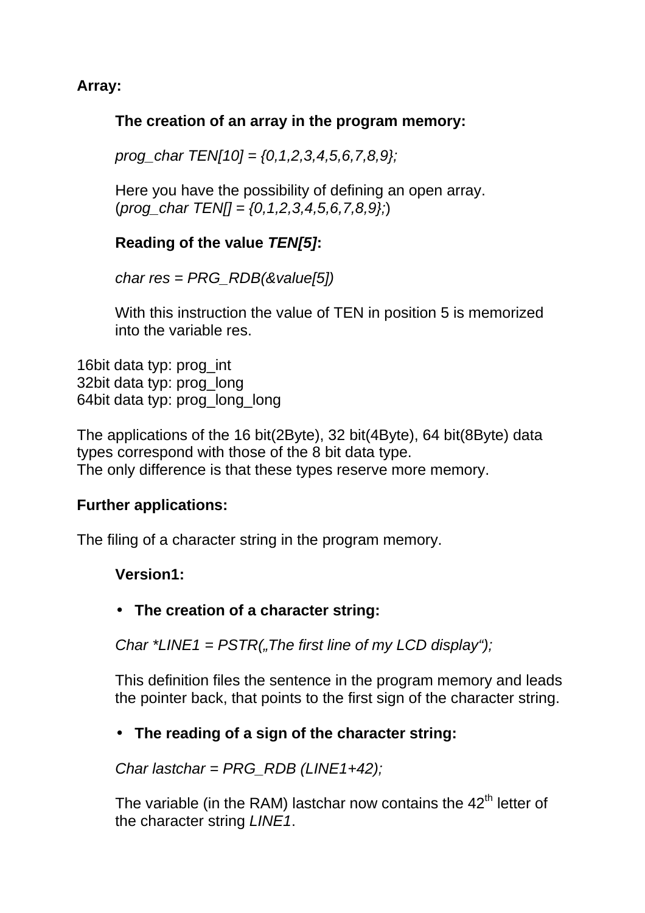**Array:**

**The creation of an array in the program memory:**

*prog_char TEN[10] = {0,1,2,3,4,5,6,7,8,9};*

Here you have the possibility of defining an open array.
(*prog_char TEN[] = {0,1,2,3,4,5,6,7,8,9};*)

**Reading of the value *TEN[5]*:**

*char res = PRG_RDB(&value[5])*

With this instruction the value of TEN in position 5 is memorized into the variable res.

16bit data typ: prog_int
32bit data typ: prog_long
64bit data typ: prog_long_long

The applications of the 16 bit(2Byte), 32 bit(4Byte), 64 bit(8Byte) data types correspond with those of the 8 bit data type.
The only difference is that these types reserve more memory.

**Further applications:**

The filing of a character string in the program memory.

**Version1:**

- **The creation of a character string:**

*Char *LINE1 = PSTR(„The first line of my LCD display“);*

This definition files the sentence in the program memory and leads the pointer back, that points to the first sign of the character string.

- **The reading of a sign of the character string:**

*Char lastchar = PRG_RDB (LINE1+42);*

The variable (in the RAM) lastchar now contains the 42th letter of the character string *LINE1*.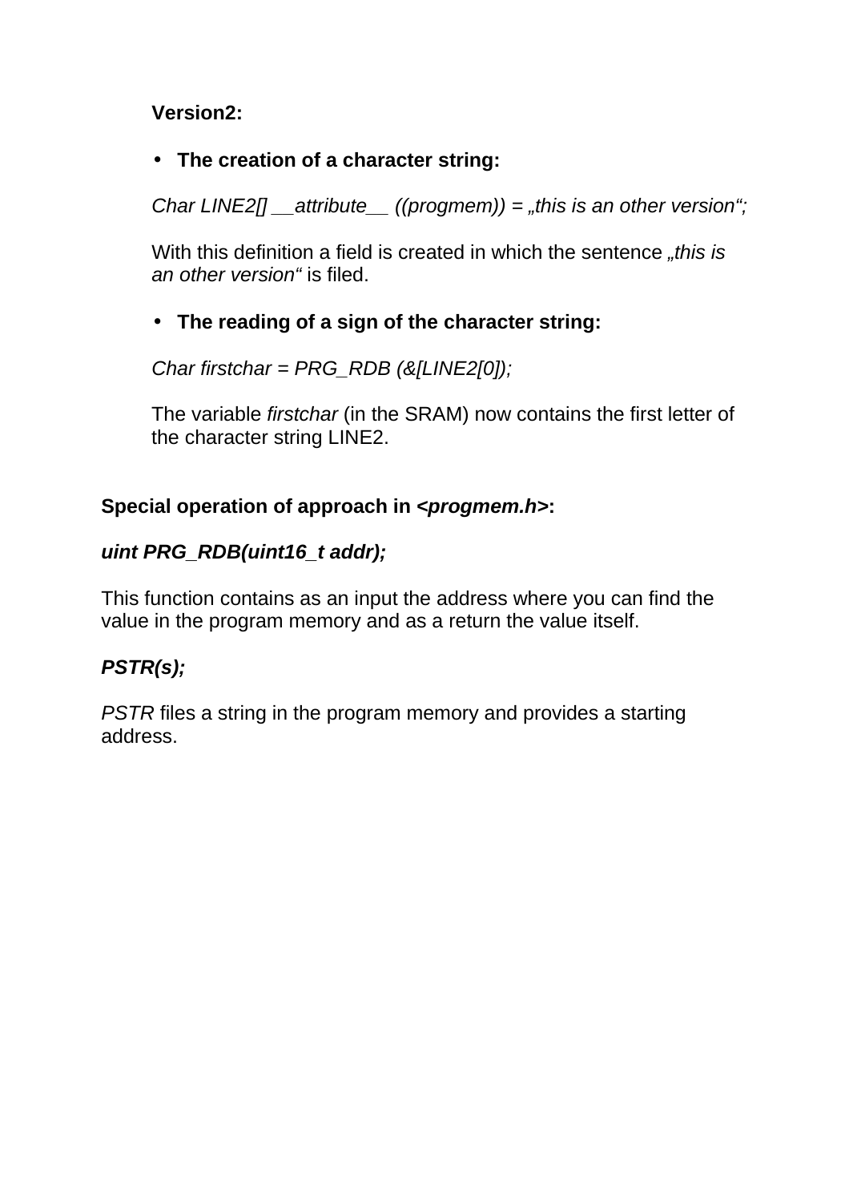**Version2:**

- **The creation of a character string:**

*Char LINE2[] __attribute__ ((progmem)) = „this is an other version“;*

With this definition a field is created in which the sentence *„this is an other version“* is filed.

- **The reading of a sign of the character string:**

*Char firstchar = PRG_RDB (&[LINE2[0]);*

The variable *firstchar* (in the SRAM) now contains the first letter of the character string LINE2.

**Special operation of approach in <*progmem.h*>:**

***uint PRG_RDB(uint16_t addr);***

This function contains as an input the address where you can find the value in the program memory and as a return the value itself.

***PSTR(s);***

*PSTR* files a string in the program memory and provides a starting address.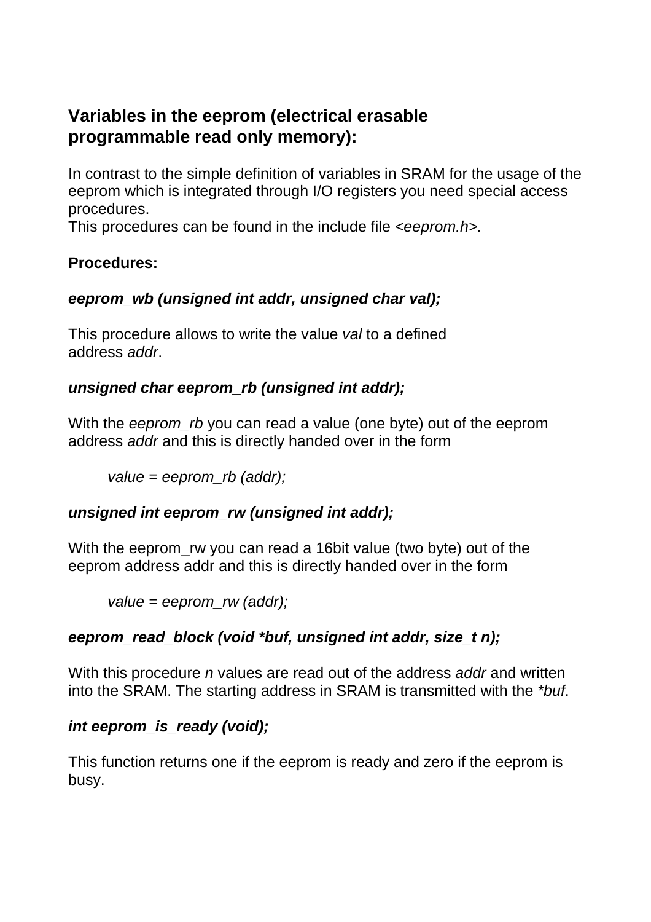## Variables in the eeprom (electrical erasable programmable read only memory):

In contrast to the simple definition of variables in SRAM for the usage of the eeprom which is integrated through I/O registers you need special access procedures.
This procedures can be found in the include file *<eeprom.h>.*

**Procedures:**

***eeprom_wb (unsigned int addr, unsigned char val);***

This procedure allows to write the value *val* to a defined address *addr*.

***unsigned char eeprom_rb (unsigned int addr);***

With the *eeprom_rb* you can read a value (one byte) out of the eeprom address *addr* and this is directly handed over in the form

> *value = eeprom_rb (addr);*

***unsigned int eeprom_rw (unsigned int addr);***

With the eeprom_rw you can read a 16bit value (two byte) out of the eeprom address addr and this is directly handed over in the form

> *value = eeprom_rw (addr);*

***eeprom_read_block (void *buf, unsigned int addr, size_t n);***

With this procedure *n* values are read out of the address *addr* and written into the SRAM. The starting address in SRAM is transmitted with the **buf*.

***int eeprom_is_ready (void);***

This function returns one if the eeprom is ready and zero if the eeprom is busy.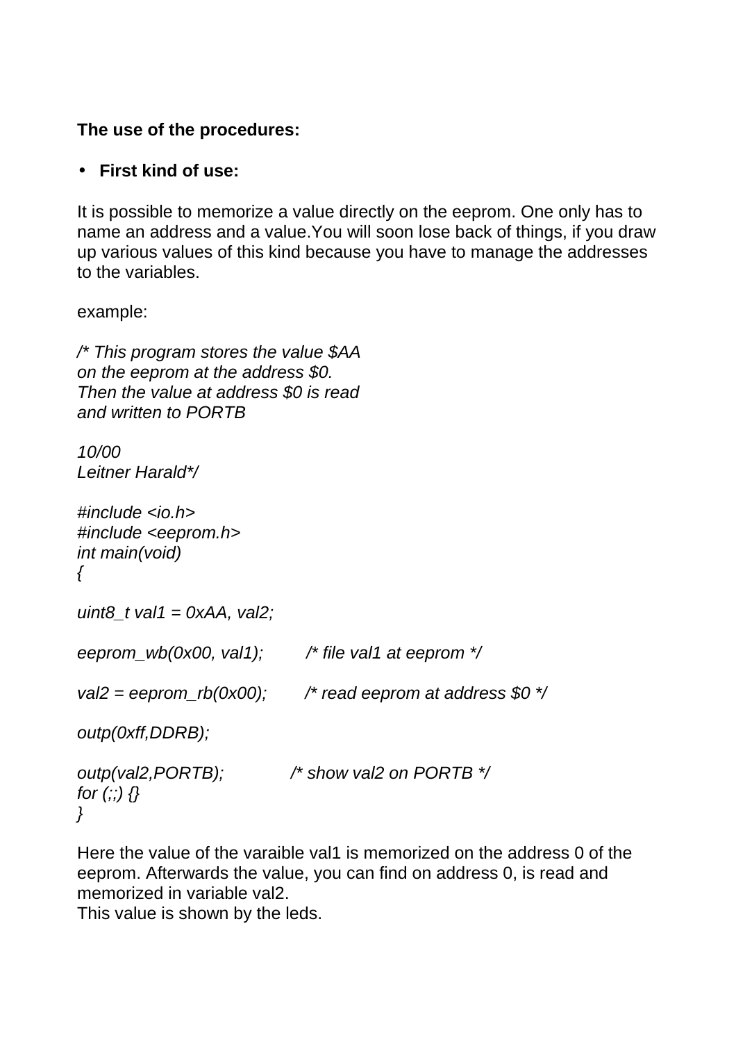**The use of the procedures:**

- **First kind of use:**

It is possible to memorize a value directly on the eeprom. One only has to name an address and a value.You will soon lose back of things, if you draw up various values of this kind because you have to manage the addresses to the variables.

example:

```
/* This program stores the value $AA
on the eeprom at the address $0.
Then the value at address $0 is read
and written to PORTB

10/00
Leitner Harald*/

#include <io.h>
#include <eeprom.h>
int main(void)
{

uint8_t val1 = 0xAA, val2;

eeprom_wb(0x00, val1);        /* file val1 at eeprom */

val2 = eeprom_rb(0x00);       /* read eeprom at address $0 */

outp(0xff,DDRB);

outp(val2,PORTB);             /* show val2 on PORTB */
for (;;) {}
}
```

Here the value of the varaible val1 is memorized on the address 0 of the eeprom. Afterwards the value, you can find on address 0, is read and memorized in variable val2.
This value is shown by the leds.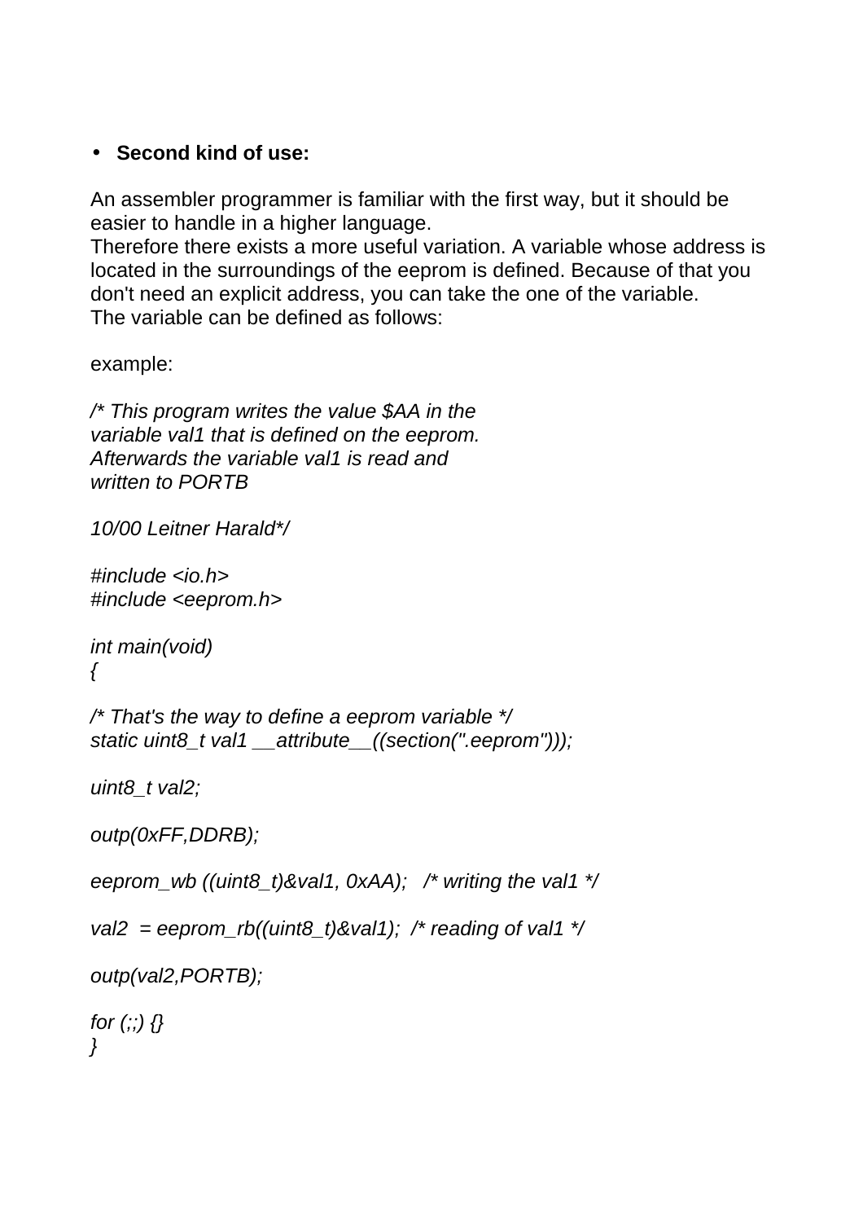- **Second kind of use:**

An assembler programmer is familiar with the first way, but it should be easier to handle in a higher language.
Therefore there exists a more useful variation. A variable whose address is located in the surroundings of the eeprom is defined. Because of that you don't need an explicit address, you can take the one of the variable.
The variable can be defined as follows:

example:

```
/* This program writes the value $AA in the
variable val1 that is defined on the eeprom.
Afterwards the variable val1 is read and
written to PORTB

10/00 Leitner Harald*/

#include <io.h>
#include <eeprom.h>

int main(void)
{

/* That's the way to define a eeprom variable */
static uint8_t val1 __attribute__((section(".eeprom")));

uint8_t val2;

outp(0xFF,DDRB);

eeprom_wb ((uint8_t)&val1, 0xAA);   /* writing the val1 */

val2  = eeprom_rb((uint8_t)&val1);  /* reading of val1 */

outp(val2,PORTB);

for (;;) {}
}
```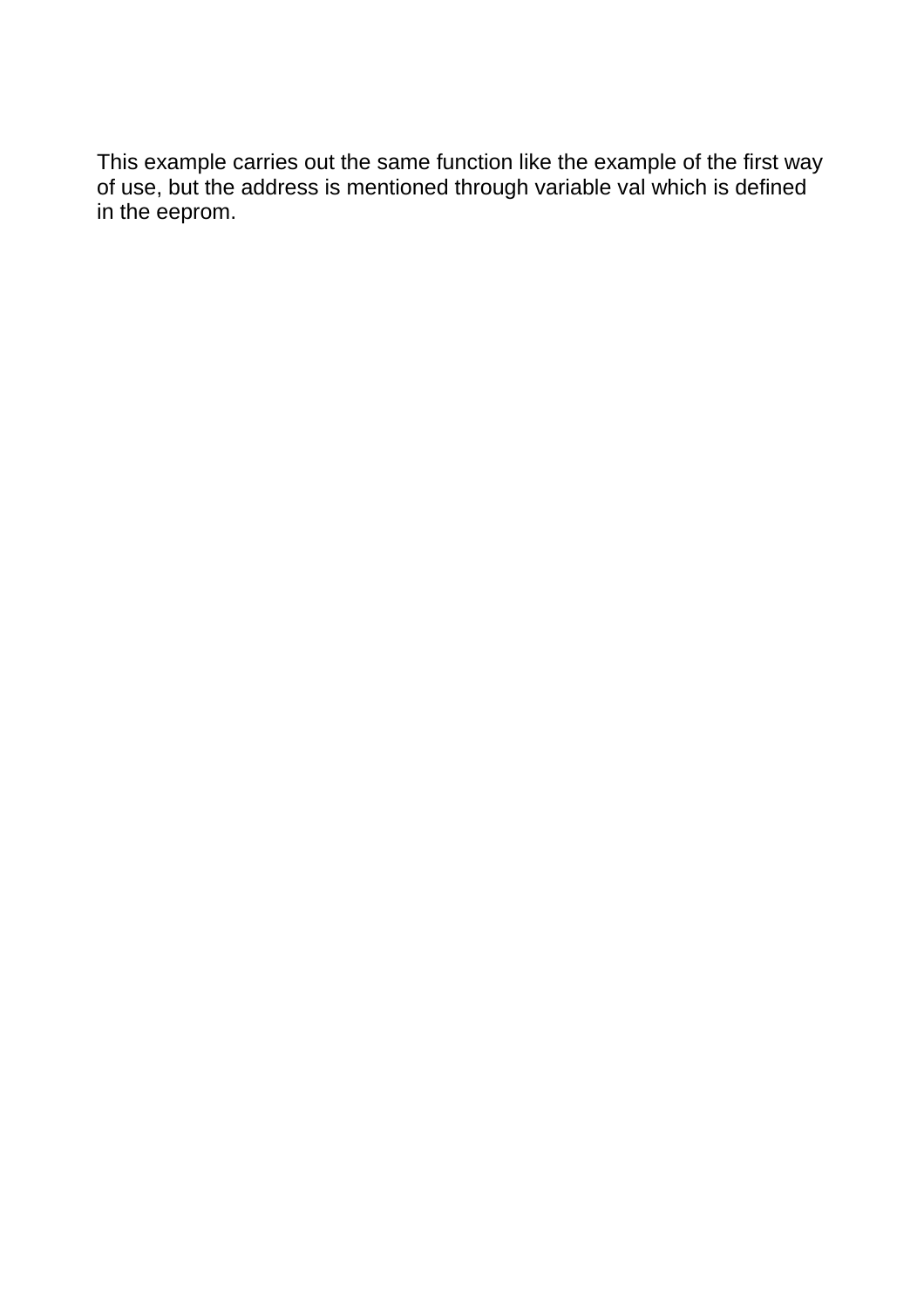This example carries out the same function like the example of the first way of use, but the address is mentioned through variable val which is defined in the eeprom.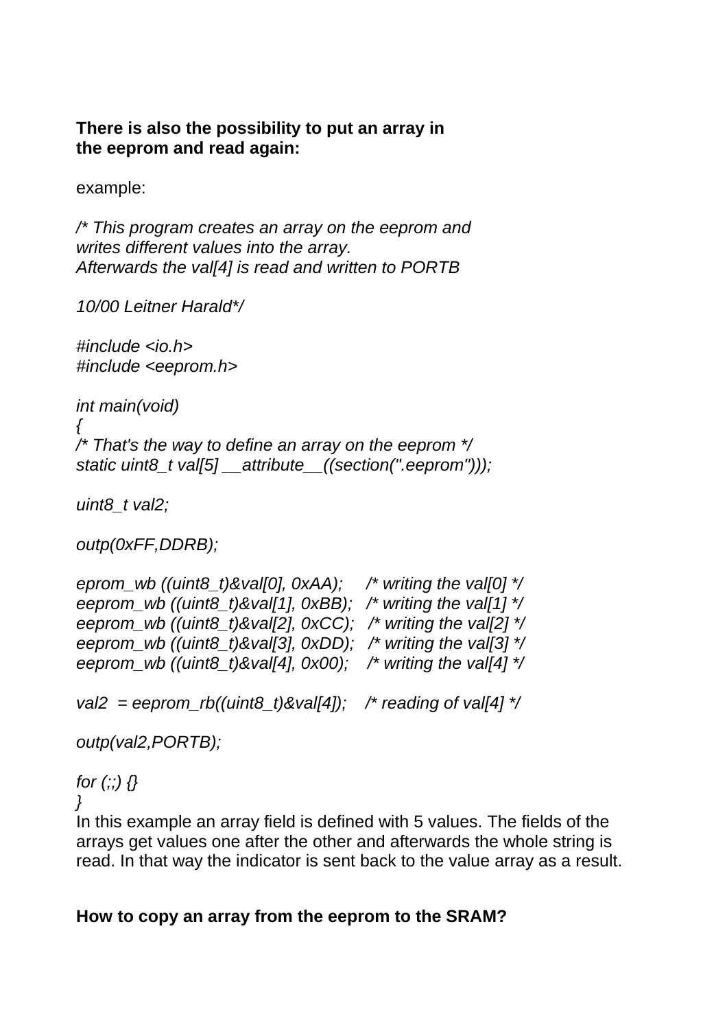**There is also the possibility to put an array in the eeprom and read again:**

example:

```
/* This program creates an array on the eeprom and
writes different values into the array.
Afterwards the val[4] is read and written to PORTB

10/00 Leitner Harald*/

#include <io.h>
#include <eeprom.h>

int main(void)
{
/* That's the way to define an array on the eeprom */
static uint8_t val[5] __attribute__((section(".eeprom")));

uint8_t val2;

outp(0xFF,DDRB);

eprom_wb ((uint8_t)&val[0], 0xAA);     /* writing the val[0] */
eeprom_wb ((uint8_t)&val[1], 0xBB);   /* writing the val[1] */
eeprom_wb ((uint8_t)&val[2], 0xCC);   /* writing the val[2] */
eeprom_wb ((uint8_t)&val[3], 0xDD);   /* writing the val[3] */
eeprom_wb ((uint8_t)&val[4], 0x00);    /* writing the val[4] */

val2  = eeprom_rb((uint8_t)&val[4]);    /* reading of val[4] */

outp(val2,PORTB);

for (;;) {}
}
```

In this example an array field is defined with 5 values. The fields of the arrays get values one after the other and afterwards the whole string is read. In that way the indicator is sent back to the value array as a result.

**How to copy an array from the eeprom to the SRAM?**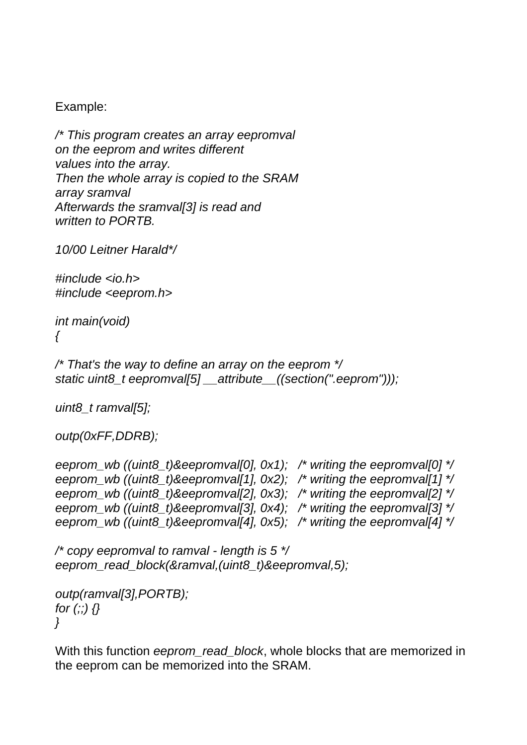Example:

```
/* This program creates an array eeprompval
on the eeprom and writes different
values into the array.
Then the whole array is copied to the SRAM
array sramval
Afterwards the sramval[3] is read and
written to PORTB.

10/00 Leitner Harald*/

#include <io.h>
#include <eeprom.h>

int main(void)
{

/* That's the way to define an array on the eeprom */
static uint8_t eeprompval[5] __attribute__((section(".eeprom")));

uint8_t ramval[5];

outp(0xFF,DDRB);

eeprom_wb ((uint8_t)&eeprompval[0], 0x1);   /* writing the eeprompval[0] */
eeprom_wb ((uint8_t)&eeprompval[1], 0x2);   /* writing the eeprompval[1] */
eeprom_wb ((uint8_t)&eeprompval[2], 0x3);   /* writing the eeprompval[2] */
eeprom_wb ((uint8_t)&eeprompval[3], 0x4);   /* writing the eeprompval[3] */
eeprom_wb ((uint8_t)&eeprompval[4], 0x5);   /* writing the eeprompval[4] */

/* copy eeprompval to ramval - length is 5 */
eeprom_read_block(&ramval,(uint8_t)&eeprompval,5);

outp(ramval[3],PORTB);
for (;;) {}
}
```

With this function *eeprom_read_block*, whole blocks that are memorized in the eeprom can be memorized into the SRAM.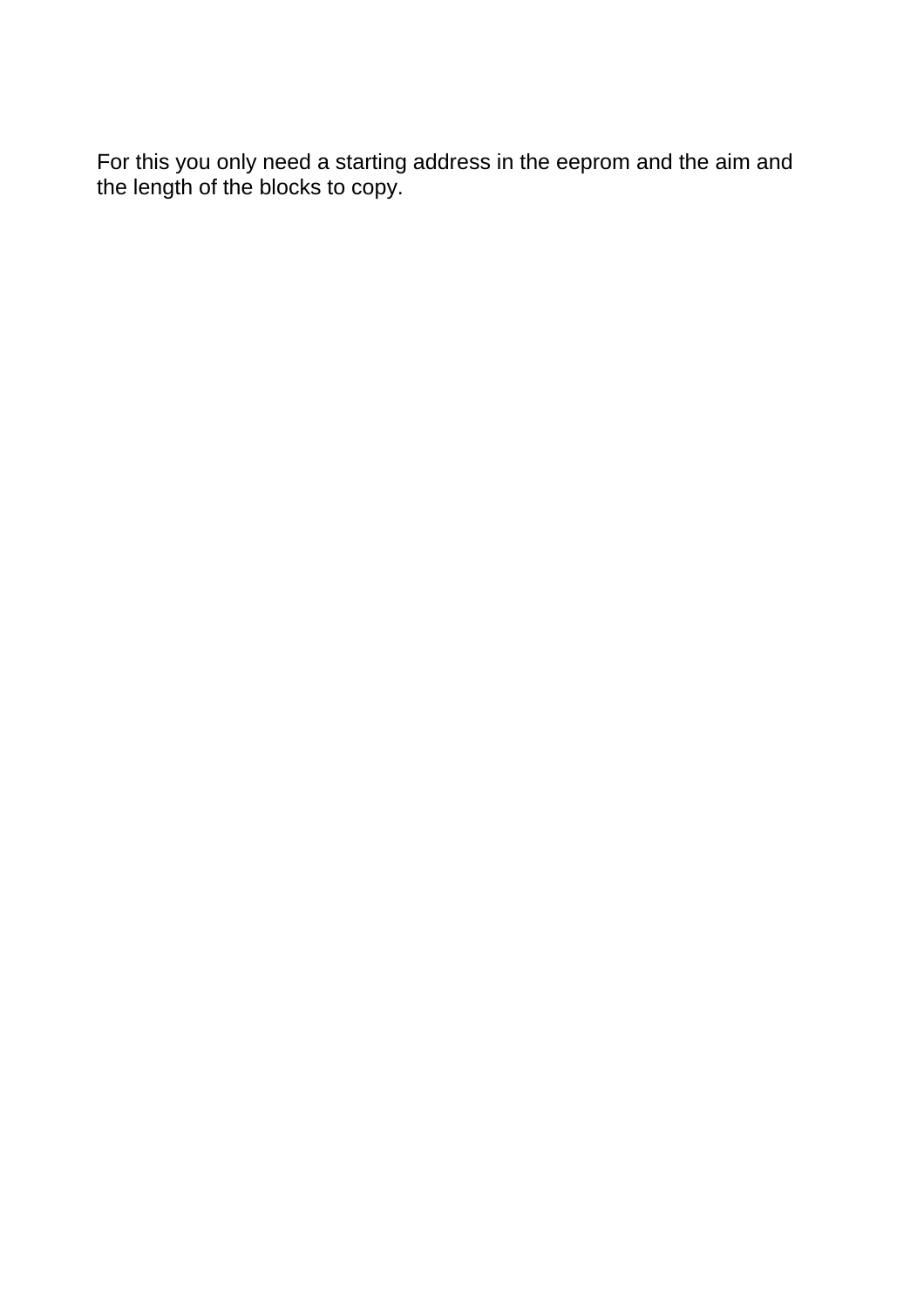For this you only need a starting address in the eeprom and the aim and the length of the blocks to copy.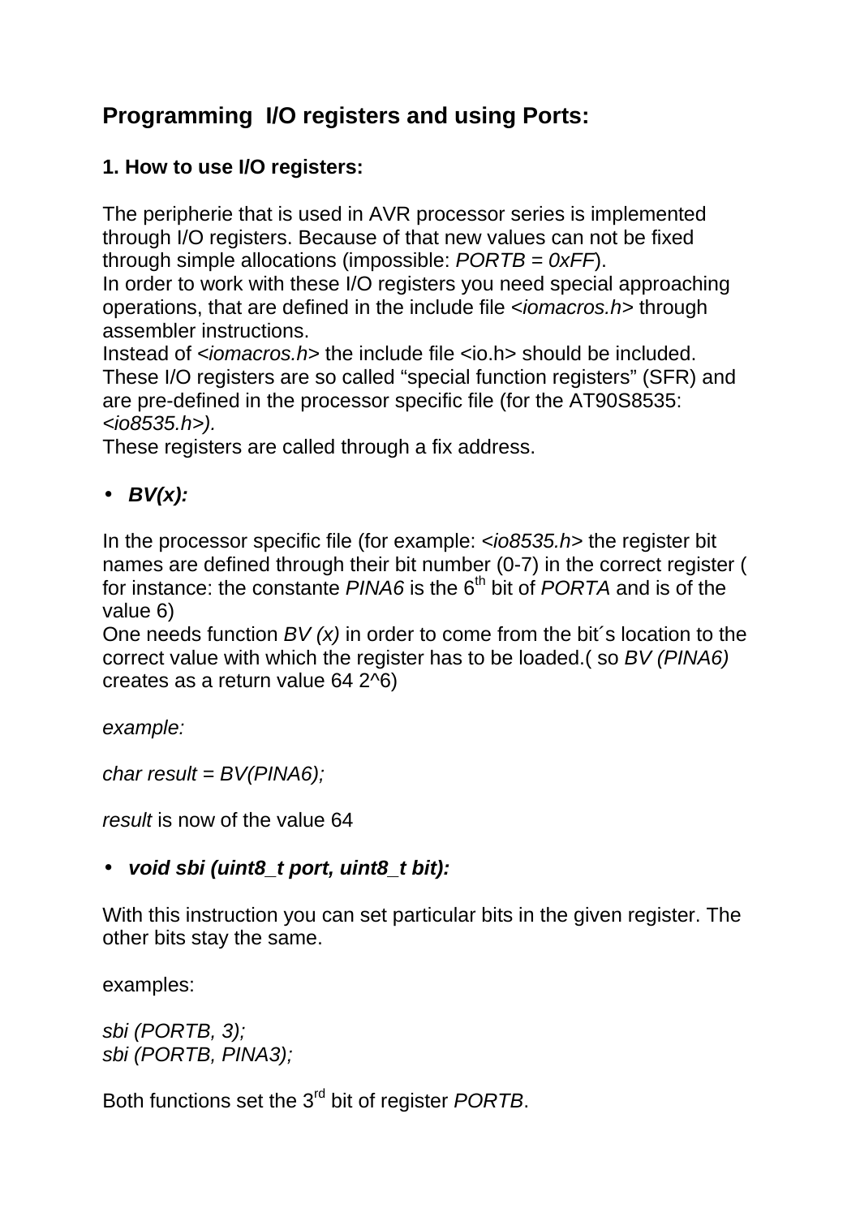## Programming I/O registers and using Ports:

### 1. How to use I/O registers:

The peripherie that is used in AVR processor series is implemented through I/O registers. Because of that new values can not be fixed through simple allocations (impossible: *PORTB = 0xFF*).
In order to work with these I/O registers you need special approaching operations, that are defined in the include file *<iomacros.h>* through assembler instructions.
Instead of <*iomacros.h*> the include file <io.h> should be included.
These I/O registers are so called "special function registers" (SFR) and are pre-defined in the processor specific file (for the AT90S8535: *<io8535.h>).*
These registers are called through a fix address.

- ***BV(x):***

In the processor specific file (for example: <*io8535.h*> the register bit names are defined through their bit number (0-7) in the correct register ( for instance: the constante *PINA6* is the 6th bit of *PORTA* and is of the value 6)
One needs function *BV (x)* in order to come from the bit´s location to the correct value with which the register has to be loaded.( so *BV (PINA6)* creates as a return value 64 2^6)

*example:*

*char result = BV(PINA6);*

*result* is now of the value 64

- ***void sbi (uint8_t port, uint8_t bit):***

With this instruction you can set particular bits in the given register. The other bits stay the same.

examples:

*sbi (PORTB, 3);*
*sbi (PORTB, PINA3);*

Both functions set the 3rd bit of register *PORTB*.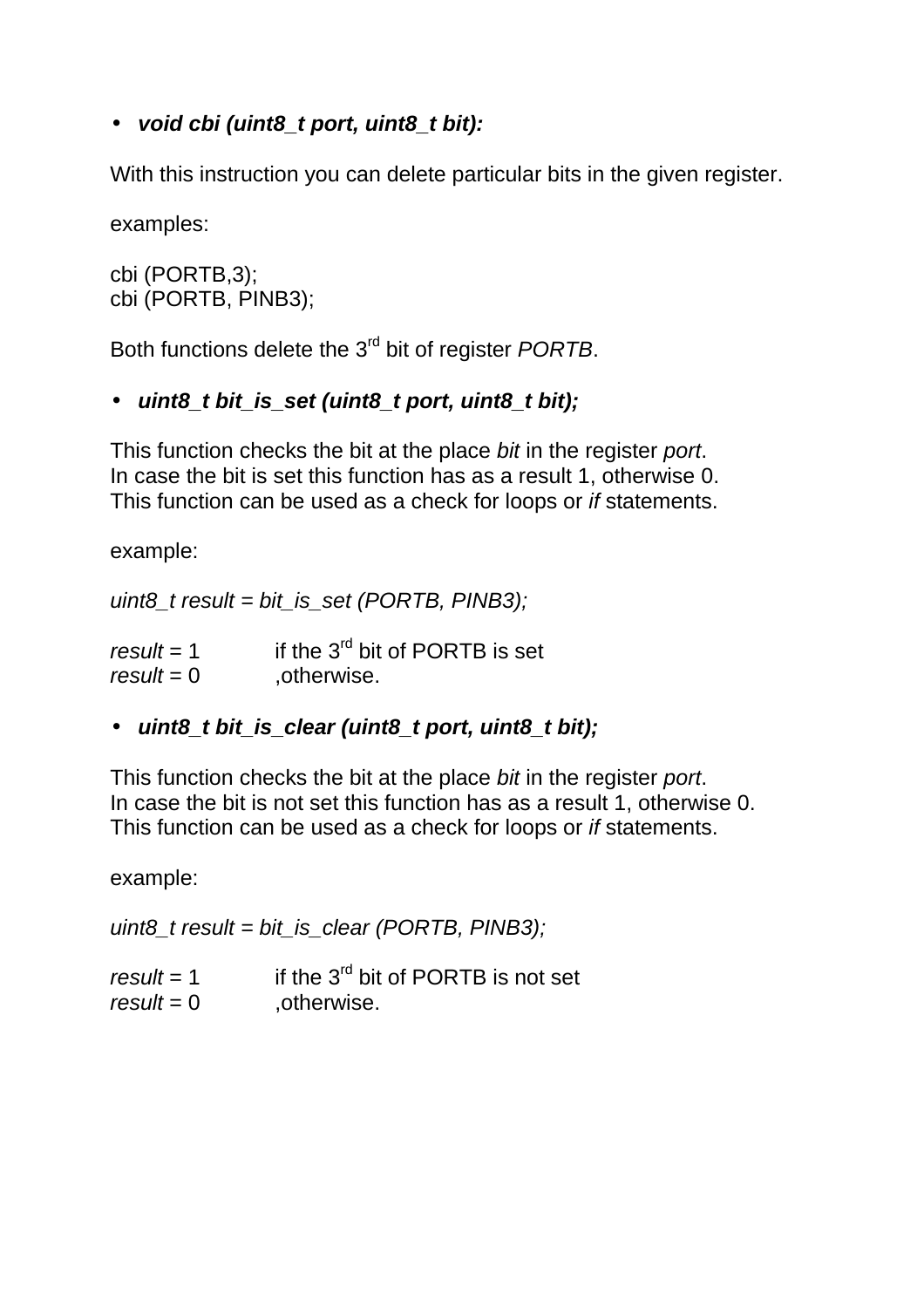- ***void cbi (uint8_t port, uint8_t bit):***

With this instruction you can delete particular bits in the given register.

examples:

```
cbi (PORTB,3);
cbi (PORTB, PINB3);
```

Both functions delete the 3rd bit of register *PORTB*.

- ***uint8_t bit_is_set (uint8_t port, uint8_t bit);***

This function checks the bit at the place *bit* in the register *port*.
In case the bit is set this function has as a result 1, otherwise 0.
This function can be used as a check for loops or *if* statements.

example:

*uint8_t result = bit_is_set (PORTB, PINB3);*

*result* = 1 if the 3rd bit of PORTB is set
*result* = 0 ,otherwise.

- ***uint8_t bit_is_clear (uint8_t port, uint8_t bit);***

This function checks the bit at the place *bit* in the register *port*.
In case the bit is not set this function has as a result 1, otherwise 0.
This function can be used as a check for loops or *if* statements.

example:

*uint8_t result = bit_is_clear (PORTB, PINB3);*

*result* = 1 if the 3rd bit of PORTB is not set
*result* = 0 ,otherwise.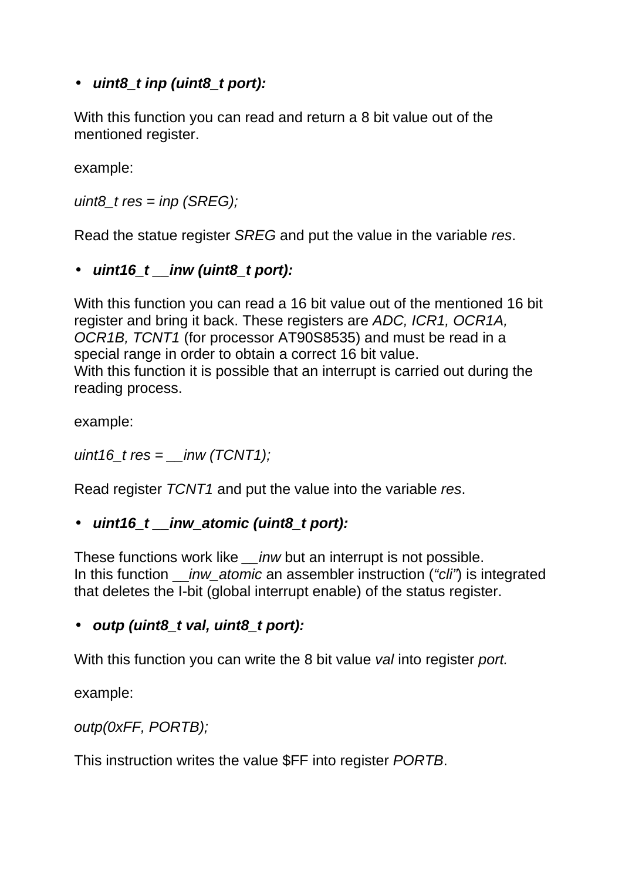- ***uint8_t inp (uint8_t port):***

With this function you can read and return a 8 bit value out of the mentioned register.

example:

*uint8_t res = inp (SREG);*

Read the statue register *SREG* and put the value in the variable *res*.

- ***uint16_t __inw (uint8_t port):***

With this function you can read a 16 bit value out of the mentioned 16 bit register and bring it back. These registers are *ADC, ICR1, OCR1A, OCR1B, TCNT1* (for processor AT90S8535) and must be read in a special range in order to obtain a correct 16 bit value.
With this function it is possible that an interrupt is carried out during the reading process.

example:

*uint16_t res = __inw (TCNT1);*

Read register *TCNT1* and put the value into the variable *res*.

- ***uint16_t __inw_atomic (uint8_t port):***

These functions work like *__inw* but an interrupt is not possible.
In this function *__inw_atomic* an assembler instruction (*"cli"*) is integrated that deletes the I-bit (global interrupt enable) of the status register.

- ***outp (uint8_t val, uint8_t port):***

With this function you can write the 8 bit value *val* into register *port.*

example:

*outp(0xFF, PORTB);*

This instruction writes the value $FF into register *PORTB*.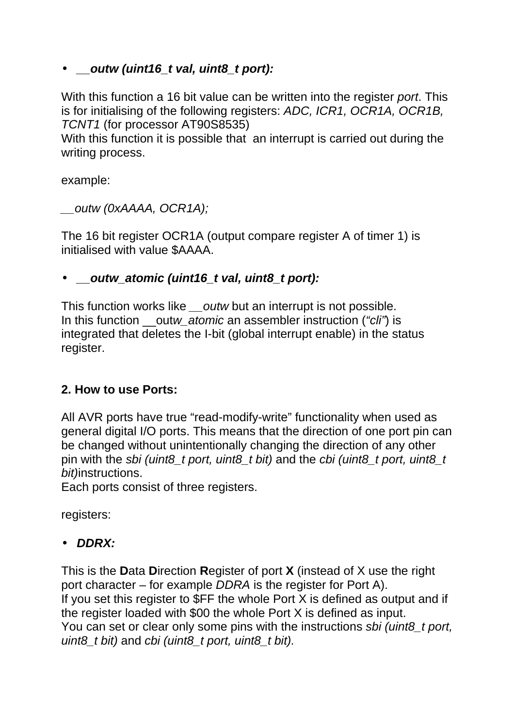- ***__outw (uint16_t val, uint8_t port):***

With this function a 16 bit value can be written into the register *port*. This is for initialising of the following registers: *ADC, ICR1, OCR1A, OCR1B, TCNT1* (for processor AT90S8535)
With this function it is possible that an interrupt is carried out during the writing process.

example:

*__outw (0xAAAA, OCR1A);*

The 16 bit register OCR1A (output compare register A of timer 1) is initialised with value $AAAA.

- ***__outw_atomic (uint16_t val, uint8_t port):***

This function works like *__outw* but an interrupt is not possible.
In this function __out*w_atomic* an assembler instruction (*"cli"*) is integrated that deletes the I-bit (global interrupt enable) in the status register.

**2. How to use Ports:**

All AVR ports have true "read-modify-write" functionality when used as general digital I/O ports. This means that the direction of one port pin can be changed without unintentionally changing the direction of any other pin with the *sbi (uint8_t port, uint8_t bit)* and the *cbi (uint8_t port, uint8_t bit)*instructions.
Each ports consist of three registers.

registers:

- ***DDRX:***

This is the **D**ata **D**irection **R**egister of port **X** (instead of X use the right port character – for example *DDRA* is the register for Port A).
If you set this register to $FF the whole Port X is defined as output and if the register loaded with $00 the whole Port X is defined as input.
You can set or clear only some pins with the instructions *sbi (uint8_t port, uint8_t bit)* and *cbi (uint8_t port, uint8_t bit).*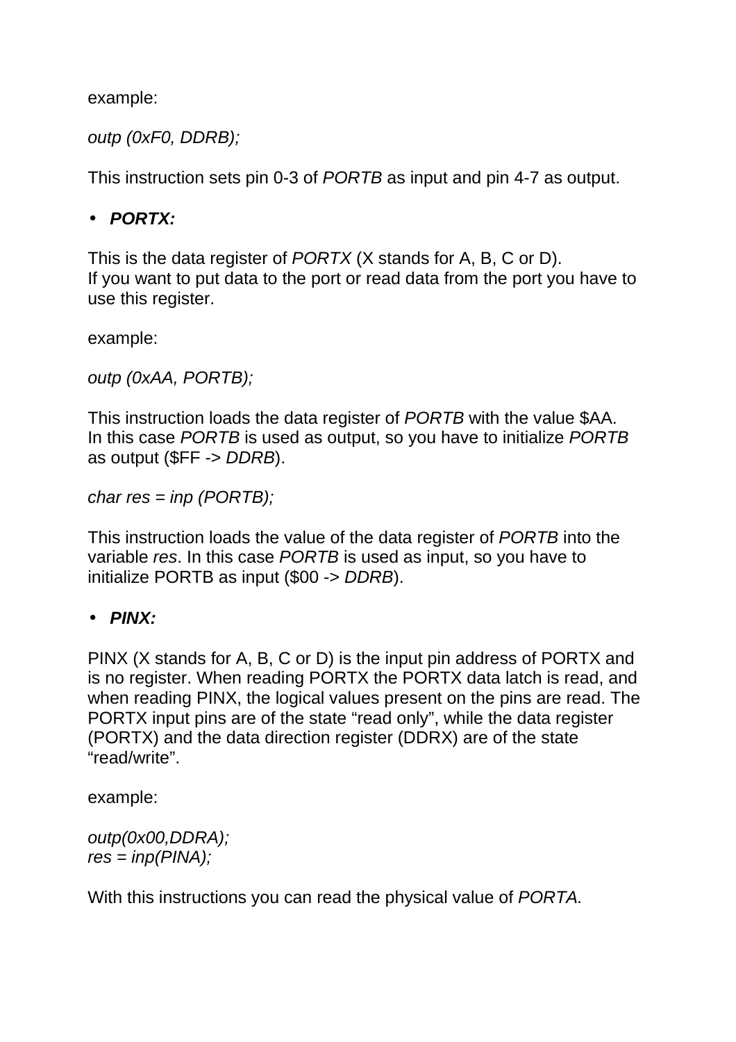example:

*outp (0xF0, DDRB);*

This instruction sets pin 0-3 of *PORTB* as input and pin 4-7 as output.

- ***PORTX:***

This is the data register of *PORTX* (X stands for A, B, C or D).
If you want to put data to the port or read data from the port you have to use this register.

example:

*outp (0xAA, PORTB);*

This instruction loads the data register of *PORTB* with the value $AA.
In this case *PORTB* is used as output, so you have to initialize *PORTB* as output ($FF -> *DDRB*).

*char res = inp (PORTB);*

This instruction loads the value of the data register of *PORTB* into the variable *res*. In this case *PORTB* is used as input, so you have to initialize PORTB as input ($00 -> *DDRB*).

- ***PINX:***

PINX (X stands for A, B, C or D) is the input pin address of PORTX and is no register. When reading PORTX the PORTX data latch is read, and when reading PINX, the logical values present on the pins are read. The PORTX input pins are of the state "read only", while the data register (PORTX) and the data direction register (DDRX) are of the state "read/write".

example:

*outp(0x00,DDRA);*
*res = inp(PINA);*

With this instructions you can read the physical value of *PORTA.*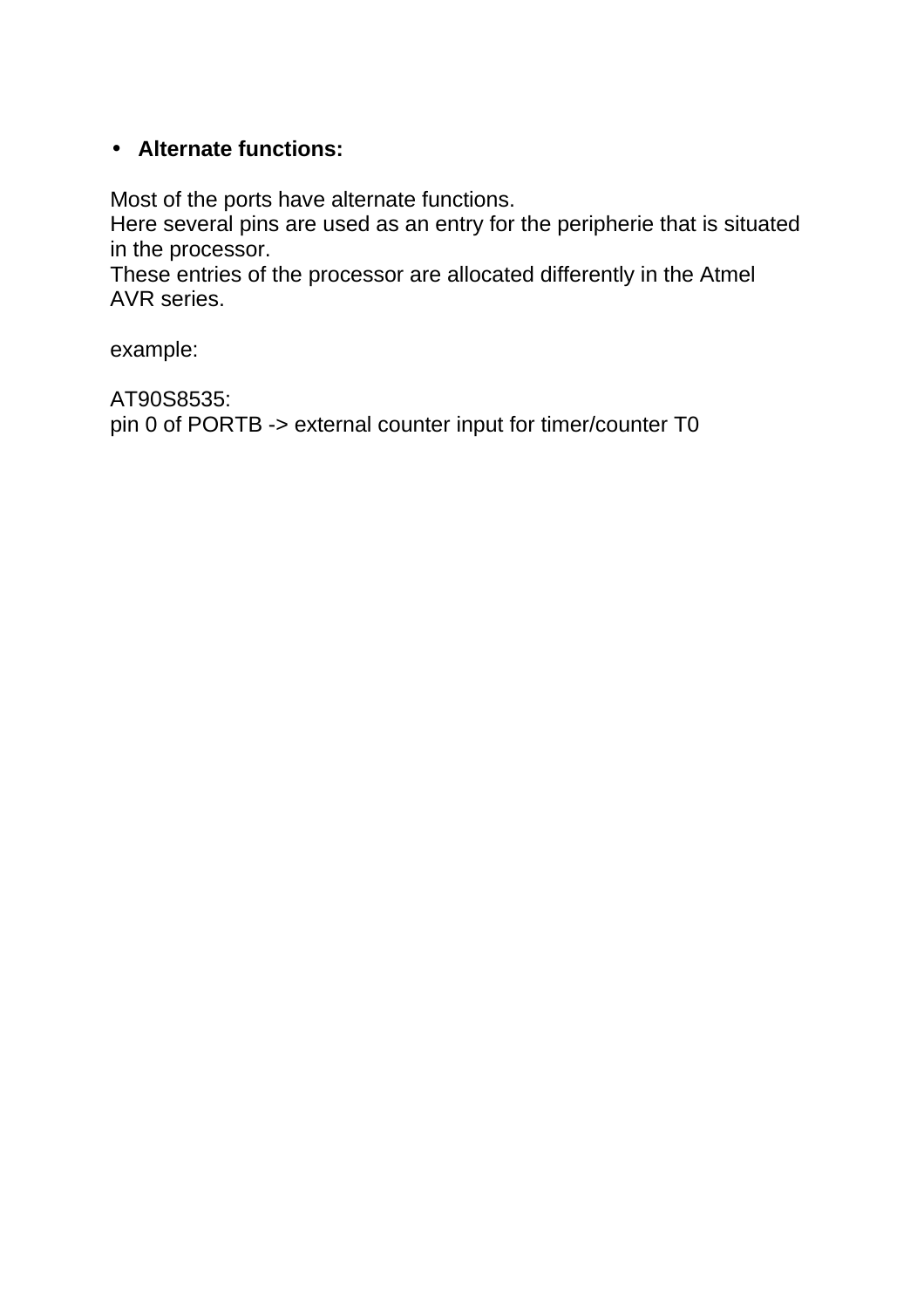- **Alternate functions:**

Most of the ports have alternate functions.
Here several pins are used as an entry for the peripherie that is situated in the processor.
These entries of the processor are allocated differently in the Atmel AVR series.

example:

AT90S8535:
pin 0 of PORTB -> external counter input for timer/counter T0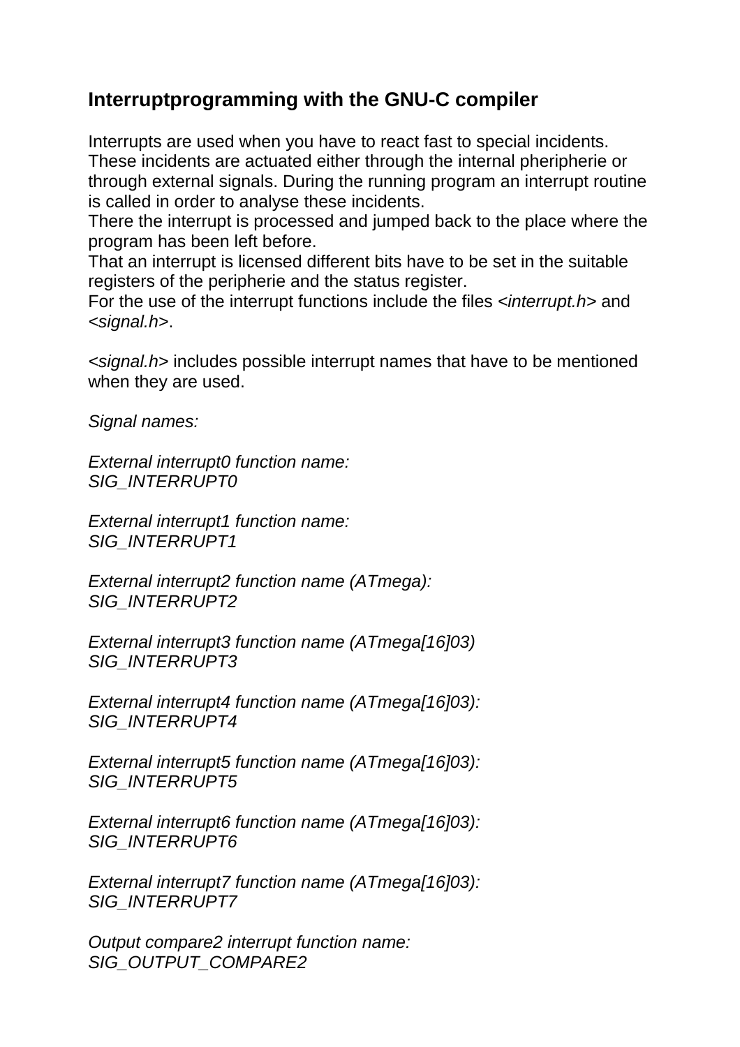## Interruptprogramming with the GNU-C compiler

Interrupts are used when you have to react fast to special incidents. These incidents are actuated either through the internal pheripherie or through external signals. During the running program an interrupt routine is called in order to analyse these incidents.
There the interrupt is processed and jumped back to the place where the program has been left before.
That an interrupt is licensed different bits have to be set in the suitable registers of the peripherie and the status register.
For the use of the interrupt functions include the files *<interrupt.h>* and *<signal.h>*.

*<signal.h>* includes possible interrupt names that have to be mentioned when they are used.

*Signal names:*

*External interrupt0 function name:*
*SIG_INTERRUPT0*

*External interrupt1 function name:*
*SIG_INTERRUPT1*

*External interrupt2 function name (ATmega):*
*SIG_INTERRUPT2*

*External interrupt3 function name (ATmega[16]03)*
*SIG_INTERRUPT3*

*External interrupt4 function name (ATmega[16]03):*
*SIG_INTERRUPT4*

*External interrupt5 function name (ATmega[16]03):*
*SIG_INTERRUPT5*

*External interrupt6 function name (ATmega[16]03):*
*SIG_INTERRUPT6*

*External interrupt7 function name (ATmega[16]03):*
*SIG_INTERRUPT7*

*Output compare2 interrupt function name:*
*SIG_OUTPUT_COMPARE2*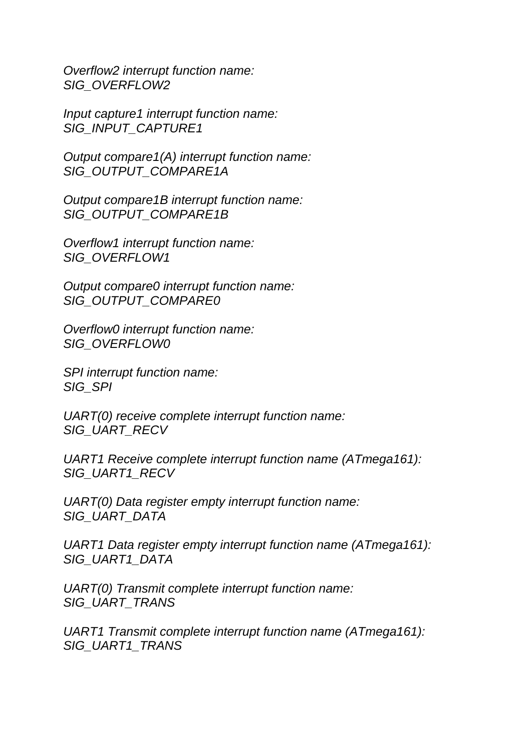*Overflow2 interrupt function name:*
*SIG_OVERFLOW2*

*Input capture1 interrupt function name:*
*SIG_INPUT_CAPTURE1*

*Output compare1(A) interrupt function name:*
*SIG_OUTPUT_COMPARE1A*

*Output compare1B interrupt function name:*
*SIG_OUTPUT_COMPARE1B*

*Overflow1 interrupt function name:*
*SIG_OVERFLOW1*

*Output compare0 interrupt function name:*
*SIG_OUTPUT_COMPARE0*

*Overflow0 interrupt function name:*
*SIG_OVERFLOW0*

*SPI interrupt function name:*
*SIG_SPI*

*UART(0) receive complete interrupt function name:*
*SIG_UART_RECV*

*UART1 Receive complete interrupt function name (ATmega161):*
*SIG_UART1_RECV*

*UART(0) Data register empty interrupt function name:*
*SIG_UART_DATA*

*UART1 Data register empty interrupt function name (ATmega161):*
*SIG_UART1_DATA*

*UART(0) Transmit complete interrupt function name:*
*SIG_UART_TRANS*

*UART1 Transmit complete interrupt function name (ATmega161):*
*SIG_UART1_TRANS*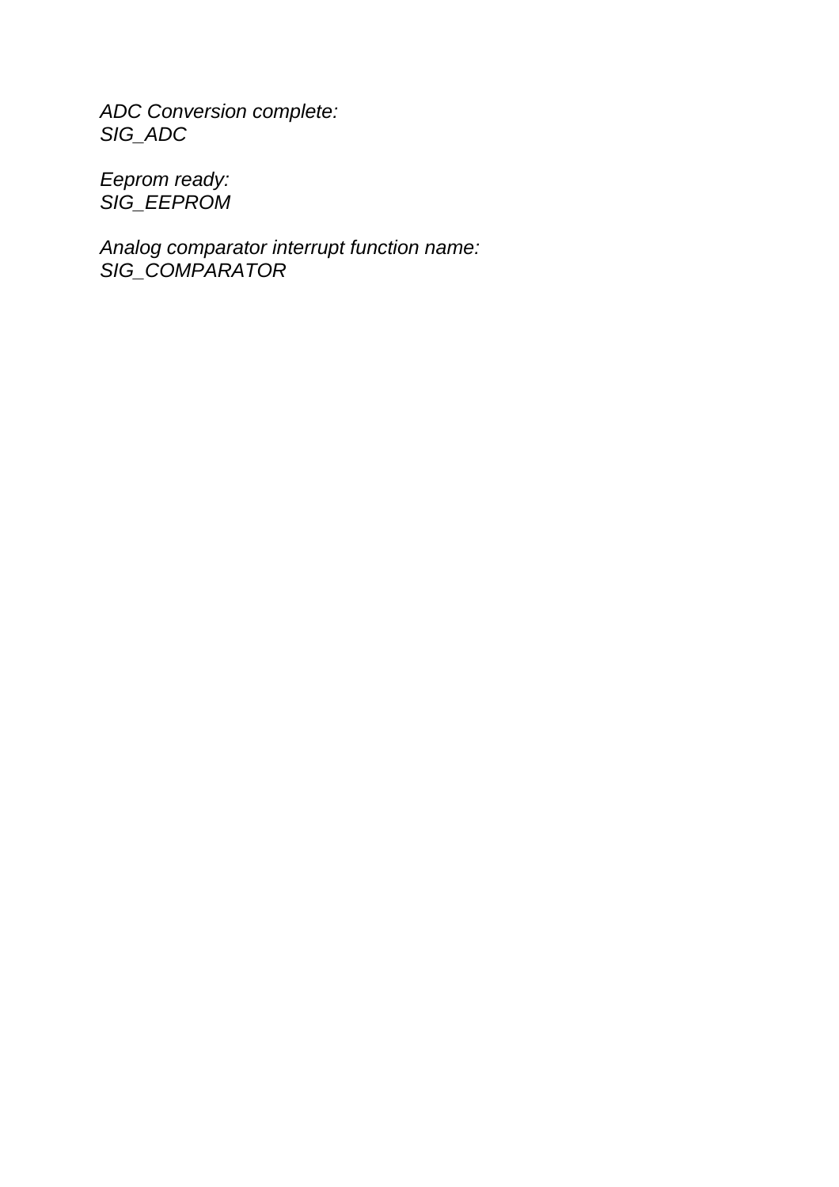*ADC Conversion complete:*
*SIG_ADC*

*Eeprom ready:*
*SIG_EEPROM*

*Analog comparator interrupt function name:*
*SIG_COMPARATOR*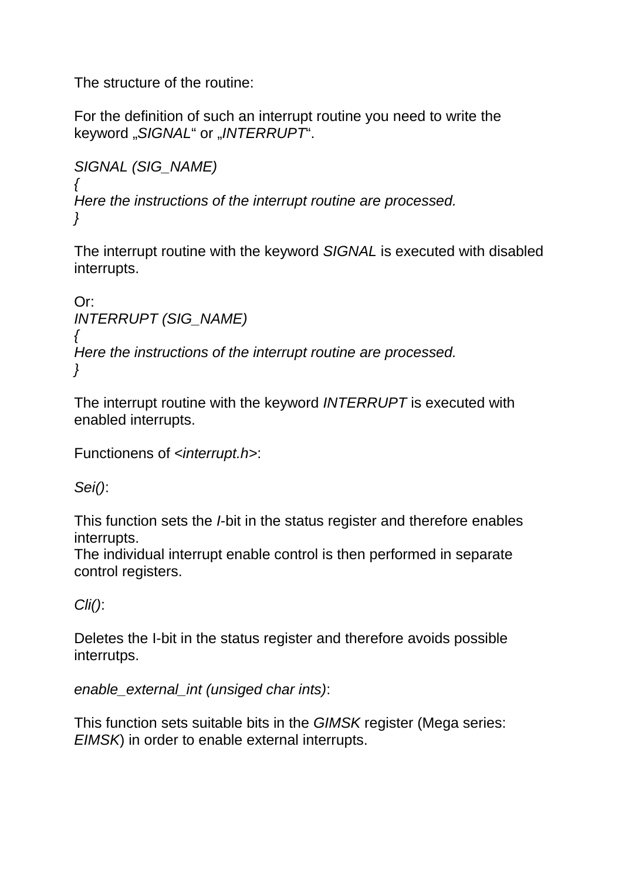The structure of the routine:

For the definition of such an interrupt routine you need to write the keyword „*SIGNAL*“ or „*INTERRUPT*“.

*SIGNAL (SIG_NAME)*
*{*
*Here the instructions of the interrupt routine are processed.*
*}*

The interrupt routine with the keyword *SIGNAL* is executed with disabled interrupts.

Or:
*INTERRUPT (SIG_NAME)*
*{*
*Here the instructions of the interrupt routine are processed.*
*}*

The interrupt routine with the keyword *INTERRUPT* is executed with enabled interrupts.

Functionens of <*interrupt.h*>:

*Sei()*:

This function sets the *I*-bit in the status register and therefore enables interrupts.
The individual interrupt enable control is then performed in separate control registers.

*Cli()*:

Deletes the I-bit in the status register and therefore avoids possible interrutps.

*enable_external_int (unsiged char ints)*:

This function sets suitable bits in the *GIMSK* register (Mega series: *EIMSK*) in order to enable external interrupts.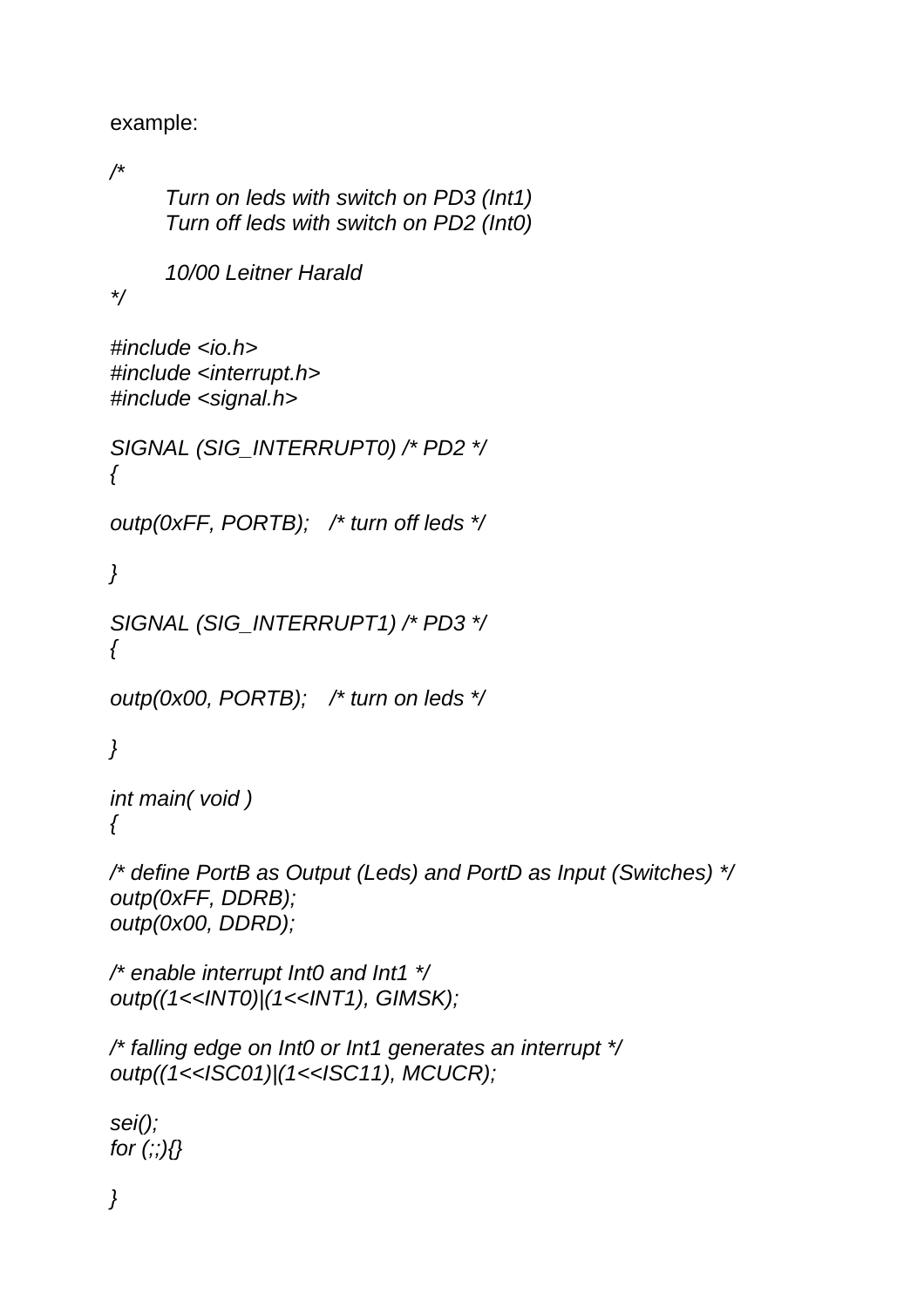example:

```
/*
      Turn on leds with switch on PD3 (Int1)
      Turn off leds with switch on PD2 (Int0)

      10/00 Leitner Harald
*/

#include <io.h>
#include <interrupt.h>
#include <signal.h>

SIGNAL (SIG_INTERRUPT0) /* PD2 */
{

outp(0xFF, PORTB);   /* turn off leds */

}

SIGNAL (SIG_INTERRUPT1) /* PD3 */
{

outp(0x00, PORTB);   /* turn on leds */

}

int main( void )
{

/* define PortB as Output (Leds) and PortD as Input (Switches) */
outp(0xFF, DDRB);
outp(0x00, DDRD);

/* enable interrupt Int0 and Int1 */
outp((1<<INT0)|(1<<INT1), GIMSK);

/* falling edge on Int0 or Int1 generates an interrupt */
outp((1<<ISC01)|(1<<ISC11), MCUCR);

sei();
for (;;){}

}
```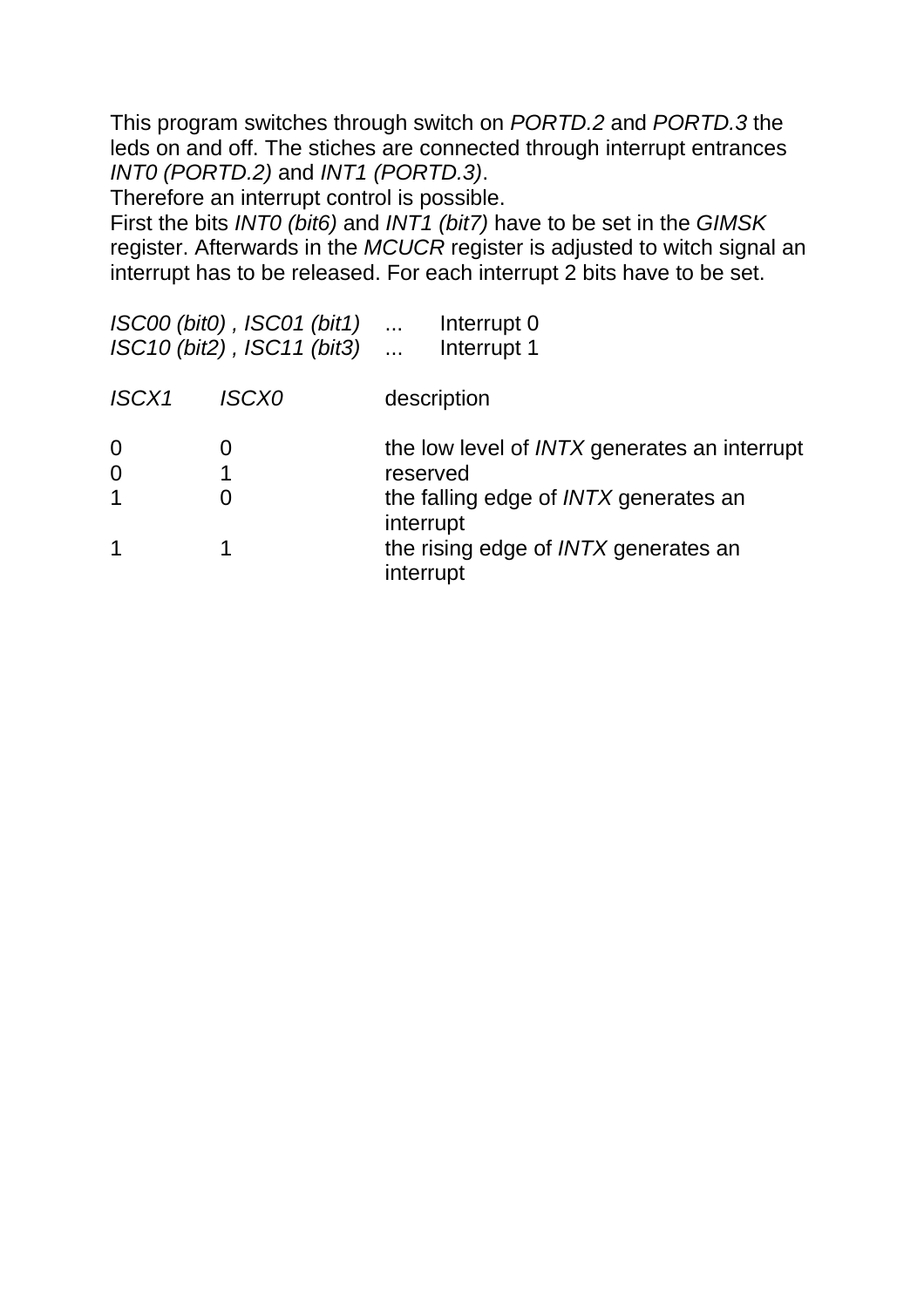This program switches through switch on *PORTD.2* and *PORTD.3* the leds on and off. The stiches are connected through interrupt entrances *INT0 (PORTD.2)* and *INT1 (PORTD.3)*.
Therefore an interrupt control is possible.
First the bits *INT0 (bit6)* and *INT1 (bit7)* have to be set in the *GIMSK* register. Afterwards in the *MCUCR* register is adjusted to witch signal an interrupt has to be released. For each interrupt 2 bits have to be set.

*ISC00 (bit0) , ISC01 (bit1)* ... Interrupt 0
*ISC10 (bit2) , ISC11 (bit3)* ... Interrupt 1

| *ISCX1* | *ISCX0* | description |
|---|---|---|
| 0 | 0 | the low level of *INTX* generates an interrupt |
| 0 | 1 | reserved |
| 1 | 0 | the falling edge of *INTX* generates an interrupt |
| 1 | 1 | the rising edge of *INTX* generates an interrupt |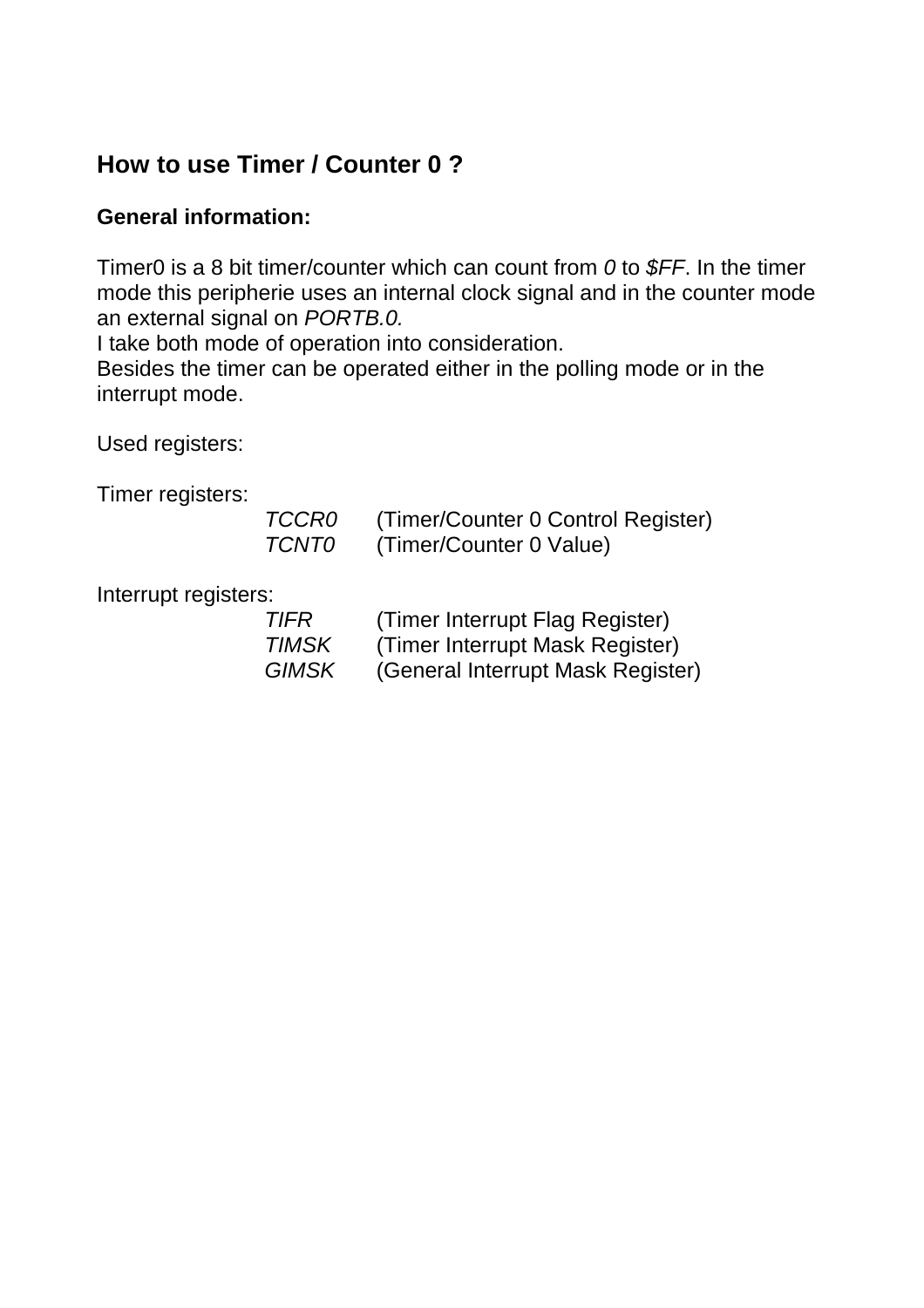## How to use Timer / Counter 0 ?

### General information:

Timer0 is a 8 bit timer/counter which can count from *0* to *$FF*. In the timer mode this peripherie uses an internal clock signal and in the counter mode an external signal on *PORTB.0.*
I take both mode of operation into consideration.
Besides the timer can be operated either in the polling mode or in the interrupt mode.

Used registers:

Timer registers:

| | |
|---|---|
| *TCCR0* | (Timer/Counter 0 Control Register) |
| *TCNT0* | (Timer/Counter 0 Value) |

Interrupt registers:

| | |
|---|---|
| *TIFR* | (Timer Interrupt Flag Register) |
| *TIMSK* | (Timer Interrupt Mask Register) |
| *GIMSK* | (General Interrupt Mask Register) |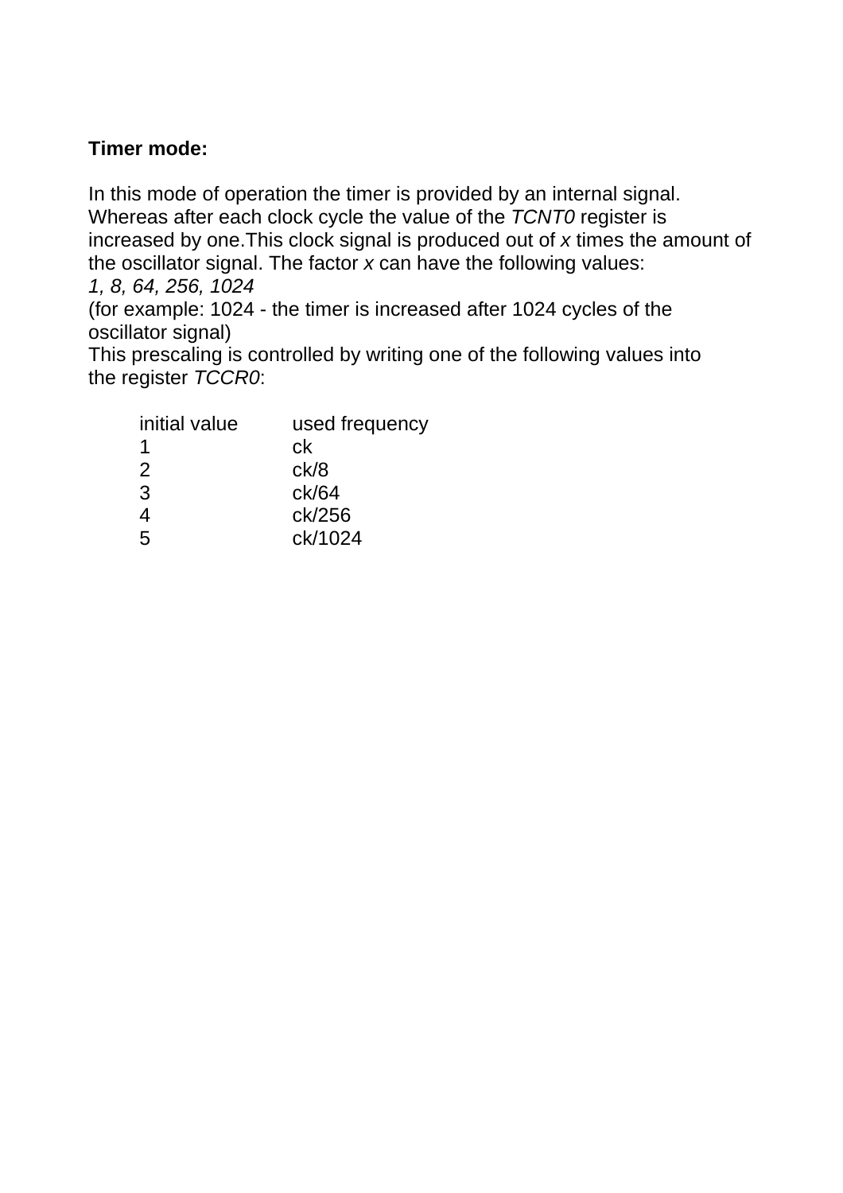**Timer mode:**

In this mode of operation the timer is provided by an internal signal. Whereas after each clock cycle the value of the *TCNT0* register is increased by one.This clock signal is produced out of *x* times the amount of the oscillator signal. The factor *x* can have the following values:
*1, 8, 64, 256, 1024*
(for example: 1024 - the timer is increased after 1024 cycles of the oscillator signal)
This prescaling is controlled by writing one of the following values into the register *TCCR0*:

| initial value | used frequency |
|---|---|
| 1 | ck |
| 2 | ck/8 |
| 3 | ck/64 |
| 4 | ck/256 |
| 5 | ck/1024 |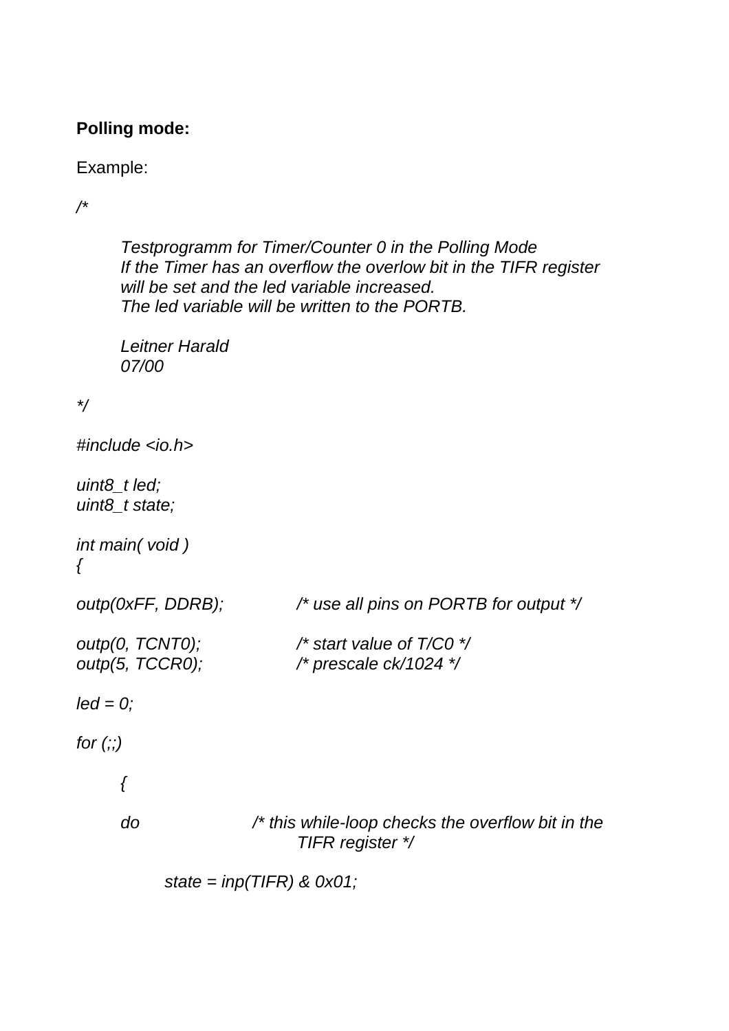**Polling mode:**

Example:

```
/*

	Testprogramm for Timer/Counter 0 in the Polling Mode
	If the Timer has an overflow the overlow bit in the TIFR register
	will be set and the led variable increased.
	The led variable will be written to the PORTB.

	Leitner Harald
	07/00

*/

#include <io.h>

uint8_t led;
uint8_t state;

int main( void )
{

outp(0xFF, DDRB);		/* use all pins on PORTB for output */

outp(0, TCNT0);		/* start value of T/C0 */
outp(5, TCCR0);		/* prescale ck/1024 */

led = 0;

for (;;)

	{

	do		/* this while-loop checks the overflow bit in the
				TIFR register */

		state = inp(TIFR) & 0x01;
```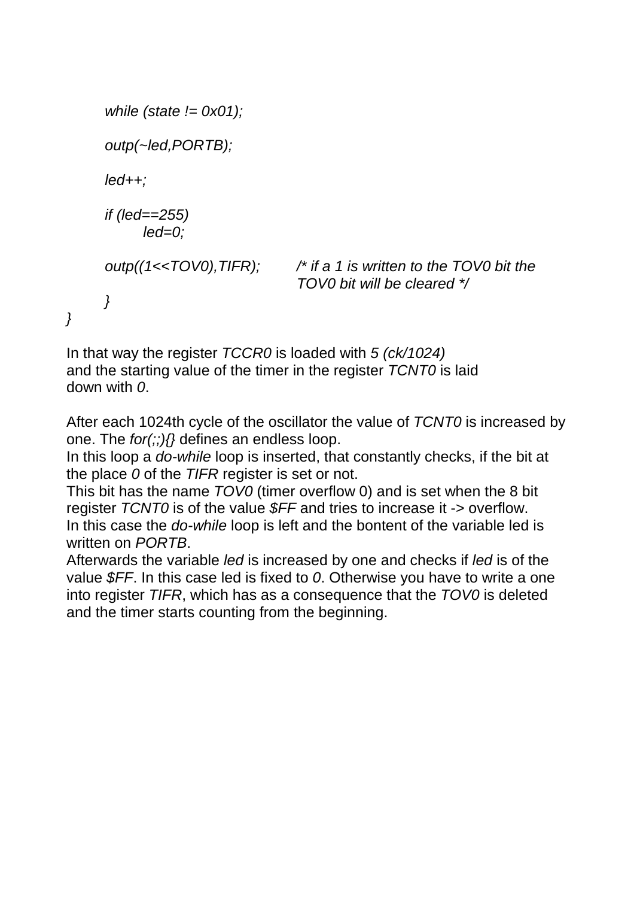```
        while (state != 0x01);

        outp(~led,PORTB);

        led++;

        if (led==255)
                led=0;

        outp((1<<TOV0),TIFR);        /* if a 1 is written to the TOV0 bit the
                                        TOV0 bit will be cleared */
        }
}
```

In that way the register *TCCR0* is loaded with *5 (ck/1024)* and the starting value of the timer in the register *TCNT0* is laid down with *0*.

After each 1024th cycle of the oscillator the value of *TCNT0* is increased by one. The *for(;;){}* defines an endless loop.
In this loop a *do-while* loop is inserted, that constantly checks, if the bit at the place *0* of the *TIFR* register is set or not.
This bit has the name *TOV0* (timer overflow 0) and is set when the 8 bit register *TCNT0* is of the value *$FF* and tries to increase it -> overflow.
In this case the *do-while* loop is left and the bontent of the variable led is written on *PORTB*.
Afterwards the variable *led* is increased by one and checks if *led* is of the value *$FF*. In this case led is fixed to *0*. Otherwise you have to write a one into register *TIFR*, which has as a consequence that the *TOV0* is deleted and the timer starts counting from the beginning.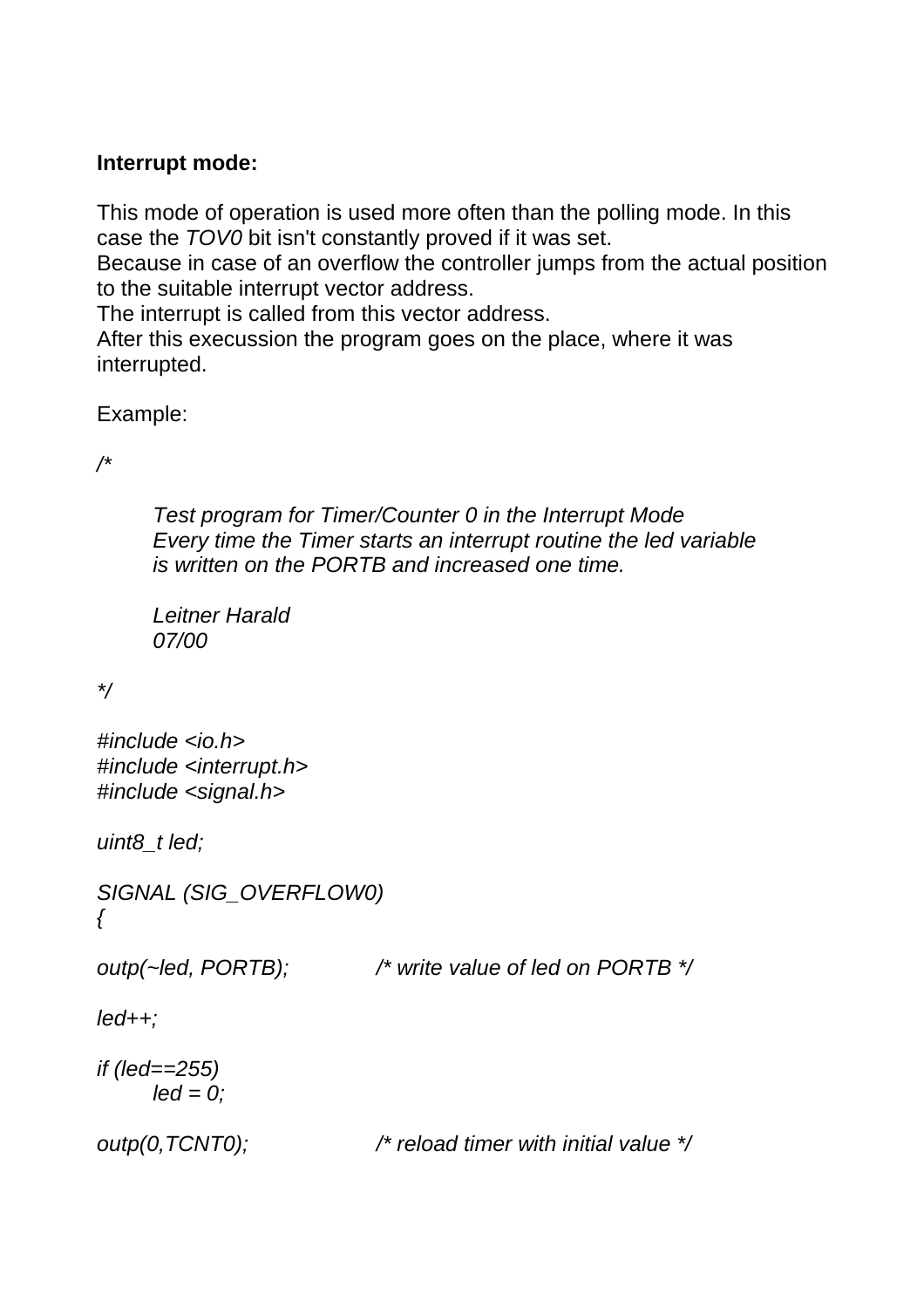**Interrupt mode:**

This mode of operation is used more often than the polling mode. In this case the *TOV0* bit isn't constantly proved if it was set.
Because in case of an overflow the controller jumps from the actual position to the suitable interrupt vector address.
The interrupt is called from this vector address.
After this execussion the program goes on the place, where it was interrupted.

Example:

```
/*

	Test program for Timer/Counter 0 in the Interrupt Mode
	Every time the Timer starts an interrupt routine the led variable
	is written on the PORTB and increased one time.

	Leitner Harald
	07/00

*/

#include <io.h>
#include <interrupt.h>
#include <signal.h>

uint8_t led;

SIGNAL (SIG_OVERFLOW0)
{

outp(~led, PORTB);		/* write value of led on PORTB */

led++;

if (led==255)
	led = 0;

outp(0,TCNT0);			/* reload timer with initial value */
```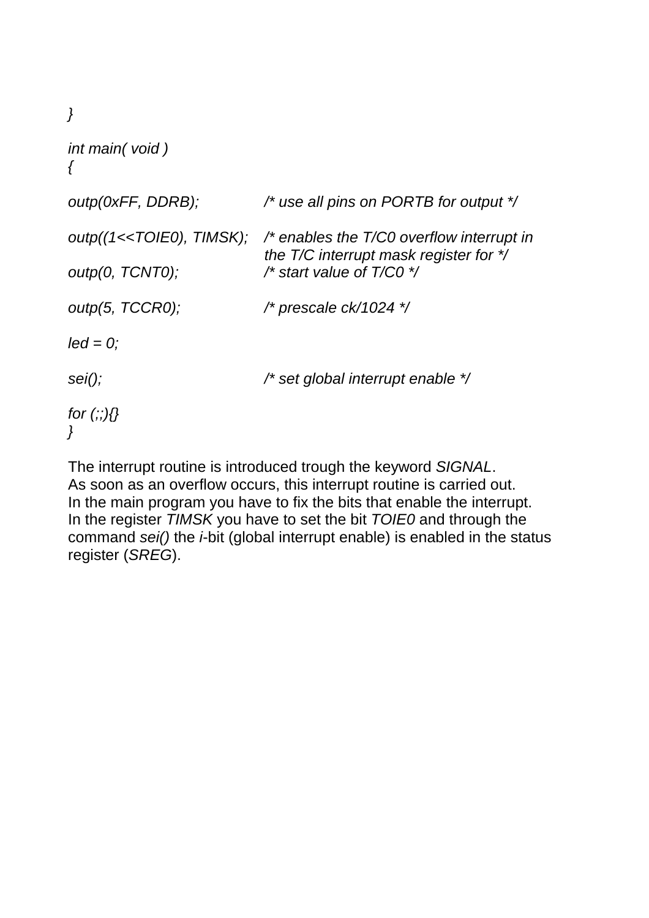```
}

int main( void )
{

outp(0xFF, DDRB);           /* use all pins on PORTB for output */

outp((1<<TOIE0), TIMSK);    /* enables the T/C0 overflow interrupt in
                               the T/C interrupt mask register for */
outp(0, TCNT0);             /* start value of T/C0 */

outp(5, TCCR0);             /* prescale ck/1024 */

led = 0;

sei();                      /* set global interrupt enable */

for (;;){}
}
```

The interrupt routine is introduced trough the keyword *SIGNAL*.
As soon as an overflow occurs, this interrupt routine is carried out.
In the main program you have to fix the bits that enable the interrupt.
In the register *TIMSK* you have to set the bit *TOIE0* and through the command *sei()* the *i*-bit (global interrupt enable) is enabled in the status register (*SREG*).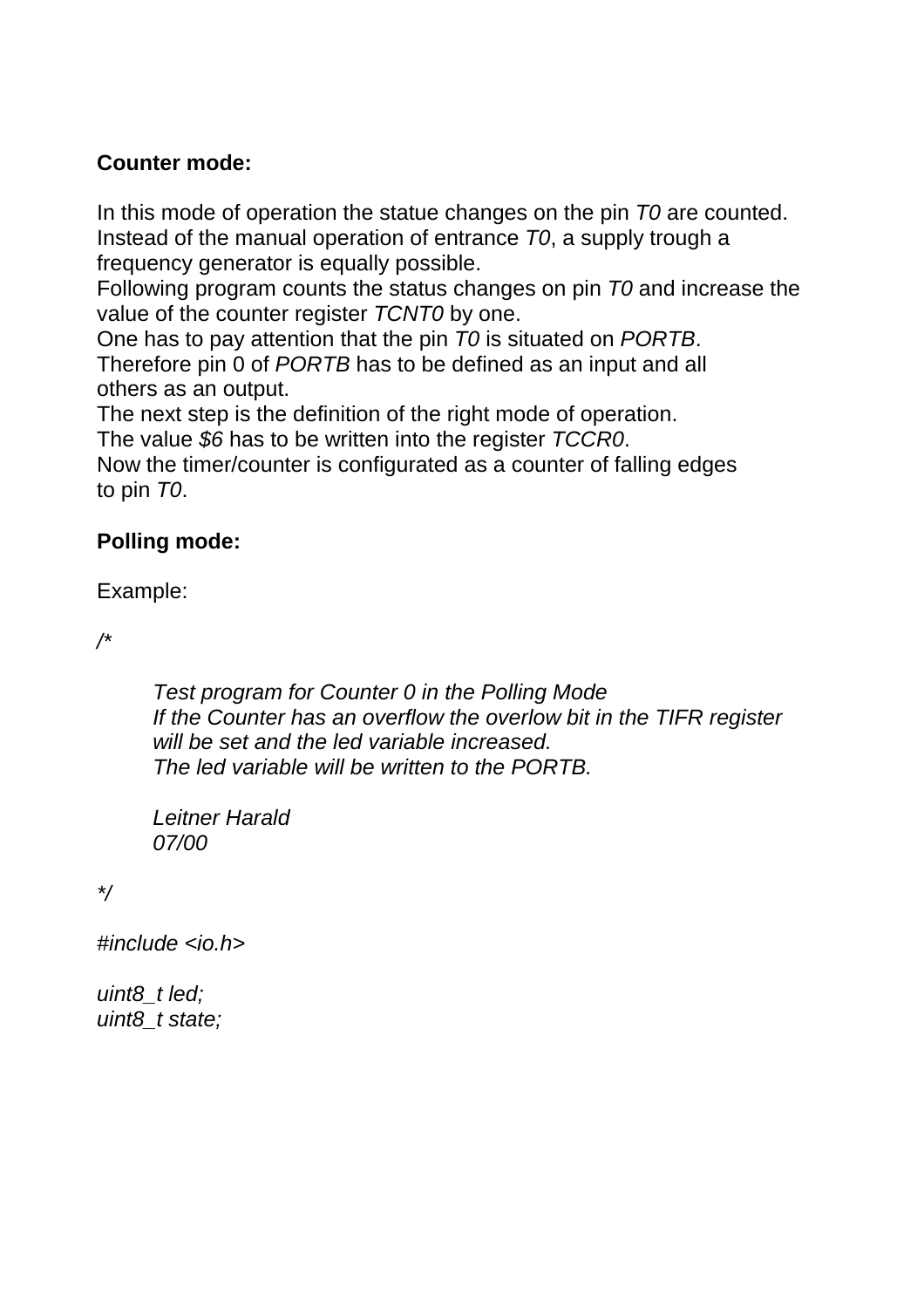**Counter mode:**

In this mode of operation the statue changes on the pin *T0* are counted. Instead of the manual operation of entrance *T0*, a supply trough a frequency generator is equally possible.
Following program counts the status changes on pin *T0* and increase the value of the counter register *TCNT0* by one.
One has to pay attention that the pin *T0* is situated on *PORTB*.
Therefore pin 0 of *PORTB* has to be defined as an input and all others as an output.
The next step is the definition of the right mode of operation.
The value *$6* has to be written into the register *TCCR0*.
Now the timer/counter is configurated as a counter of falling edges to pin *T0*.

**Polling mode:**

Example:

```
/*

        Test program for Counter 0 in the Polling Mode
        If the Counter has an overflow the overlow bit in the TIFR register
        will be set and the led variable increased.
        The led variable will be written to the PORTB.

        Leitner Harald
        07/00

*/

#include <io.h>

uint8_t led;
uint8_t state;
```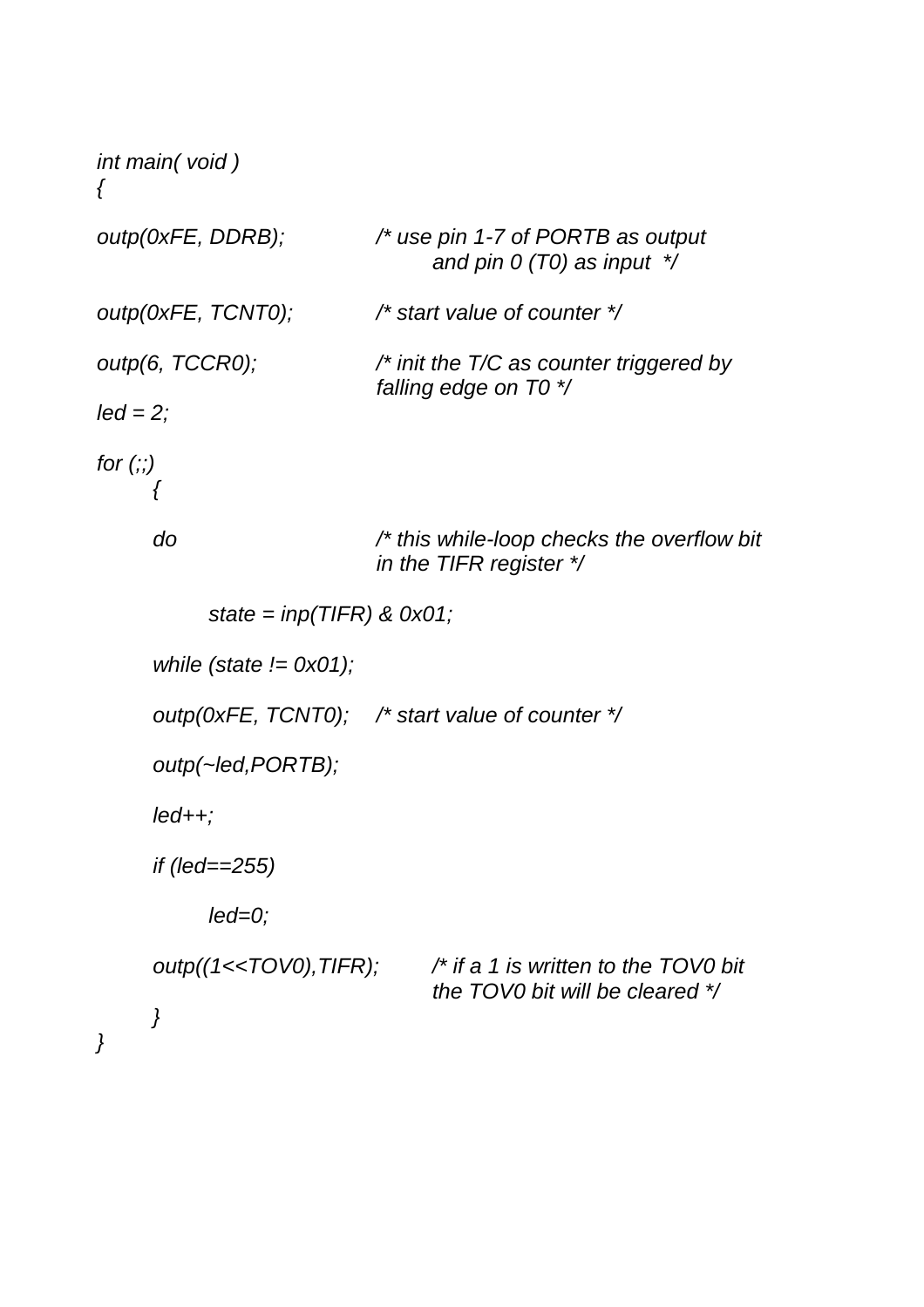```c
int main( void )
{

outp(0xFE, DDRB);           /* use pin 1-7 of PORTB as output
                                   and pin 0 (T0) as input  */

outp(0xFE, TCNT0);          /* start value of counter */

outp(6, TCCR0);             /* init the T/C as counter triggered by
                               falling edge on T0 */
led = 2;

for (;;)
        {

        do                  /* this while-loop checks the overflow bit
                               in the TIFR register */

                state = inp(TIFR) & 0x01;

        while (state != 0x01);

        outp(0xFE, TCNT0);    /* start value of counter */

        outp(~led,PORTB);

        led++;

        if (led==255)

                led=0;

        outp((1<<TOV0),TIFR);       /* if a 1 is written to the TOV0 bit
                                       the TOV0 bit will be cleared */
        }
}
```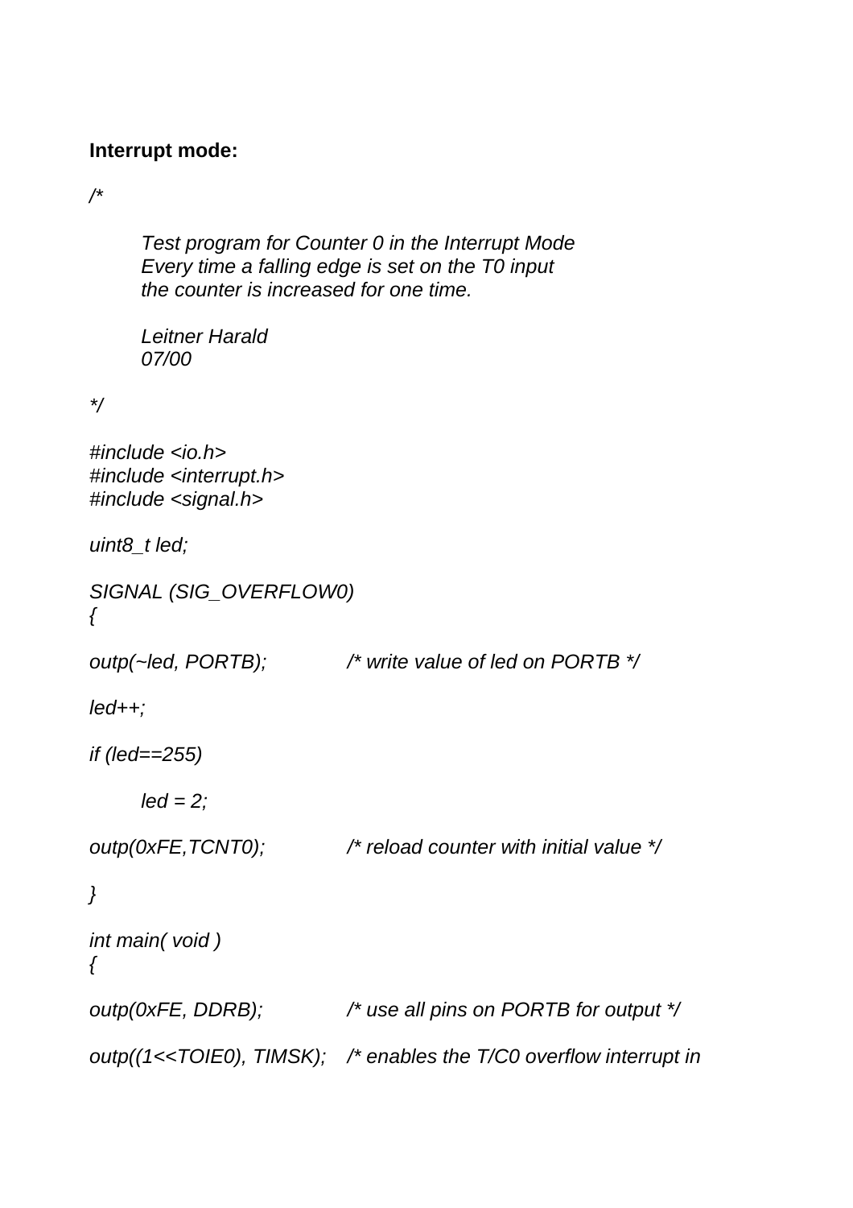**Interrupt mode:**

```
/*

        Test program for Counter 0 in the Interrupt Mode
        Every time a falling edge is set on the T0 input
        the counter is increased for one time.

        Leitner Harald
        07/00

*/

#include <io.h>
#include <interrupt.h>
#include <signal.h>

uint8_t led;

SIGNAL (SIG_OVERFLOW0)
{

outp(~led, PORTB);              /* write value of led on PORTB */

led++;

if (led==255)

        led = 2;

outp(0xFE,TCNT0);               /* reload counter with initial value */

}

int main( void )
{

outp(0xFE, DDRB);               /* use all pins on PORTB for output */

outp((1<<TOIE0), TIMSK);    /* enables the T/C0 overflow interrupt in
```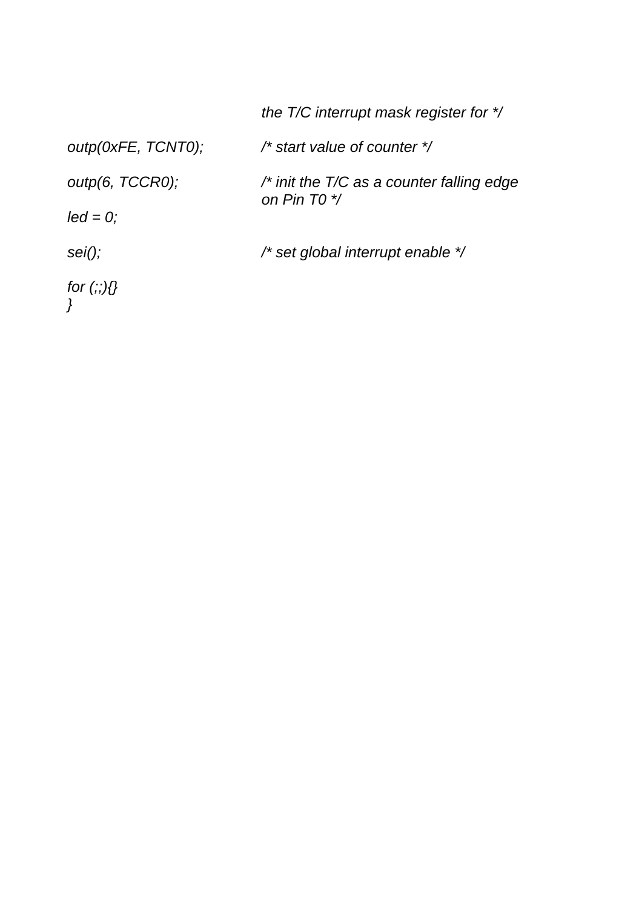```
                        the T/C interrupt mask register for */

outp(0xFE, TCNT0);      /* start value of counter */

outp(6, TCCR0);         /* init the T/C as a counter falling edge
                        on Pin T0 */
led = 0;

sei();                  /* set global interrupt enable */

for (;;){}
}
```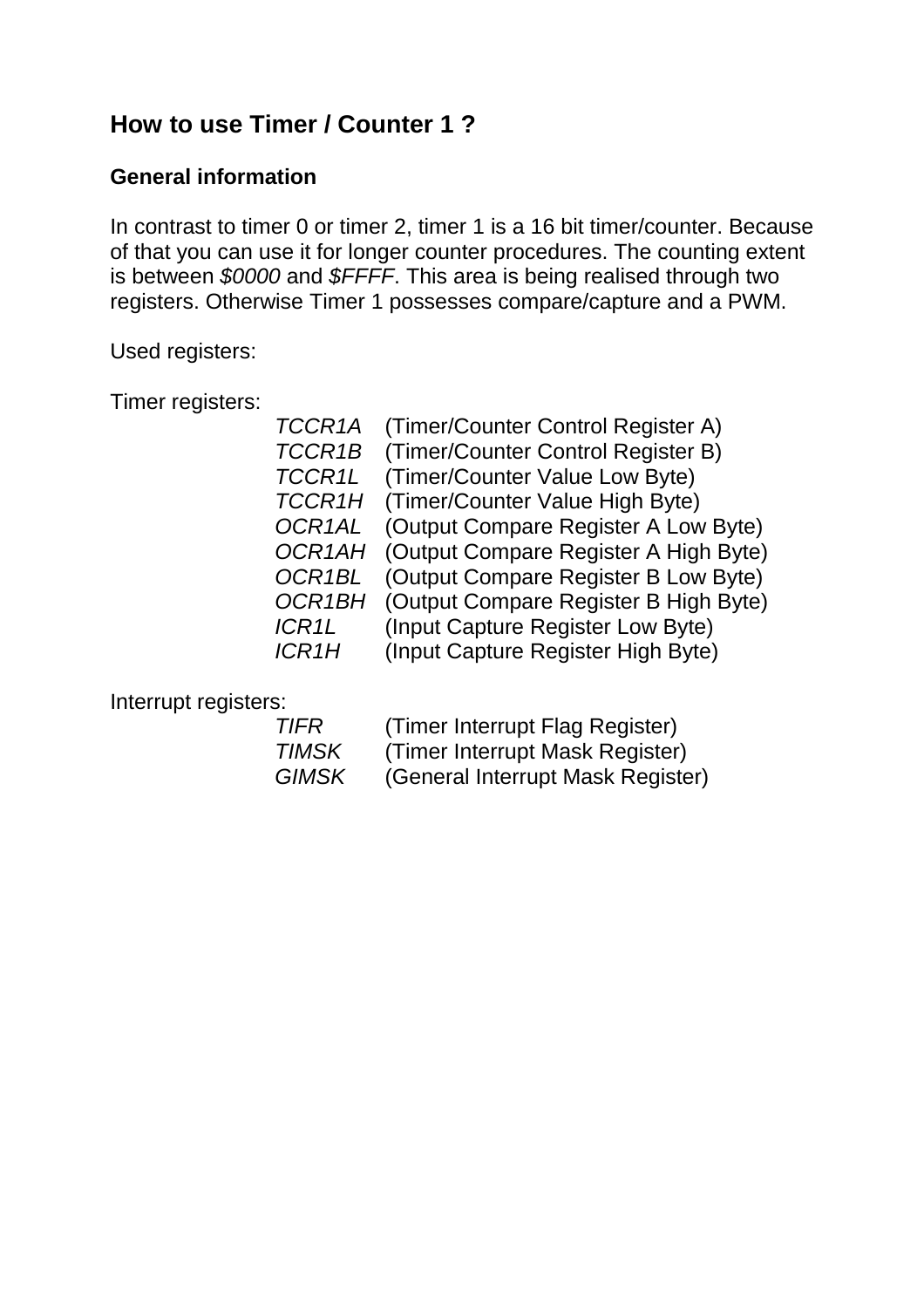## How to use Timer / Counter 1 ?

### General information

In contrast to timer 0 or timer 2, timer 1 is a 16 bit timer/counter. Because of that you can use it for longer counter procedures. The counting extent is between *$0000* and *$FFFF*. This area is being realised through two registers. Otherwise Timer 1 possesses compare/capture and a PWM.

Used registers:

Timer registers:

| | |
|---|---|
| *TCCR1A* | (Timer/Counter Control Register A) |
| *TCCR1B* | (Timer/Counter Control Register B) |
| *TCCR1L* | (Timer/Counter Value Low Byte) |
| *TCCR1H* | (Timer/Counter Value High Byte) |
| *OCR1AL* | (Output Compare Register A Low Byte) |
| *OCR1AH* | (Output Compare Register A High Byte) |
| *OCR1BL* | (Output Compare Register B Low Byte) |
| *OCR1BH* | (Output Compare Register B High Byte) |
| *ICR1L* | (Input Capture Register Low Byte) |
| *ICR1H* | (Input Capture Register High Byte) |

Interrupt registers:

| | |
|---|---|
| *TIFR* | (Timer Interrupt Flag Register) |
| *TIMSK* | (Timer Interrupt Mask Register) |
| *GIMSK* | (General Interrupt Mask Register) |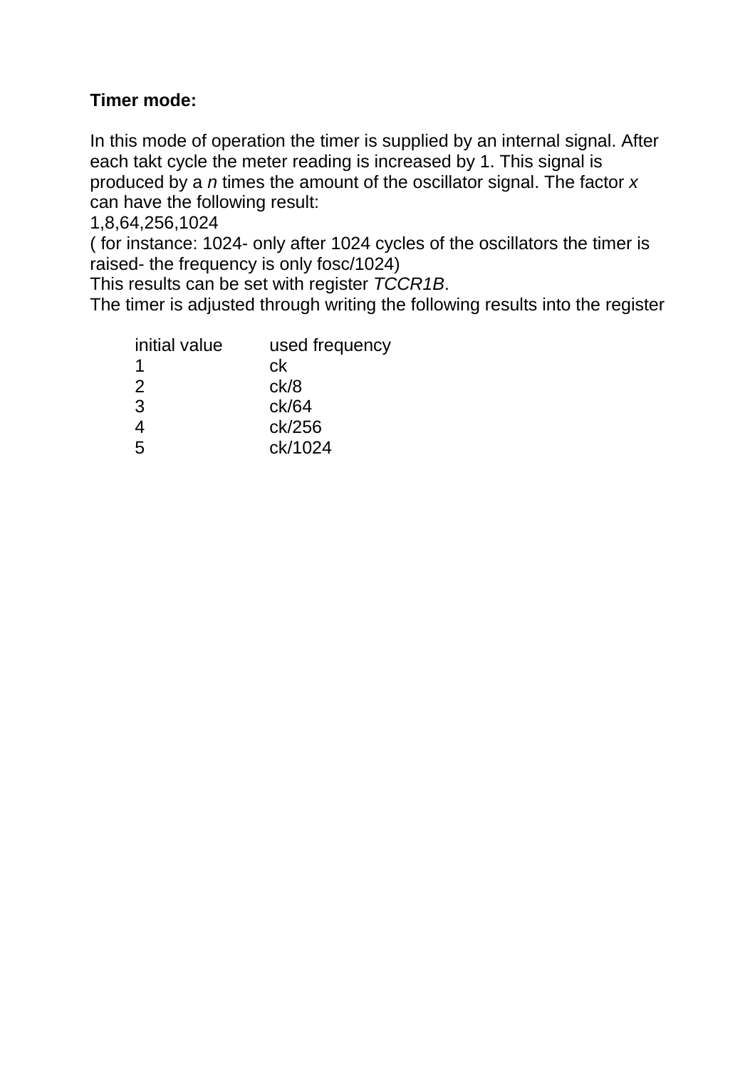**Timer mode:**

In this mode of operation the timer is supplied by an internal signal. After each takt cycle the meter reading is increased by 1. This signal is produced by a *n* times the amount of the oscillator signal. The factor *x* can have the following result:
1,8,64,256,1024
( for instance: 1024- only after 1024 cycles of the oscillators the timer is raised- the frequency is only fosc/1024)
This results can be set with register *TCCR1B*.
The timer is adjusted through writing the following results into the register

| initial value | used frequency |
|---|---|
| 1 | ck |
| 2 | ck/8 |
| 3 | ck/64 |
| 4 | ck/256 |
| 5 | ck/1024 |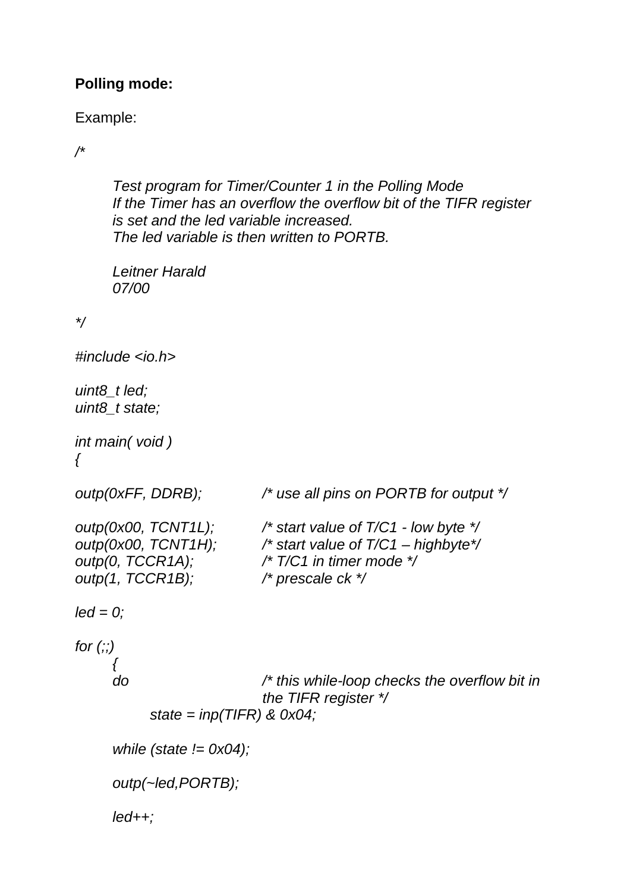**Polling mode:**

Example:

```
/*

	Test program for Timer/Counter 1 in the Polling Mode
	If the Timer has an overflow the overflow bit of the TIFR register
	is set and the led variable increased.
	The led variable is then written to PORTB.

	Leitner Harald
	07/00

*/

#include <io.h>

uint8_t led;
uint8_t state;

int main( void )
{

outp(0xFF, DDRB);		/* use all pins on PORTB for output */

outp(0x00, TCNT1L);		/* start value of T/C1 - low byte */
outp(0x00, TCNT1H);		/* start value of T/C1 – highbyte*/
outp(0, TCCR1A);		/* T/C1 in timer mode */
outp(1, TCCR1B);		/* prescale ck */

led = 0;

for (;;)
	{
	do			/* this while-loop checks the overflow bit in
				the TIFR register */
		state = inp(TIFR) & 0x04;

	while (state != 0x04);

	outp(~led,PORTB);

	led++;
```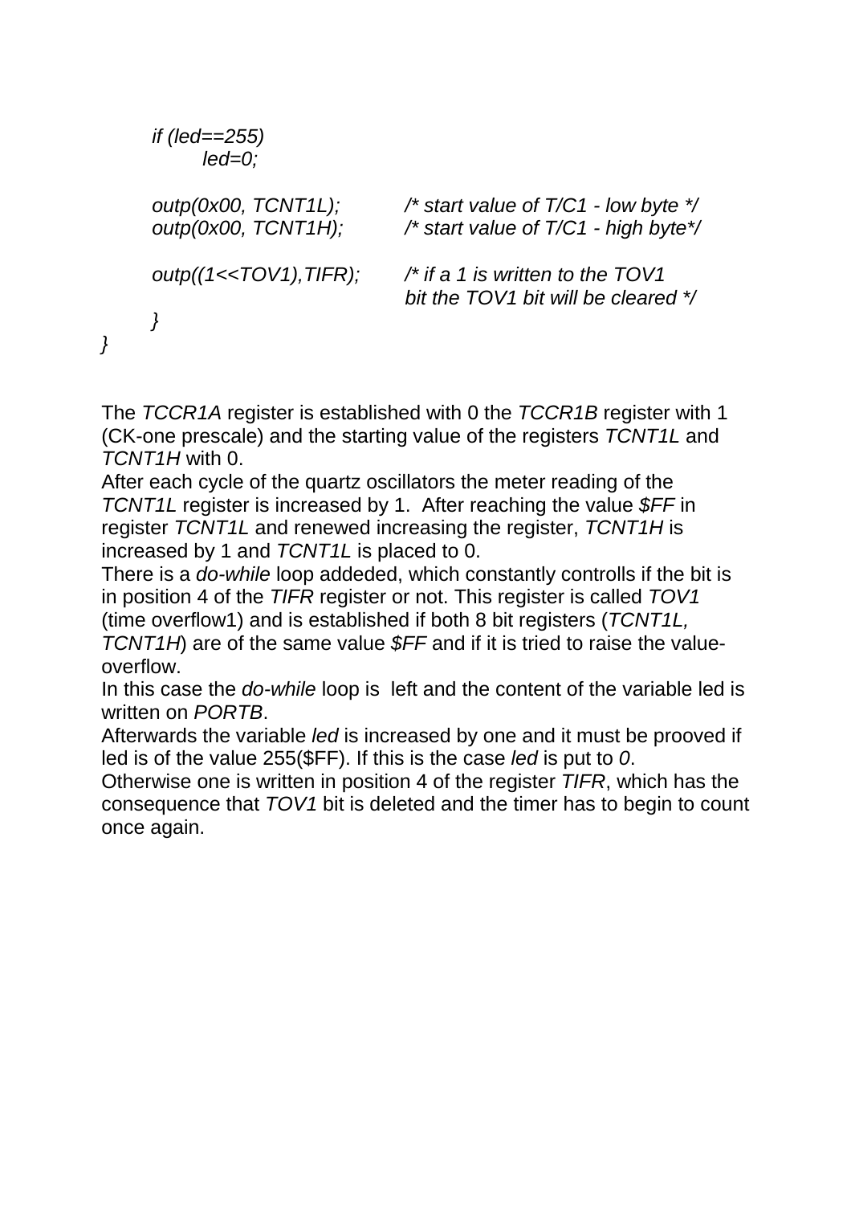```
        if (led==255)
              led=0;

        outp(0x00, TCNT1L);         /* start value of T/C1 - low byte */
        outp(0x00, TCNT1H);         /* start value of T/C1 - high byte*/

        outp((1<<TOV1),TIFR);       /* if a 1 is written to the TOV1
                                       bit the TOV1 bit will be cleared */
        }
}
```

The *TCCR1A* register is established with 0 the *TCCR1B* register with 1 (CK-one prescale) and the starting value of the registers *TCNT1L* and *TCNT1H* with 0.
After each cycle of the quartz oscillators the meter reading of the *TCNT1L* register is increased by 1. After reaching the value *$FF* in register *TCNT1L* and renewed increasing the register, *TCNT1H* is increased by 1 and *TCNT1L* is placed to 0.
There is a *do-while* loop addeded, which constantly controlls if the bit is in position 4 of the *TIFR* register or not. This register is called *TOV1* (time overflow1) and is established if both 8 bit registers (*TCNT1L, TCNT1H*) are of the same value *$FF* and if it is tried to raise the value-overflow.
In this case the *do-while* loop is left and the content of the variable led is written on *PORTB*.
Afterwards the variable *led* is increased by one and it must be prooved if led is of the value 255($FF). If this is the case *led* is put to *0*.
Otherwise one is written in position 4 of the register *TIFR*, which has the consequence that *TOV1* bit is deleted and the timer has to begin to count once again.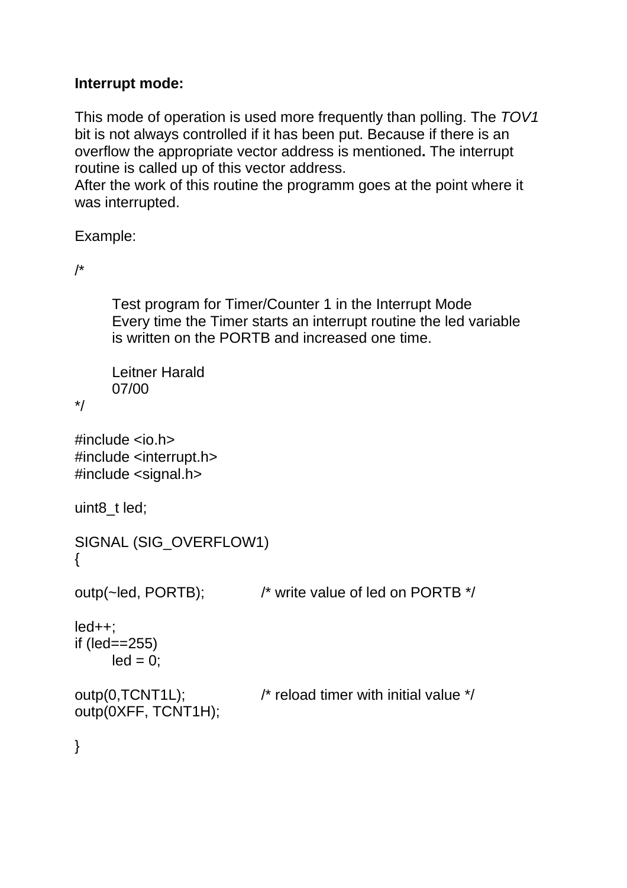**Interrupt mode:**

This mode of operation is used more frequently than polling. The *TOV1* bit is not always controlled if it has been put. Because if there is an overflow the appropriate vector address is mentioned**.** The interrupt routine is called up of this vector address.
After the work of this routine the programm goes at the point where it was interrupted.

Example:

```
/*

        Test program for Timer/Counter 1 in the Interrupt Mode
        Every time the Timer starts an interrupt routine the led variable
        is written on the PORTB and increased one time.

        Leitner Harald
        07/00
*/

#include <io.h>
#include <interrupt.h>
#include <signal.h>

uint8_t led;

SIGNAL (SIG_OVERFLOW1)
{

outp(~led, PORTB);          /* write value of led on PORTB */

led++;
if (led==255)
        led = 0;

outp(0,TCNT1L);             /* reload timer with initial value */
outp(0XFF, TCNT1H);

}
```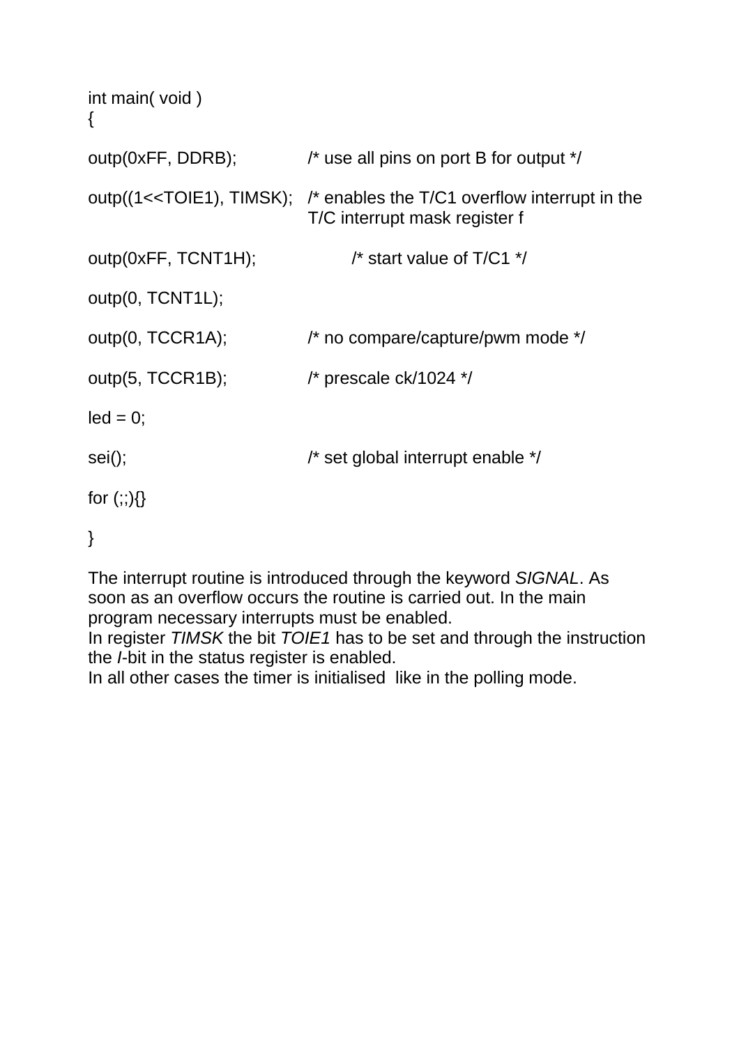```
int main( void )
{

outp(0xFF, DDRB);           /* use all pins on port B for output */

outp((1<<TOIE1), TIMSK);    /* enables the T/C1 overflow interrupt in the
                               T/C interrupt mask register f

outp(0xFF, TCNT1H);               /* start value of T/C1 */

outp(0, TCNT1L);

outp(0, TCCR1A);            /* no compare/capture/pwm mode */

outp(5, TCCR1B);            /* prescale ck/1024 */

led = 0;

sei();                      /* set global interrupt enable */

for (;;){}

}
```

The interrupt routine is introduced through the keyword *SIGNAL*. As soon as an overflow occurs the routine is carried out. In the main program necessary interrupts must be enabled.
In register *TIMSK* the bit *TOIE1* has to be set and through the instruction the *I*-bit in the status register is enabled.
In all other cases the timer is initialised like in the polling mode.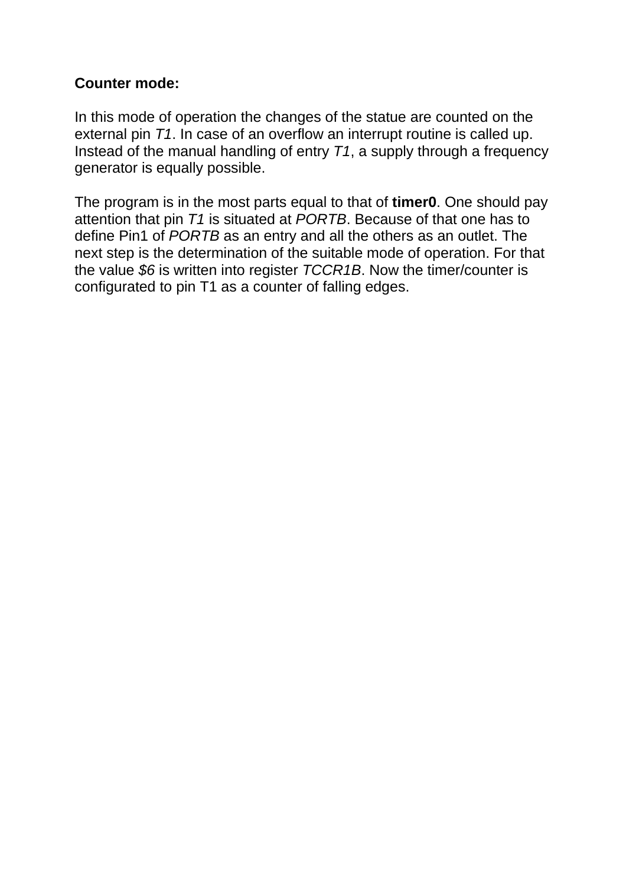**Counter mode:**

In this mode of operation the changes of the statue are counted on the external pin *T1*. In case of an overflow an interrupt routine is called up. Instead of the manual handling of entry *T1*, a supply through a frequency generator is equally possible.

The program is in the most parts equal to that of **timer0**. One should pay attention that pin *T1* is situated at *PORTB*. Because of that one has to define Pin1 of *PORTB* as an entry and all the others as an outlet. The next step is the determination of the suitable mode of operation. For that the value *$6* is written into register *TCCR1B*. Now the timer/counter is configurated to pin T1 as a counter of falling edges.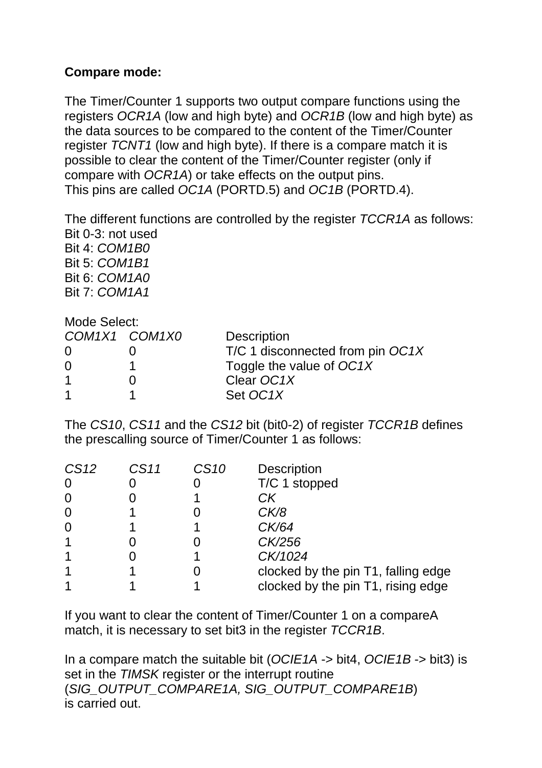**Compare mode:**

The Timer/Counter 1 supports two output compare functions using the registers *OCR1A* (low and high byte) and *OCR1B* (low and high byte) as the data sources to be compared to the content of the Timer/Counter register *TCNT1* (low and high byte). If there is a compare match it is possible to clear the content of the Timer/Counter register (only if compare with *OCR1A*) or take effects on the output pins.
This pins are called *OC1A* (PORTD.5) and *OC1B* (PORTD.4).

The different functions are controlled by the register *TCCR1A* as follows:
Bit 0-3: not used
Bit 4: *COM1B0*
Bit 5: *COM1B1*
Bit 6: *COM1A0*
Bit 7: *COM1A1*

Mode Select:

| *COM1X1* | *COM1X0* | Description |
|---|---|---|
| 0 | 0 | T/C 1 disconnected from pin *OC1X* |
| 0 | 1 | Toggle the value of *OC1X* |
| 1 | 0 | Clear *OC1X* |
| 1 | 1 | Set *OC1X* |

The *CS10*, *CS11* and the *CS12* bit (bit0-2) of register *TCCR1B* defines the prescalling source of Timer/Counter 1 as follows:

| *CS12* | *CS11* | *CS10* | Description |
|---|---|---|---|
| 0 | 0 | 0 | T/C 1 stopped |
| 0 | 0 | 1 | *CK* |
| 0 | 1 | 0 | *CK/8* |
| 0 | 1 | 1 | *CK/64* |
| 1 | 0 | 0 | *CK/256* |
| 1 | 0 | 1 | *CK/1024* |
| 1 | 1 | 0 | clocked by the pin T1, falling edge |
| 1 | 1 | 1 | clocked by the pin T1, rising edge |

If you want to clear the content of Timer/Counter 1 on a compareA match, it is necessary to set bit3 in the register *TCCR1B*.

In a compare match the suitable bit (*OCIE1A* -> bit4, *OCIE1B* -> bit3) is set in the *TIMSK* register or the interrupt routine (*SIG_OUTPUT_COMPARE1A, SIG_OUTPUT_COMPARE1B*) is carried out.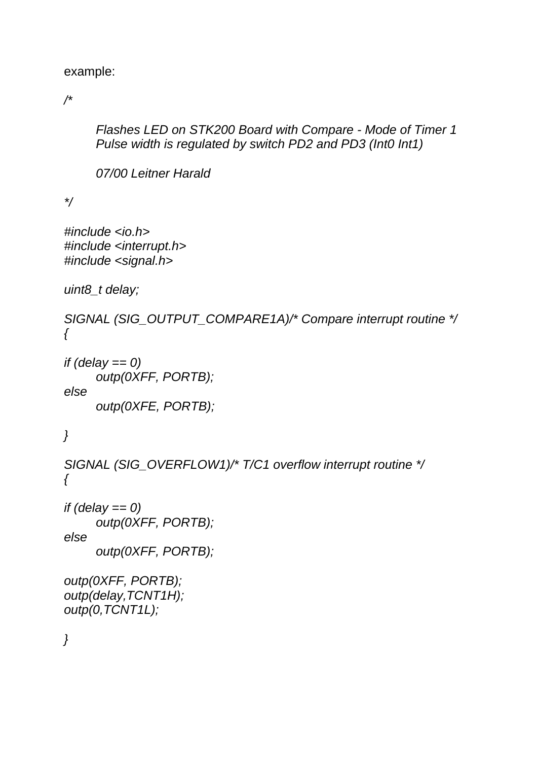example:

```
/*

        Flashes LED on STK200 Board with Compare - Mode of Timer 1
        Pulse width is regulated by switch PD2 and PD3 (Int0 Int1)

        07/00 Leitner Harald

*/

#include <io.h>
#include <interrupt.h>
#include <signal.h>

uint8_t delay;

SIGNAL (SIG_OUTPUT_COMPARE1A)/* Compare interrupt routine */
{

if (delay == 0)
        outp(0XFF, PORTB);
else
        outp(0XFE, PORTB);

}

SIGNAL (SIG_OVERFLOW1)/* T/C1 overflow interrupt routine */
{

if (delay == 0)
        outp(0XFF, PORTB);
else
        outp(0XFF, PORTB);

outp(0XFF, PORTB);
outp(delay,TCNT1H);
outp(0,TCNT1L);

}
```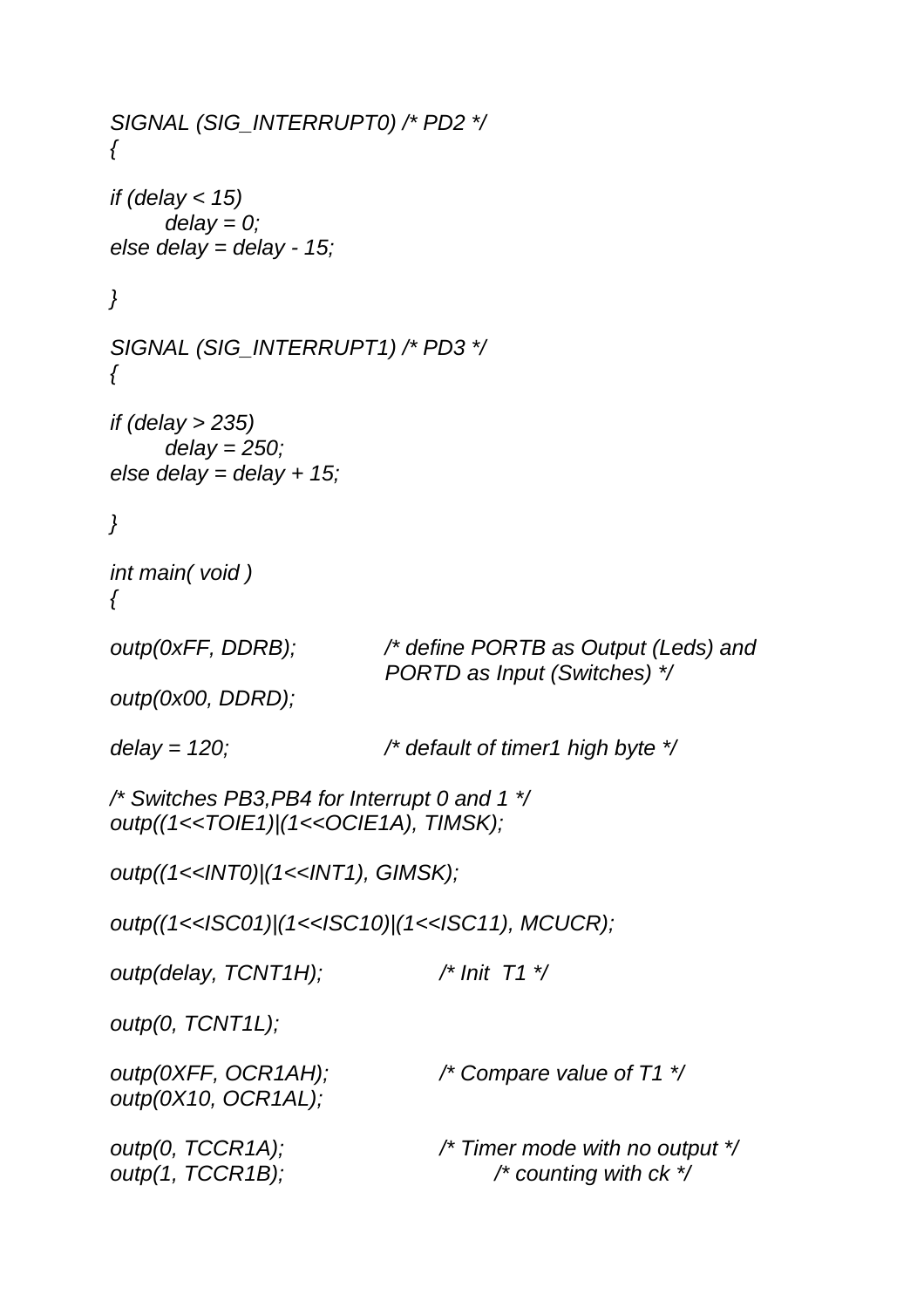```
SIGNAL (SIG_INTERRUPT0) /* PD2 */
{

if (delay < 15)
       delay = 0;
else delay = delay - 15;

}

SIGNAL (SIG_INTERRUPT1) /* PD3 */
{

if (delay > 235)
       delay = 250;
else delay = delay + 15;

}

int main( void )
{

outp(0xFF, DDRB);          /* define PORTB as Output (Leds) and
                              PORTD as Input (Switches) */
outp(0x00, DDRD);

delay = 120;               /* default of timer1 high byte */

/* Switches PB3,PB4 for Interrupt 0 and 1 */
outp((1<<TOIE1)|(1<<OCIE1A), TIMSK);

outp((1<<INT0)|(1<<INT1), GIMSK);

outp((1<<ISC01)|(1<<ISC10)|(1<<ISC11), MCUCR);

outp(delay, TCNT1H);              /* Init  T1 */

outp(0, TCNT1L);

outp(0XFF, OCR1AH);               /* Compare value of T1 */
outp(0X10, OCR1AL);

outp(0, TCCR1A);                  /* Timer mode with no output */
outp(1, TCCR1B);                         /* counting with ck */
```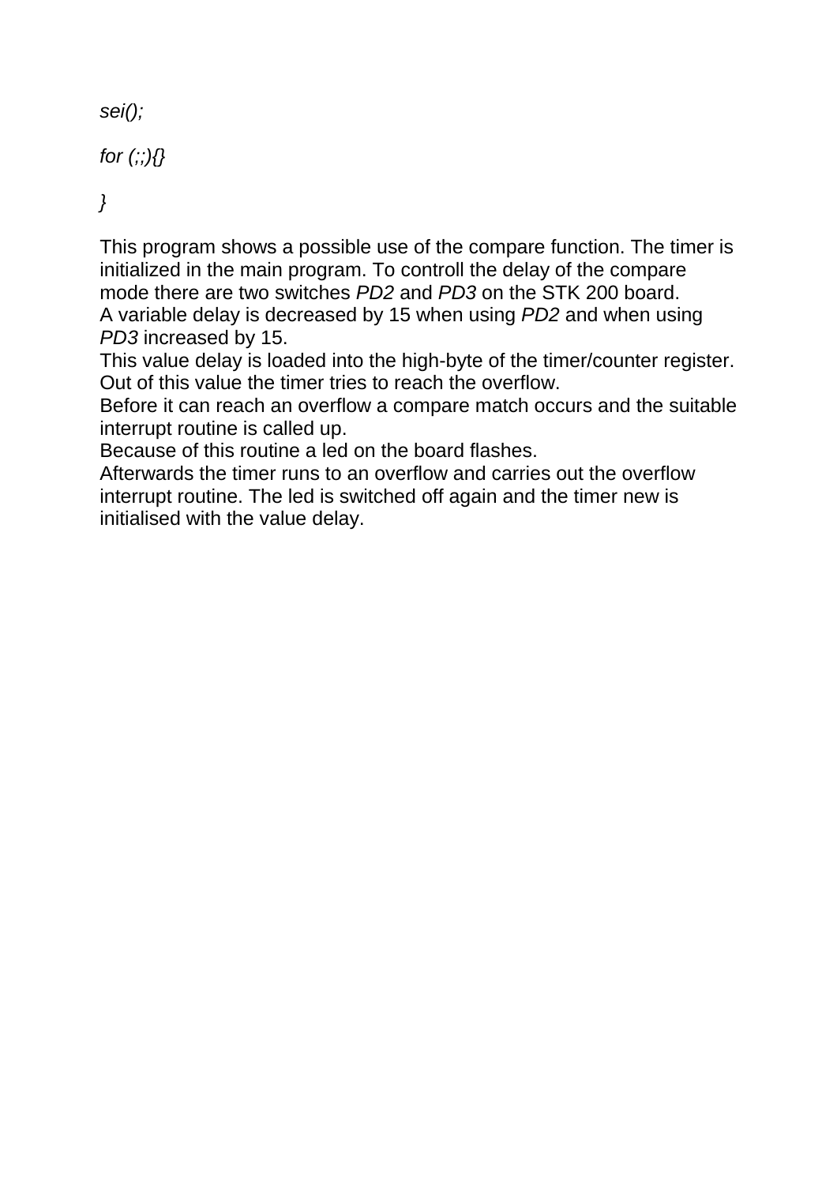```
sei();

for (;;){}

}
```

This program shows a possible use of the compare function. The timer is initialized in the main program. To controll the delay of the compare mode there are two switches *PD2* and *PD3* on the STK 200 board.
A variable delay is decreased by 15 when using *PD2* and when using *PD3* increased by 15.
This value delay is loaded into the high-byte of the timer/counter register. Out of this value the timer tries to reach the overflow.
Before it can reach an overflow a compare match occurs and the suitable interrupt routine is called up.
Because of this routine a led on the board flashes.
Afterwards the timer runs to an overflow and carries out the overflow interrupt routine. The led is switched off again and the timer new is initialised with the value delay.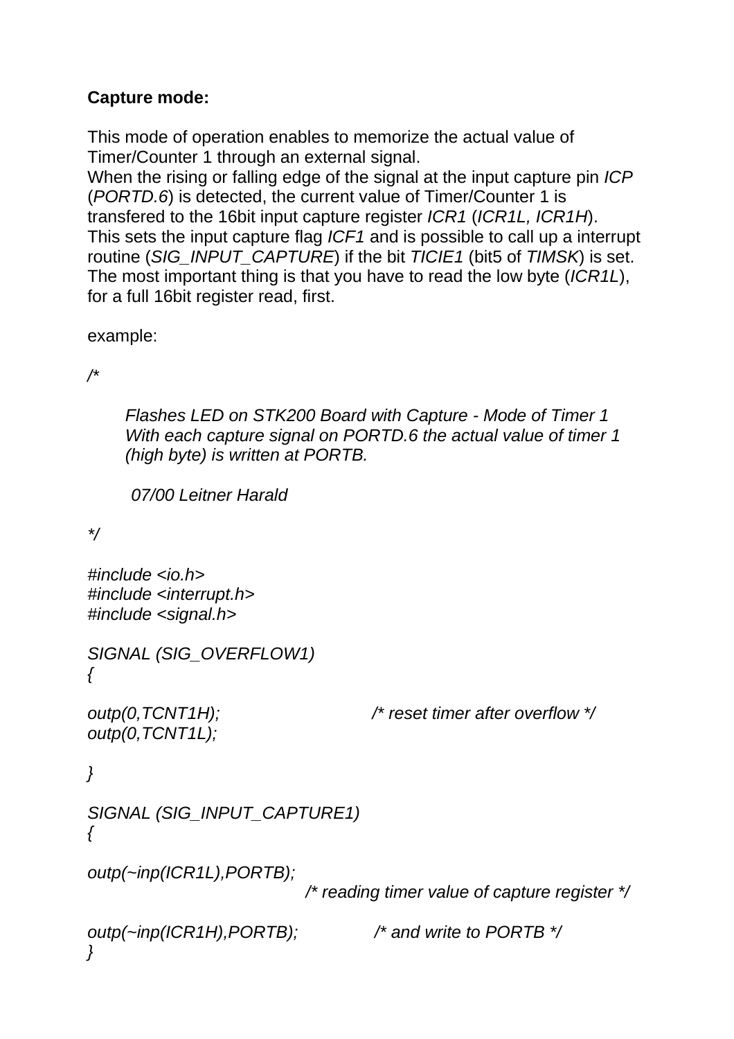**Capture mode:**

This mode of operation enables to memorize the actual value of Timer/Counter 1 through an external signal.
When the rising or falling edge of the signal at the input capture pin *ICP* (*PORTD.6*) is detected, the current value of Timer/Counter 1 is transfered to the 16bit input capture register *ICR1* (*ICR1L, ICR1H*).
This sets the input capture flag *ICF1* and is possible to call up a interrupt routine (*SIG_INPUT_CAPTURE*) if the bit *TICIE1* (bit5 of *TIMSK*) is set.
The most important thing is that you have to read the low byte (*ICR1L*), for a full 16bit register read, first.

example:

```
/*

    Flashes LED on STK200 Board with Capture - Mode of Timer 1
    With each capture signal on PORTD.6 the actual value of timer 1
    (high byte) is written at PORTB.

     07/00 Leitner Harald

*/

#include <io.h>
#include <interrupt.h>
#include <signal.h>

SIGNAL (SIG_OVERFLOW1)
{

outp(0,TCNT1H);                /* reset timer after overflow */
outp(0,TCNT1L);

}

SIGNAL (SIG_INPUT_CAPTURE1)
{

outp(~inp(ICR1L),PORTB);
                        /* reading timer value of capture register */

outp(~inp(ICR1H),PORTB);       /* and write to PORTB */
}
```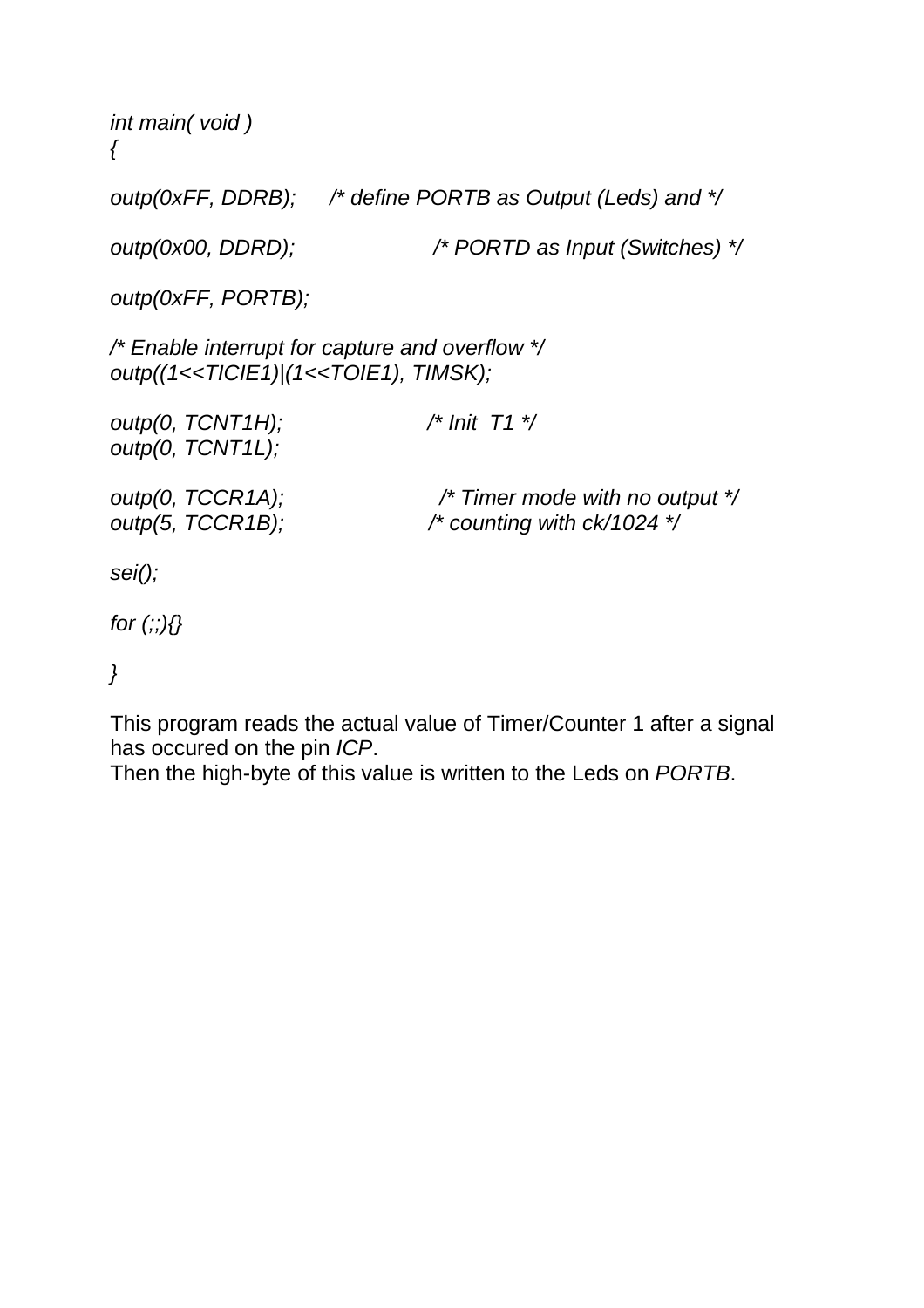```c
int main( void )
{

outp(0xFF, DDRB);     /* define PORTB as Output (Leds) and */

outp(0x00, DDRD);                  /* PORTD as Input (Switches) */

outp(0xFF, PORTB);

/* Enable interrupt for capture and overflow */
outp((1<<TICIE1)|(1<<TOIE1), TIMSK);

outp(0, TCNT1H);                /* Init  T1 */
outp(0, TCNT1L);

outp(0, TCCR1A);                  /* Timer mode with no output */
outp(5, TCCR1B);                /* counting with ck/1024 */

sei();

for (;;){}

}
```

This program reads the actual value of Timer/Counter 1 after a signal has occured on the pin *ICP*.
Then the high-byte of this value is written to the Leds on *PORTB*.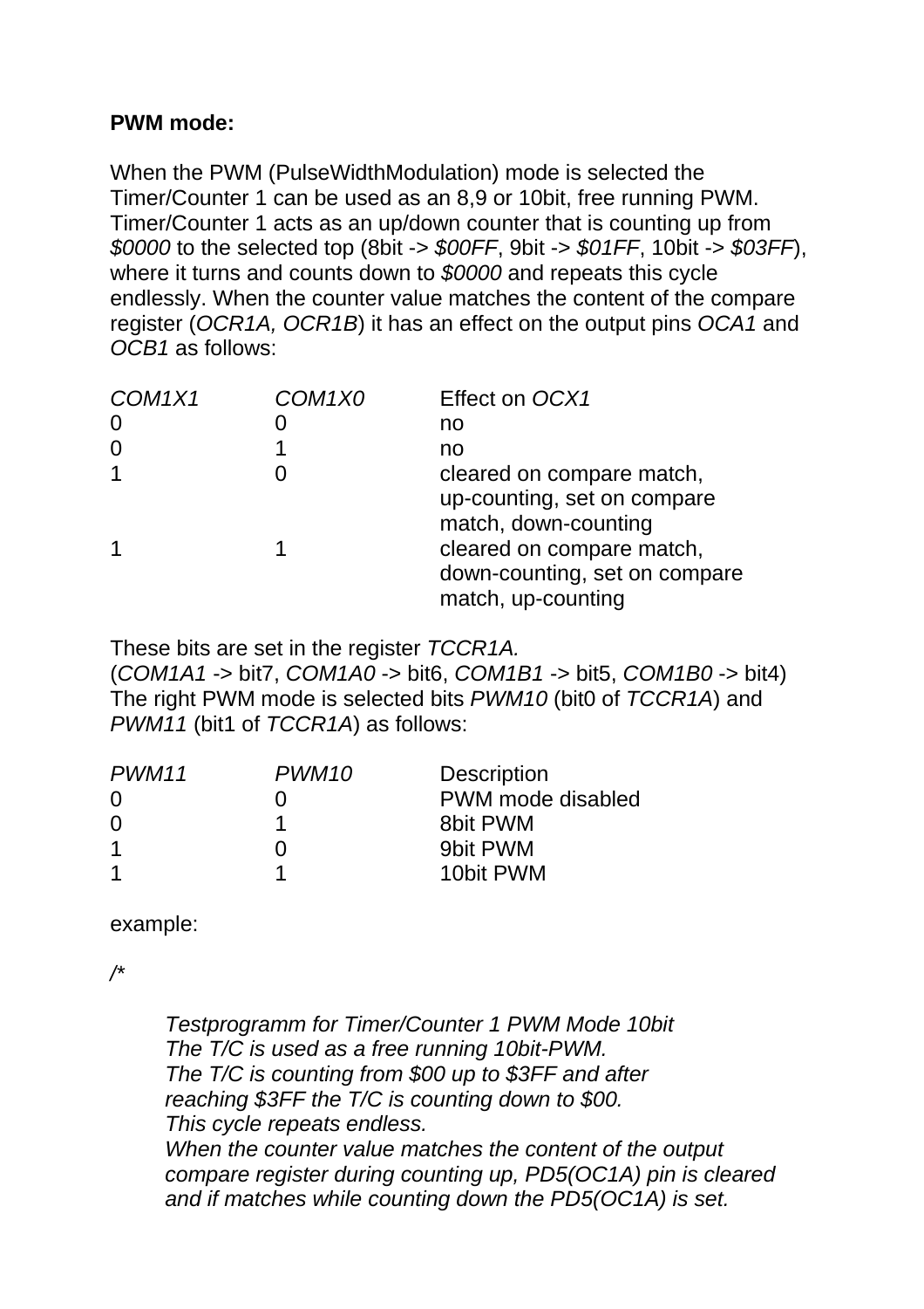**PWM mode:**

When the PWM (PulseWidthModulation) mode is selected the Timer/Counter 1 can be used as an 8,9 or 10bit, free running PWM. Timer/Counter 1 acts as an up/down counter that is counting up from *$0000* to the selected top (8bit -> *$00FF*, 9bit -> *$01FF*, 10bit -> *$03FF*), where it turns and counts down to *$0000* and repeats this cycle endlessly. When the counter value matches the content of the compare register (*OCR1A, OCR1B*) it has an effect on the output pins *OCA1* and *OCB1* as follows:

| *COM1X1* | *COM1X0* | Effect on *OCX1* |
|---|---|---|
| 0 | 0 | no |
| 0 | 1 | no |
| 1 | 0 | cleared on compare match, up-counting, set on compare match, down-counting |
| 1 | 1 | cleared on compare match, down-counting, set on compare match, up-counting |

These bits are set in the register *TCCR1A.*
(*COM1A1* -> bit7, *COM1A0* -> bit6, *COM1B1* -> bit5, *COM1B0* -> bit4)
The right PWM mode is selected bits *PWM10* (bit0 of *TCCR1A*) and *PWM11* (bit1 of *TCCR1A*) as follows:

| *PWM11* | *PWM10* | Description |
|---|---|---|
| 0 | 0 | PWM mode disabled |
| 0 | 1 | 8bit PWM |
| 1 | 0 | 9bit PWM |
| 1 | 1 | 10bit PWM |

example:

```
/*

    Testprogramm for Timer/Counter 1 PWM Mode 10bit
    The T/C is used as a free running 10bit-PWM.
    The T/C is counting from $00 up to $3FF and after
    reaching $3FF the T/C is counting down to $00.
    This cycle repeats endless.
    When the counter value matches the content of the output
    compare register during counting up, PD5(OC1A) pin is cleared
    and if matches while counting down the PD5(OC1A) is set.
```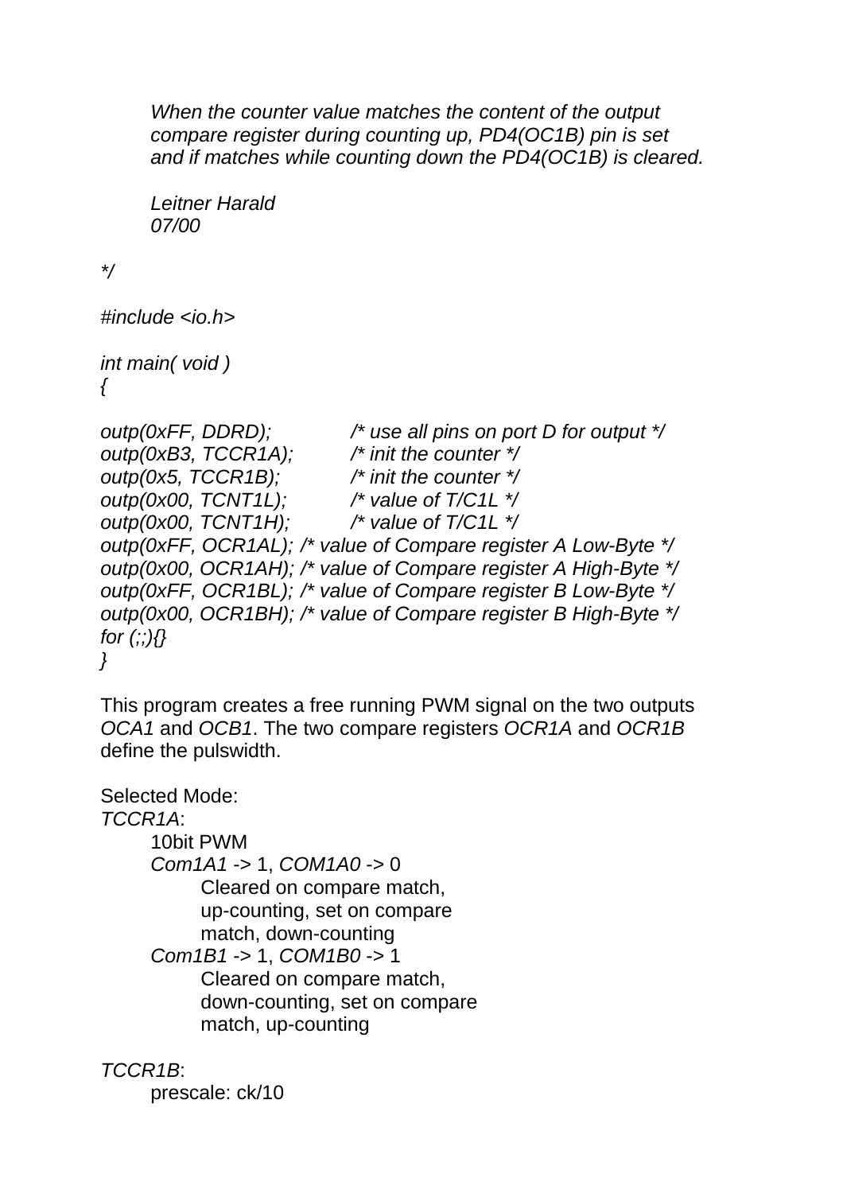```
	When the counter value matches the content of the output
	compare register during counting up, PD4(OC1B) pin is set
	and if matches while counting down the PD4(OC1B) is cleared.

	Leitner Harald
	07/00

*/

#include <io.h>

int main( void )
{

outp(0xFF, DDRD);        /* use all pins on port D for output */
outp(0xB3, TCCR1A);      /* init the counter */
outp(0x5, TCCR1B);       /* init the counter */
outp(0x00, TCNT1L);      /* value of T/C1L */
outp(0x00, TCNT1H);      /* value of T/C1L */
outp(0xFF, OCR1AL); /* value of Compare register A Low-Byte */
outp(0x00, OCR1AH); /* value of Compare register A High-Byte */
outp(0xFF, OCR1BL); /* value of Compare register B Low-Byte */
outp(0x00, OCR1BH); /* value of Compare register B High-Byte */
for (;;){}
}
```

This program creates a free running PWM signal on the two outputs *OCA1* and *OCB1*. The two compare registers *OCR1A* and *OCR1B* define the pulswidth.

Selected Mode:

*TCCR1A*:

- 10bit PWM
- *Com1A1* -> 1, *COM1A0* -> 0
  - Cleared on compare match, up-counting, set on compare match, down-counting
- *Com1B1* -> 1, *COM1B0* -> 1
  - Cleared on compare match, down-counting, set on compare match, up-counting

*TCCR1B*:

- prescale: ck/10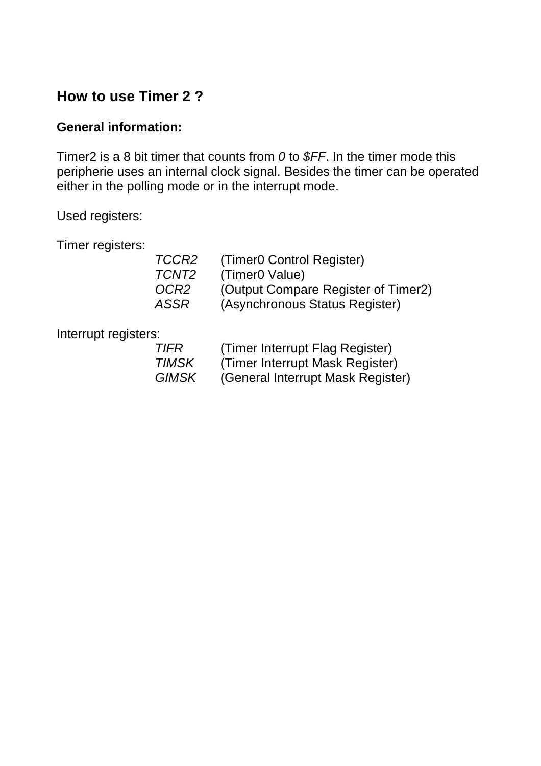## How to use Timer 2 ?

### General information:

Timer2 is a 8 bit timer that counts from *0* to *$FF*. In the timer mode this peripherie uses an internal clock signal. Besides the timer can be operated either in the polling mode or in the interrupt mode.

Used registers:

Timer registers:

| | |
|---|---|
| *TCCR2* | (Timer0 Control Register) |
| *TCNT2* | (Timer0 Value) |
| *OCR2* | (Output Compare Register of Timer2) |
| *ASSR* | (Asynchronous Status Register) |

Interrupt registers:

| | |
|---|---|
| *TIFR* | (Timer Interrupt Flag Register) |
| *TIMSK* | (Timer Interrupt Mask Register) |
| *GIMSK* | (General Interrupt Mask Register) |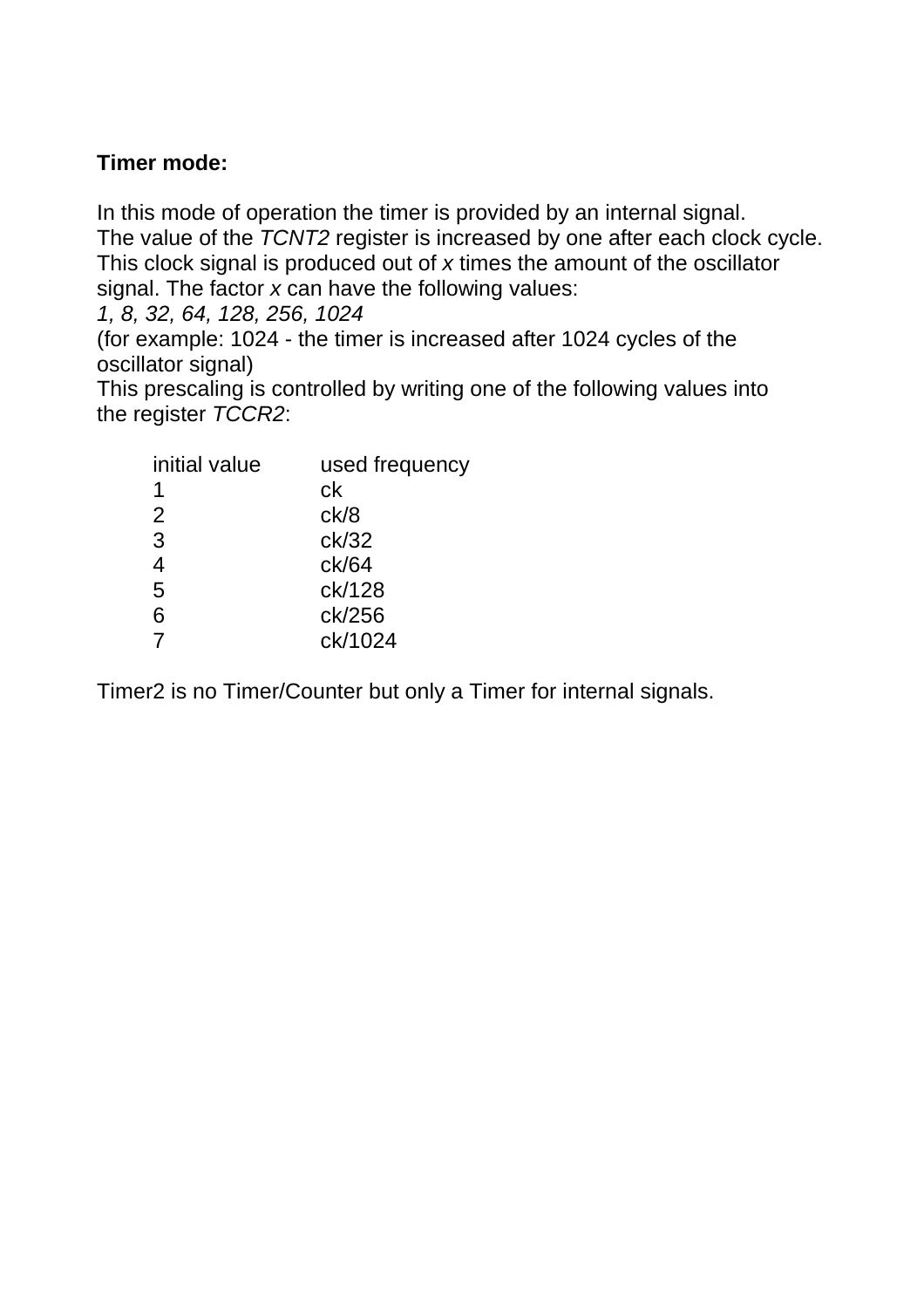**Timer mode:**

In this mode of operation the timer is provided by an internal signal.
The value of the *TCNT2* register is increased by one after each clock cycle.
This clock signal is produced out of *x* times the amount of the oscillator signal. The factor *x* can have the following values:
*1, 8, 32, 64, 128, 256, 1024*
(for example: 1024 - the timer is increased after 1024 cycles of the oscillator signal)
This prescaling is controlled by writing one of the following values into the register *TCCR2*:

| initial value | used frequency |
|---|---|
| 1 | ck |
| 2 | ck/8 |
| 3 | ck/32 |
| 4 | ck/64 |
| 5 | ck/128 |
| 6 | ck/256 |
| 7 | ck/1024 |

Timer2 is no Timer/Counter but only a Timer for internal signals.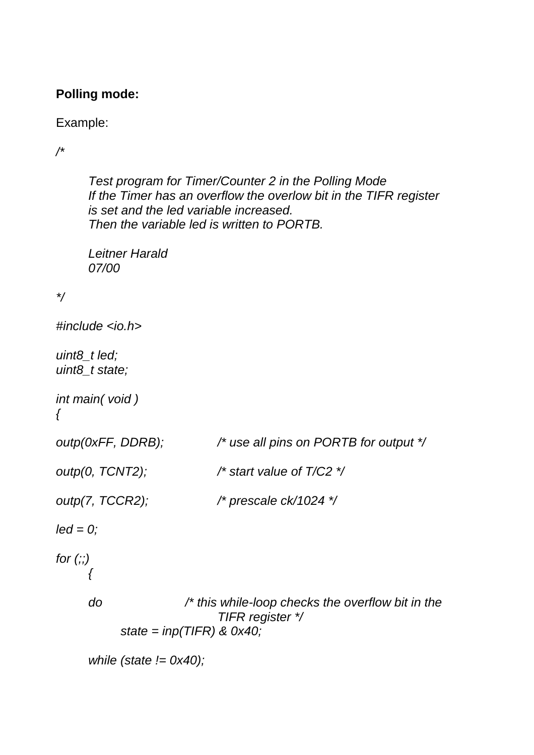**Polling mode:**

Example:

```
/*

	Test program for Timer/Counter 2 in the Polling Mode
	If the Timer has an overflow the overlow bit in the TIFR register
	is set and the led variable increased.
	Then the variable led is written to PORTB.

	Leitner Harald
	07/00

*/

#include <io.h>

uint8_t led;
uint8_t state;

int main( void )
{

outp(0xFF, DDRB);		/* use all pins on PORTB for output */

outp(0, TCNT2);		/* start value of T/C2 */

outp(7, TCCR2);		/* prescale ck/1024 */

led = 0;

for (;;)
	{

	do			/* this while-loop checks the overflow bit in the
				   TIFR register */
		state = inp(TIFR) & 0x40;

	while (state != 0x40);
```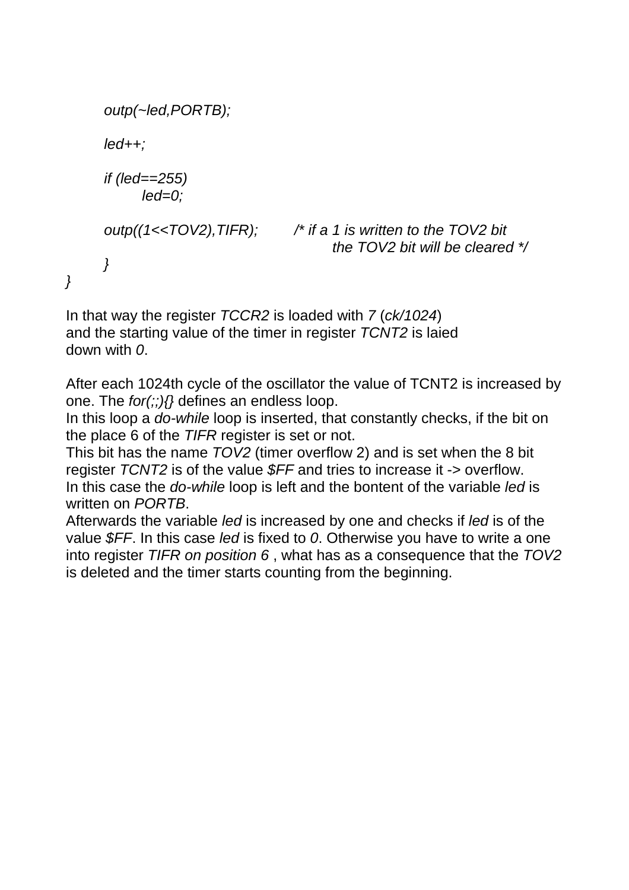```
        outp(~led,PORTB);

        led++;

        if (led==255)
                led=0;

        outp((1<<TOV2),TIFR);       /* if a 1 is written to the TOV2 bit
                                           the TOV2 bit will be cleared */
        }
}
```

In that way the register *TCCR2* is loaded with *7* (*ck/1024*) and the starting value of the timer in register *TCNT2* is laied down with *0*.

After each 1024th cycle of the oscillator the value of TCNT2 is increased by one. The *for(;;){}* defines an endless loop.
In this loop a *do-while* loop is inserted, that constantly checks, if the bit on the place 6 of the *TIFR* register is set or not.
This bit has the name *TOV2* (timer overflow 2) and is set when the 8 bit register *TCNT2* is of the value *$FF* and tries to increase it -> overflow.
In this case the *do-while* loop is left and the bontent of the variable *led* is written on *PORTB*.
Afterwards the variable *led* is increased by one and checks if *led* is of the value *$FF*. In this case *led* is fixed to *0*. Otherwise you have to write a one into register *TIFR on position 6* , what has as a consequence that the *TOV2* is deleted and the timer starts counting from the beginning.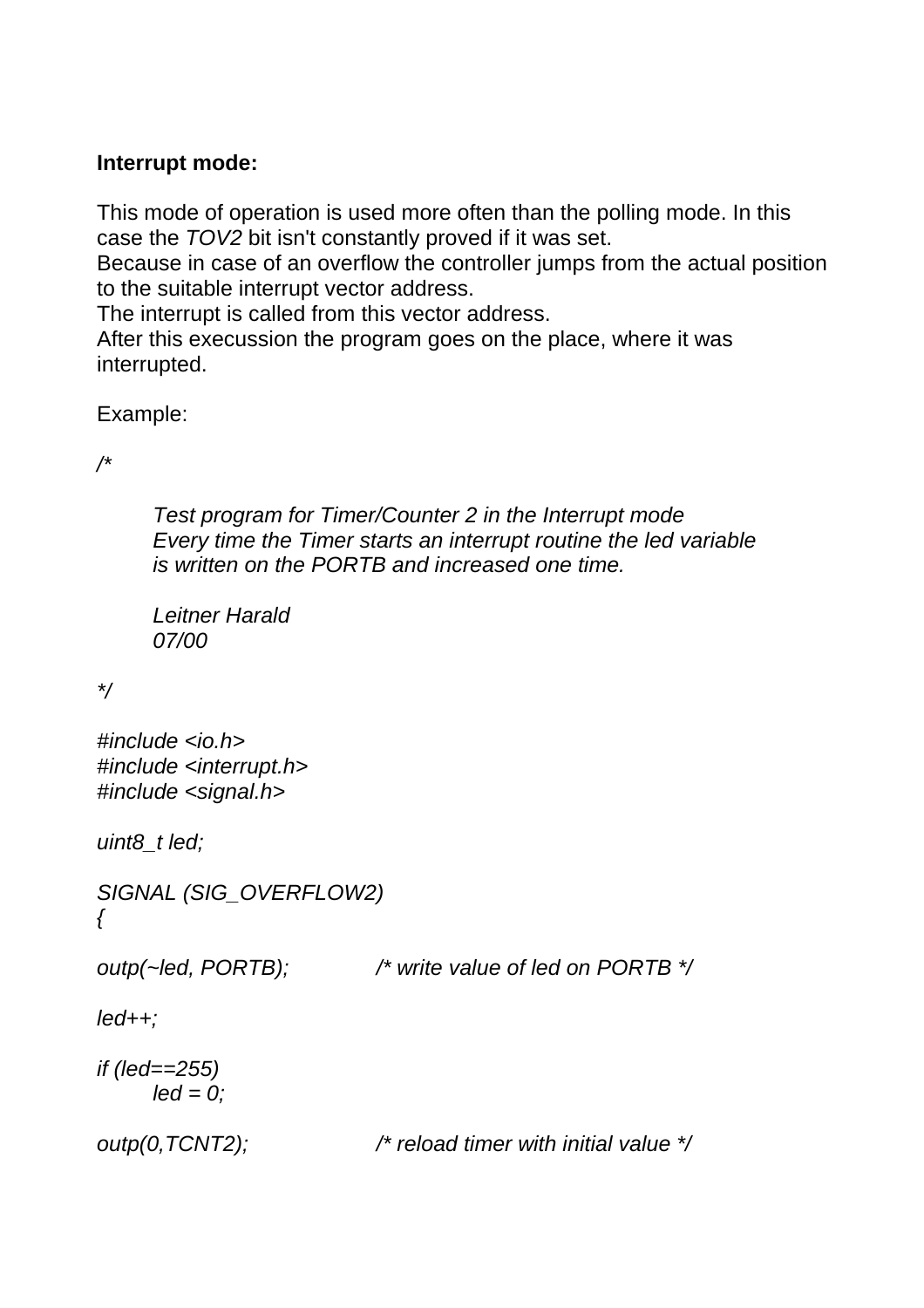**Interrupt mode:**

This mode of operation is used more often than the polling mode. In this case the *TOV2* bit isn't constantly proved if it was set.
Because in case of an overflow the controller jumps from the actual position to the suitable interrupt vector address.
The interrupt is called from this vector address.
After this execussion the program goes on the place, where it was interrupted.

Example:

```
/*

        Test program for Timer/Counter 2 in the Interrupt mode
        Every time the Timer starts an interrupt routine the led variable
        is written on the PORTB and increased one time.

        Leitner Harald
        07/00

*/

#include <io.h>
#include <interrupt.h>
#include <signal.h>

uint8_t led;

SIGNAL (SIG_OVERFLOW2)
{

outp(~led, PORTB);          /* write value of led on PORTB */

led++;

if (led==255)
        led = 0;

outp(0,TCNT2);              /* reload timer with initial value */
```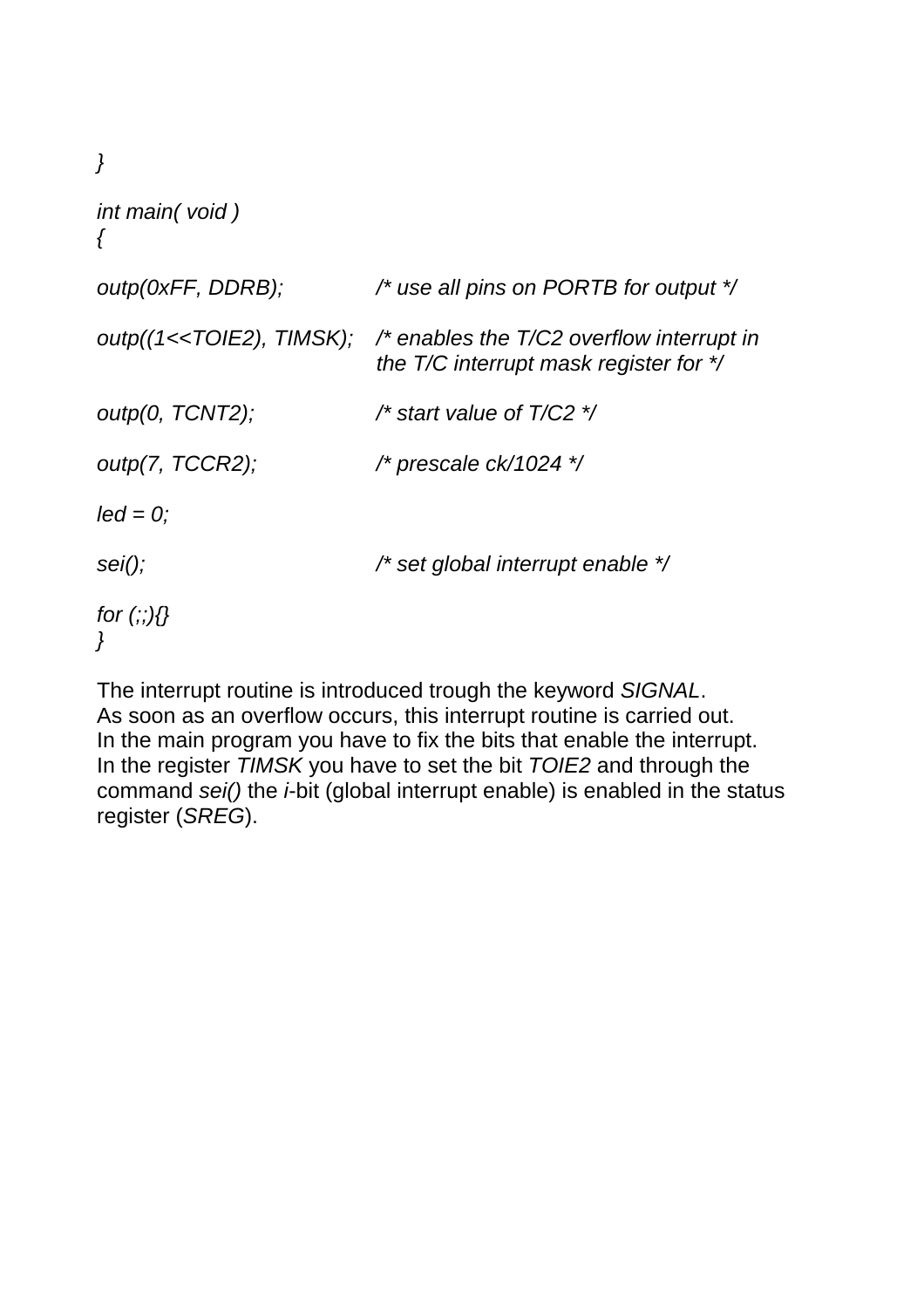```
}

int main( void )
{

outp(0xFF, DDRB);           /* use all pins on PORTB for output */

outp((1<<TOIE2), TIMSK);    /* enables the T/C2 overflow interrupt in
                               the T/C interrupt mask register for */

outp(0, TCNT2);             /* start value of T/C2 */

outp(7, TCCR2);             /* prescale ck/1024 */

led = 0;

sei();                      /* set global interrupt enable */

for (;;){}
}
```

The interrupt routine is introduced trough the keyword *SIGNAL*.
As soon as an overflow occurs, this interrupt routine is carried out.
In the main program you have to fix the bits that enable the interrupt.
In the register *TIMSK* you have to set the bit *TOIE2* and through the command *sei()* the *i*-bit (global interrupt enable) is enabled in the status register (*SREG*).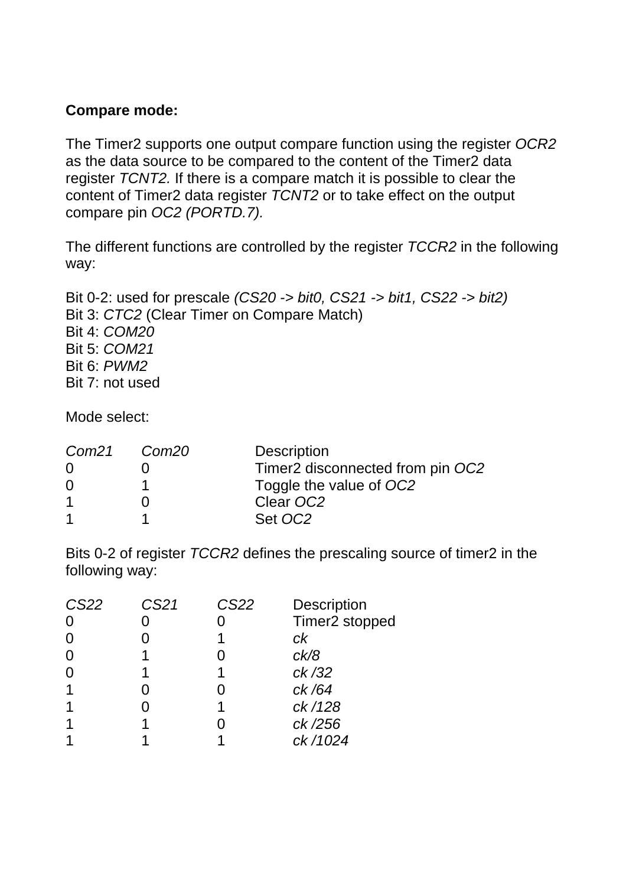**Compare mode:**

The Timer2 supports one output compare function using the register *OCR2* as the data source to be compared to the content of the Timer2 data register *TCNT2.* If there is a compare match it is possible to clear the content of Timer2 data register *TCNT2* or to take effect on the output compare pin *OC2 (PORTD.7).*

The different functions are controlled by the register *TCCR2* in the following way:

Bit 0-2: used for prescale *(CS20 -> bit0, CS21 -> bit1, CS22 -> bit2)*
Bit 3: *CTC2* (Clear Timer on Compare Match)
Bit 4: *COM20*
Bit 5: *COM21*
Bit 6: *PWM2*
Bit 7: not used

Mode select:

| *Com21* | *Com20* | Description |
|---|---|---|
| 0 | 0 | Timer2 disconnected from pin *OC2* |
| 0 | 1 | Toggle the value of *OC2* |
| 1 | 0 | Clear *OC2* |
| 1 | 1 | Set *OC2* |

Bits 0-2 of register *TCCR2* defines the prescaling source of timer2 in the following way:

| *CS22* | *CS21* | *CS22* | Description |
|---|---|---|---|
| 0 | 0 | 0 | Timer2 stopped |
| 0 | 0 | 1 | *ck* |
| 0 | 1 | 0 | *ck/8* |
| 0 | 1 | 1 | *ck /32* |
| 1 | 0 | 0 | *ck /64* |
| 1 | 0 | 1 | *ck /128* |
| 1 | 1 | 0 | *ck /256* |
| 1 | 1 | 1 | *ck /1024* |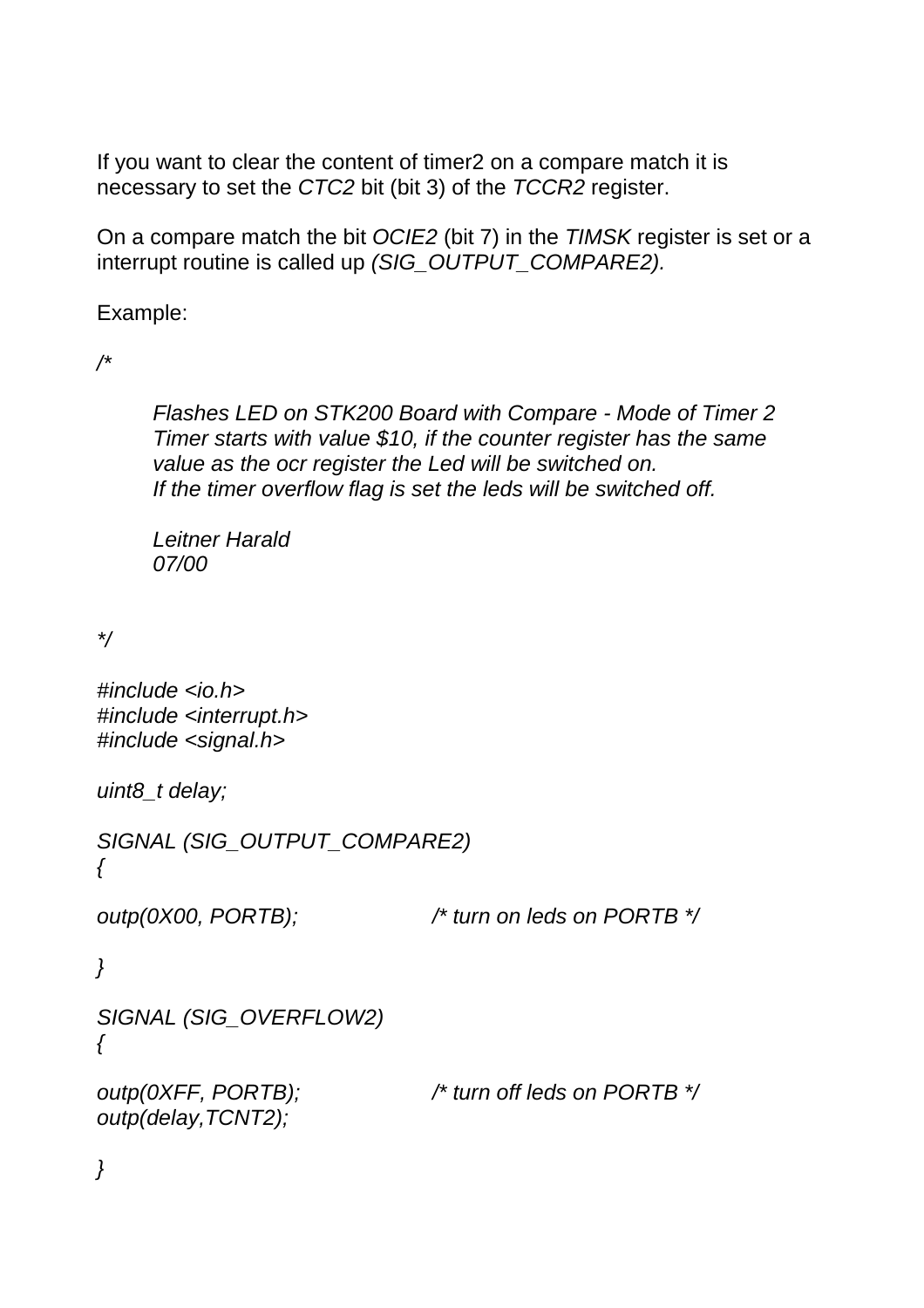If you want to clear the content of timer2 on a compare match it is necessary to set the *CTC2* bit (bit 3) of the *TCCR2* register.

On a compare match the bit *OCIE2* (bit 7) in the *TIMSK* register is set or a interrupt routine is called up *(SIG_OUTPUT_COMPARE2).*

Example:

```
/*

        Flashes LED on STK200 Board with Compare - Mode of Timer 2
        Timer starts with value $10, if the counter register has the same
        value as the ocr register the Led will be switched on.
        If the timer overflow flag is set the leds will be switched off.

        Leitner Harald
        07/00


*/

#include <io.h>
#include <interrupt.h>
#include <signal.h>

uint8_t delay;

SIGNAL (SIG_OUTPUT_COMPARE2)
{

outp(0X00, PORTB);              /* turn on leds on PORTB */

}

SIGNAL (SIG_OVERFLOW2)
{

outp(0XFF, PORTB);              /* turn off leds on PORTB */
outp(delay,TCNT2);

}
```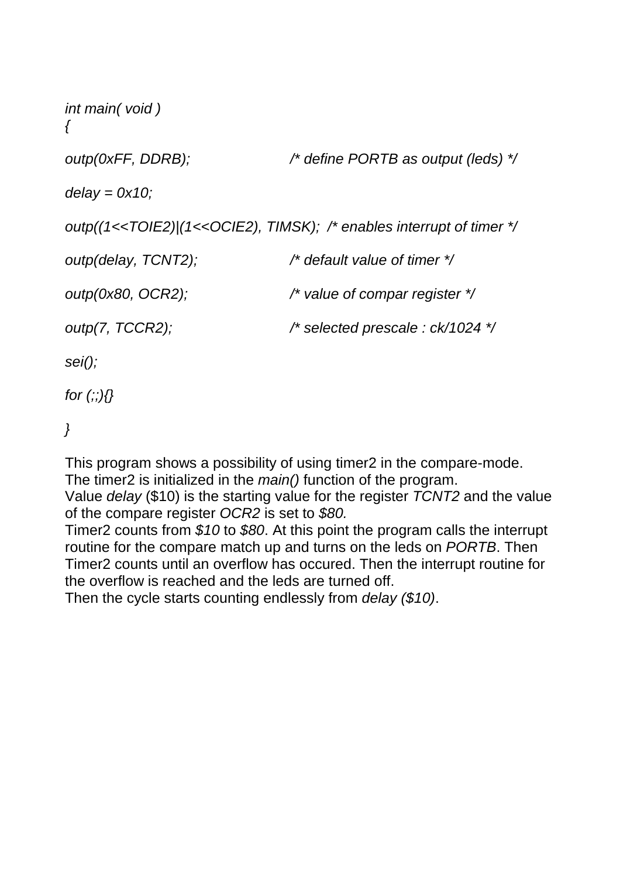```
int main( void )
{

outp(0xFF, DDRB);                /* define PORTB as output (leds) */

delay = 0x10;

outp((1<<TOIE2)|(1<<OCIE2), TIMSK);  /* enables interrupt of timer */

outp(delay, TCNT2);              /* default value of timer */

outp(0x80, OCR2);                /* value of compar register */

outp(7, TCCR2);                  /* selected prescale : ck/1024 */

sei();

for (;;){}

}
```

This program shows a possibility of using timer2 in the compare-mode.
The timer2 is initialized in the *main()* function of the program.
Value *delay* ($10) is the starting value for the register *TCNT2* and the value of the compare register *OCR2* is set to *$80.*
Timer2 counts from *$10* to *$80*. At this point the program calls the interrupt routine for the compare match up and turns on the leds on *PORTB*. Then Timer2 counts until an overflow has occured. Then the interrupt routine for the overflow is reached and the leds are turned off.
Then the cycle starts counting endlessly from *delay ($10)*.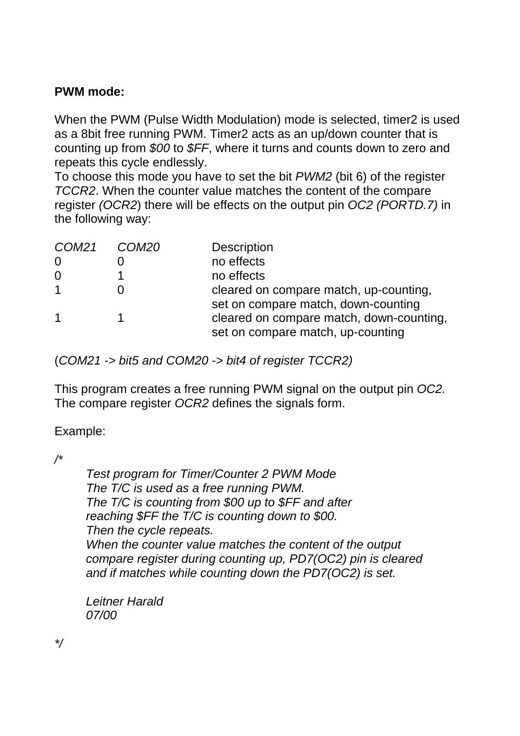**PWM mode:**

When the PWM (Pulse Width Modulation) mode is selected, timer2 is used as a 8bit free running PWM. Timer2 acts as an up/down counter that is counting up from *$00* to *$FF*, where it turns and counts down to zero and repeats this cycle endlessly.
To choose this mode you have to set the bit *PWM2* (bit 6) of the register *TCCR2*. When the counter value matches the content of the compare register *(OCR2*) there will be effects on the output pin *OC2 (PORTD.7)* in the following way:

| *COM21* | *COM20* | Description |
|---|---|---|
| 0 | 0 | no effects |
| 0 | 1 | no effects |
| 1 | 0 | cleared on compare match, up-counting, set on compare match, down-counting |
| 1 | 1 | cleared on compare match, down-counting, set on compare match, up-counting |

(*COM21 -> bit5 and COM20 -> bit4 of register TCCR2)*

This program creates a free running PWM signal on the output pin *OC2.* The compare register *OCR2* defines the signals form.

Example:

```
/*
	Test program for Timer/Counter 2 PWM Mode
	The T/C is used as a free running PWM.
	The T/C is counting from $00 up to $FF and after
	reaching $FF the T/C is counting down to $00.
	Then the cycle repeats.
	When the counter value matches the content of the output
	compare register during counting up, PD7(OC2) pin is cleared
	and if matches while counting down the PD7(OC2) is set.

	Leitner Harald
	07/00

*/
```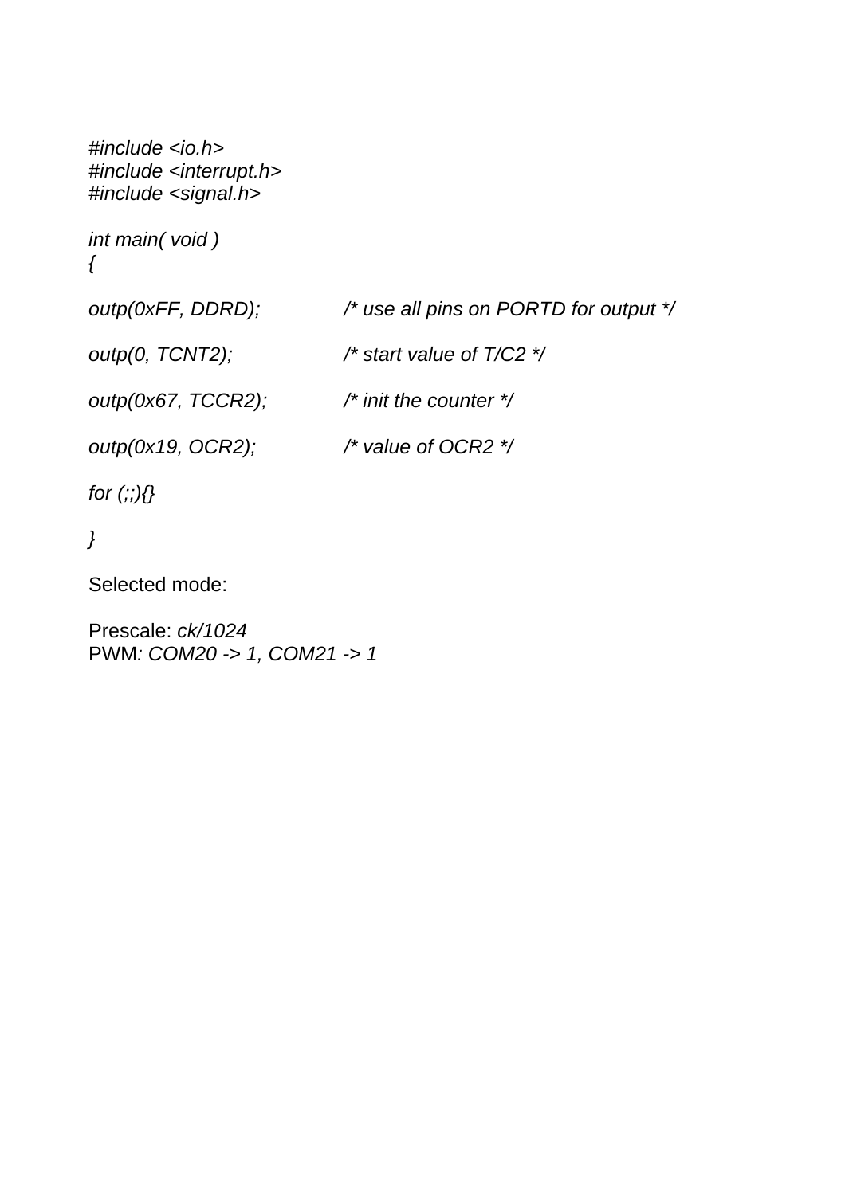```
#include <io.h>
#include <interrupt.h>
#include <signal.h>

int main( void )
{

outp(0xFF, DDRD);          /* use all pins on PORTD for output */

outp(0, TCNT2);            /* start value of T/C2 */

outp(0x67, TCCR2);         /* init the counter */

outp(0x19, OCR2);          /* value of OCR2 */

for (;;){}

}
```

Selected mode:

Prescale: *ck/1024*
PWM*: COM20 -> 1, COM21 -> 1*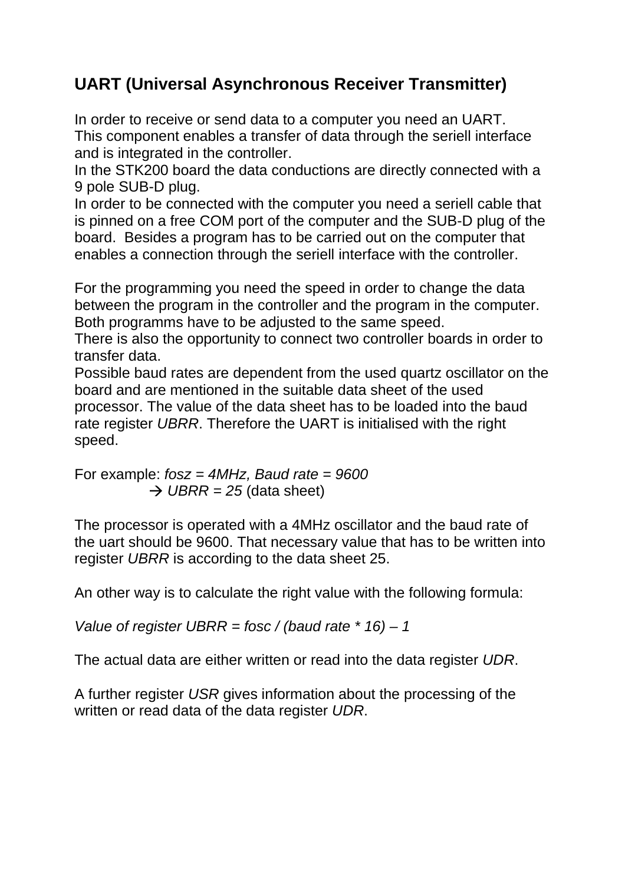## UART (Universal Asynchronous Receiver Transmitter)

In order to receive or send data to a computer you need an UART.
This component enables a transfer of data through the seriell interface and is integrated in the controller.
In the STK200 board the data conductions are directly connected with a 9 pole SUB-D plug.
In order to be connected with the computer you need a seriell cable that is pinned on a free COM port of the computer and the SUB-D plug of the board. Besides a program has to be carried out on the computer that enables a connection through the seriell interface with the controller.

For the programming you need the speed in order to change the data between the program in the controller and the program in the computer. Both programms have to be adjusted to the same speed.
There is also the opportunity to connect two controller boards in order to transfer data.
Possible baud rates are dependent from the used quartz oscillator on the board and are mentioned in the suitable data sheet of the used processor. The value of the data sheet has to be loaded into the baud rate register *UBRR*. Therefore the UART is initialised with the right speed.

For example: *fosz = 4MHz, Baud rate = 9600*
→ *UBRR = 25* (data sheet)

The processor is operated with a 4MHz oscillator and the baud rate of the uart should be 9600. That necessary value that has to be written into register *UBRR* is according to the data sheet 25.

An other way is to calculate the right value with the following formula:

*Value of register UBRR = fosc / (baud rate * 16) – 1*

The actual data are either written or read into the data register *UDR*.

A further register *USR* gives information about the processing of the written or read data of the data register *UDR*.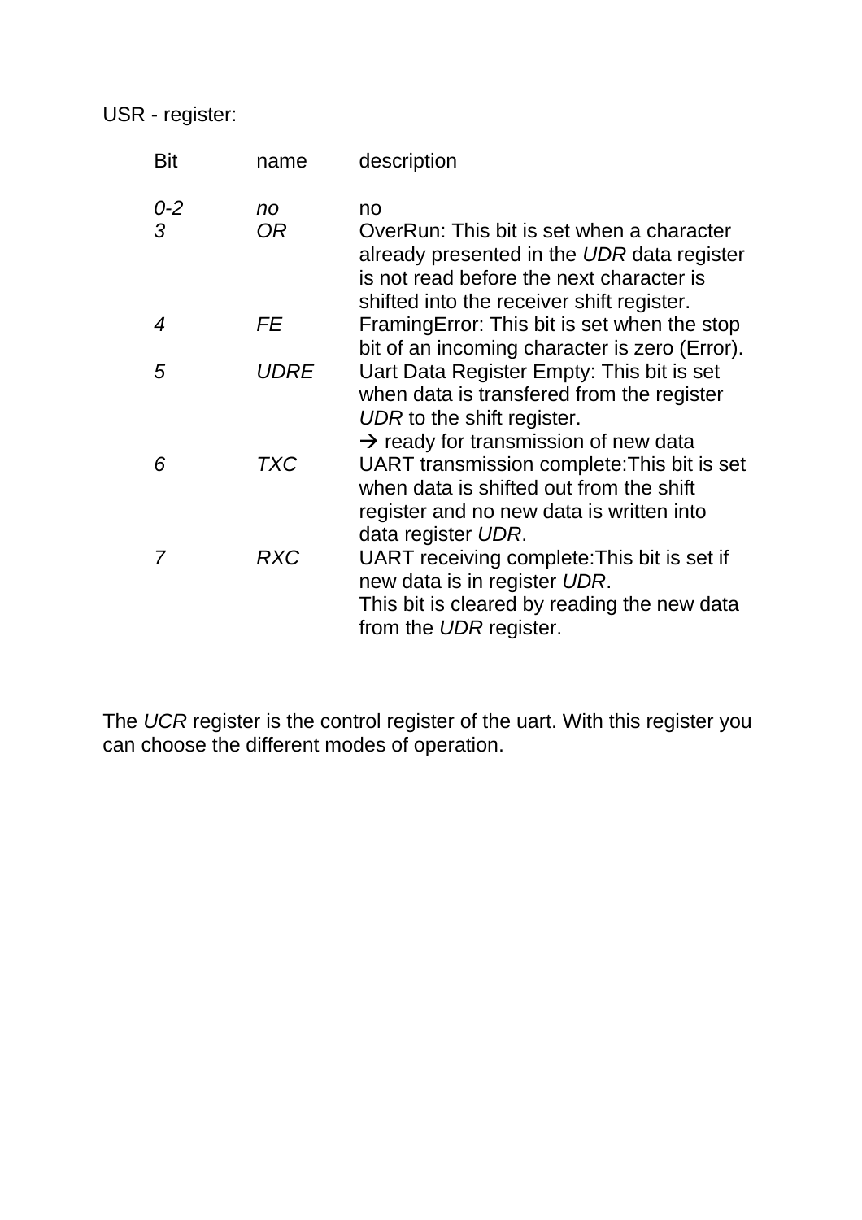USR - register:

| Bit | name | description |
|---|---|---|
| *0-2* | *no* | no |
| *3* | *OR* | OverRun: This bit is set when a character already presented in the *UDR* data register is not read before the next character is shifted into the receiver shift register. |
| *4* | *FE* | FramingError: This bit is set when the stop bit of an incoming character is zero (Error). |
| *5* | *UDRE* | Uart Data Register Empty: This bit is set when data is transfered from the register *UDR* to the shift register. → ready for transmission of new data |
| *6* | *TXC* | UART transmission complete:This bit is set when data is shifted out from the shift register and no new data is written into data register *UDR*. |
| *7* | *RXC* | UART receiving complete:This bit is set if new data is in register *UDR*. This bit is cleared by reading the new data from the *UDR* register. |

The *UCR* register is the control register of the uart. With this register you can choose the different modes of operation.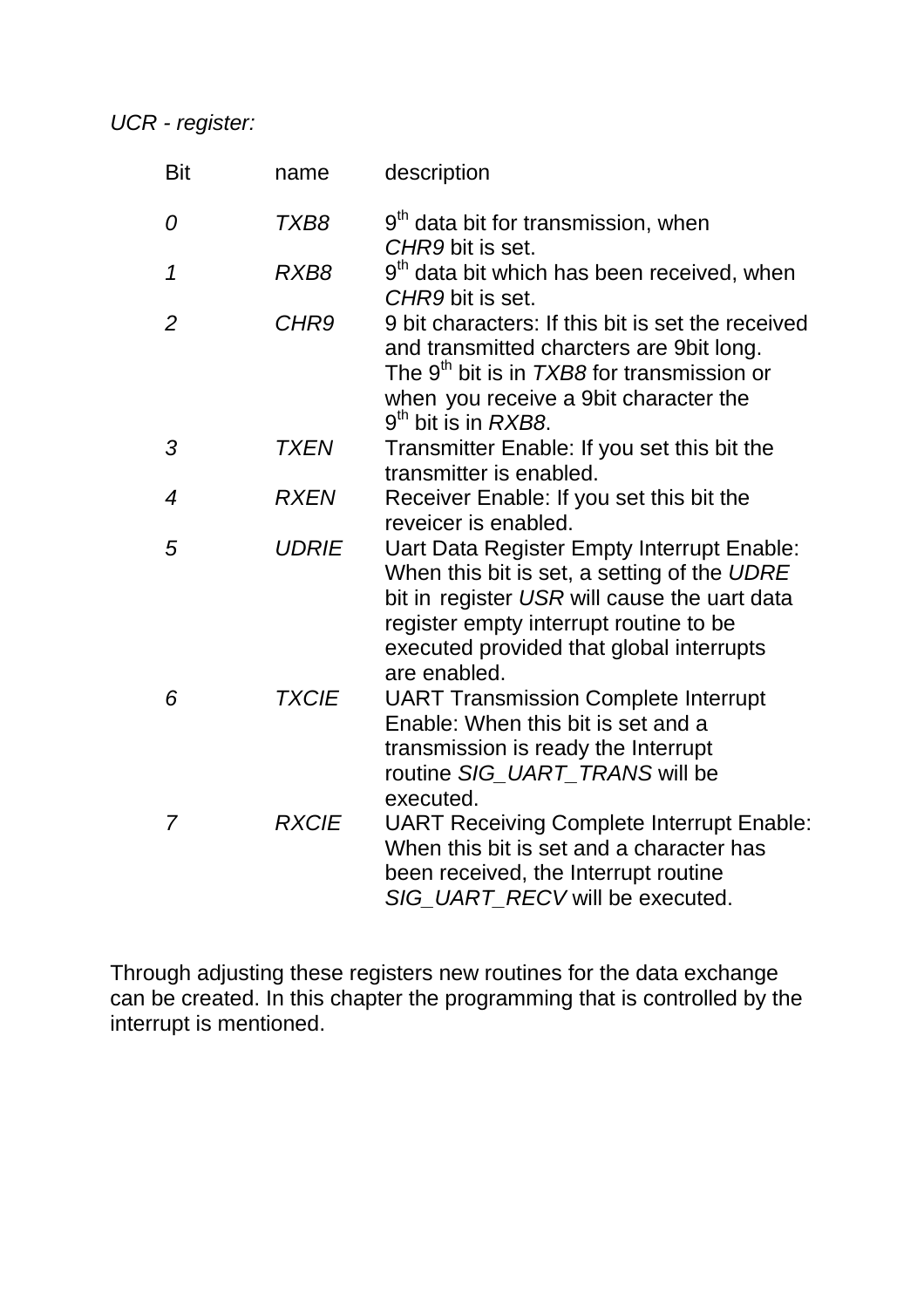*UCR - register:*

| Bit | name | description |
|---|---|---|
| *0* | *TXB8* | 9th data bit for transmission, when *CHR9* bit is set. |
| *1* | *RXB8* | 9th data bit which has been received, when *CHR9* bit is set. |
| *2* | *CHR9* | 9 bit characters: If this bit is set the received and transmitted charcters are 9bit long. The 9th bit is in *TXB8* for transmission or when you receive a 9bit character the 9th bit is in *RXB8*. |
| *3* | *TXEN* | Transmitter Enable: If you set this bit the transmitter is enabled. |
| *4* | *RXEN* | Receiver Enable: If you set this bit the reveicer is enabled. |
| *5* | *UDRIE* | Uart Data Register Empty Interrupt Enable: When this bit is set, a setting of the *UDRE* bit in register *USR* will cause the uart data register empty interrupt routine to be executed provided that global interrupts are enabled. |
| *6* | *TXCIE* | UART Transmission Complete Interrupt Enable: When this bit is set and a transmission is ready the Interrupt routine *SIG_UART_TRANS* will be executed. |
| *7* | *RXCIE* | UART Receiving Complete Interrupt Enable: When this bit is set and a character has been received, the Interrupt routine *SIG_UART_RECV* will be executed. |

Through adjusting these registers new routines for the data exchange can be created. In this chapter the programming that is controlled by the interrupt is mentioned.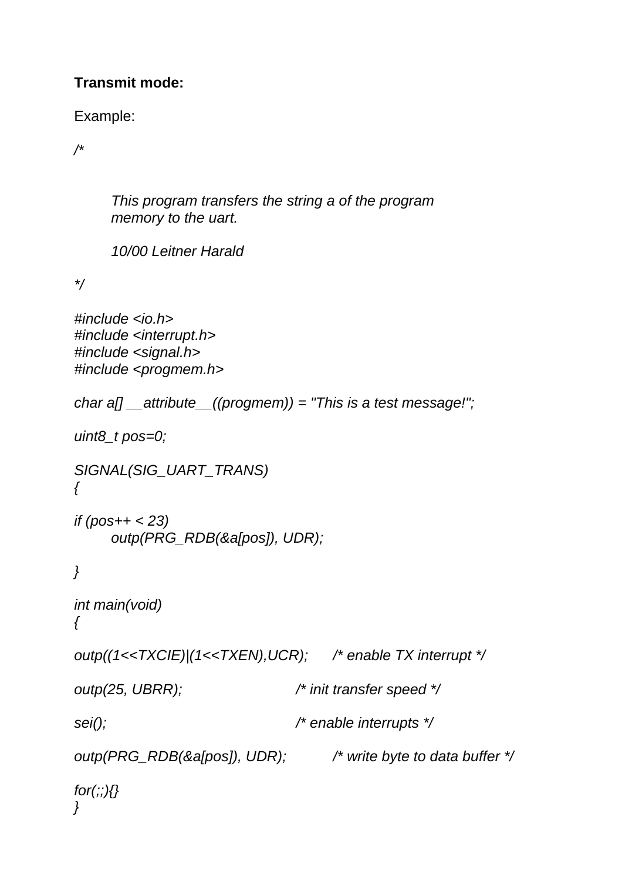**Transmit mode:**

Example:

```
/*


        This program transfers the string a of the program
        memory to the uart.

        10/00 Leitner Harald

*/

#include <io.h>
#include <interrupt.h>
#include <signal.h>
#include <progmem.h>

char a[] __attribute__((progmem)) = "This is a test message!";

uint8_t pos=0;

SIGNAL(SIG_UART_TRANS)
{

if (pos++ < 23)
        outp(PRG_RDB(&a[pos]), UDR);

}

int main(void)
{

outp((1<<TXCIE)|(1<<TXEN),UCR);      /* enable TX interrupt */

outp(25, UBRR);                      /* init transfer speed */

sei();                               /* enable interrupts */

outp(PRG_RDB(&a[pos]), UDR);         /* write byte to data buffer */

for(;;){}
}
```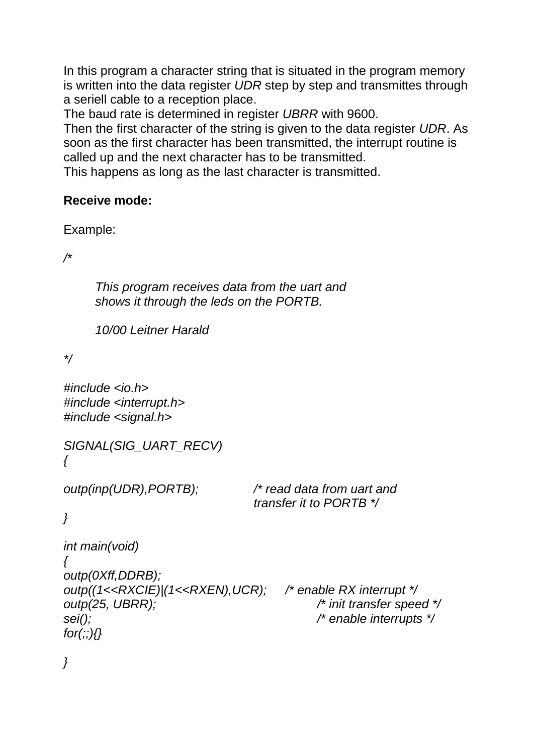In this program a character string that is situated in the program memory is written into the data register *UDR* step by step and transmittes through a seriell cable to a reception place.
The baud rate is determined in register *UBRR* with 9600.
Then the first character of the string is given to the data register *UDR*. As soon as the first character has been transmitted, the interrupt routine is called up and the next character has to be transmitted.
This happens as long as the last character is transmitted.

**Receive mode:**

Example:

```
/*

        This program receives data from the uart and
        shows it through the leds on the PORTB.

        10/00 Leitner Harald

*/

#include <io.h>
#include <interrupt.h>
#include <signal.h>

SIGNAL(SIG_UART_RECV)
{

outp(inp(UDR),PORTB);           /* read data from uart and
                                transfer it to PORTB */
}

int main(void)
{
outp(0Xff,DDRB);
outp((1<<RXCIE)|(1<<RXEN),UCR);     /* enable RX interrupt */
outp(25, UBRR);                     /* init transfer speed */
sei();                              /* enable interrupts */
for(;;){}

}
```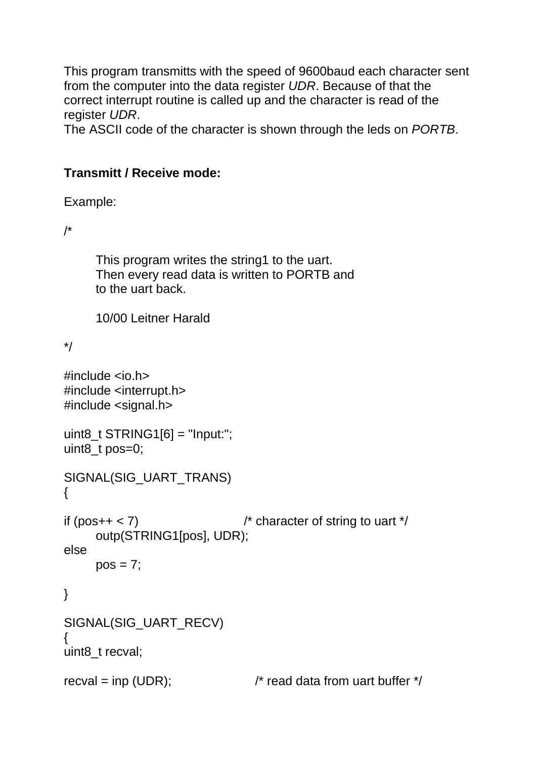This program transmitts with the speed of 9600baud each character sent from the computer into the data register *UDR*. Because of that the correct interrupt routine is called up and the character is read of the register *UDR*.
The ASCII code of the character is shown through the leds on *PORTB*.

**Transmitt / Receive mode:**

Example:

```
/*

        This program writes the string1 to the uart.
        Then every read data is written to PORTB and
        to the uart back.

        10/00 Leitner Harald

*/

#include <io.h>
#include <interrupt.h>
#include <signal.h>

uint8_t STRING1[6] = "Input:";
uint8_t pos=0;

SIGNAL(SIG_UART_TRANS)
{

if (pos++ < 7)                  /* character of string to uart */
        outp(STRING1[pos], UDR);
else
        pos = 7;

}

SIGNAL(SIG_UART_RECV)
{
uint8_t recval;

recval = inp (UDR);             /* read data from uart buffer */
```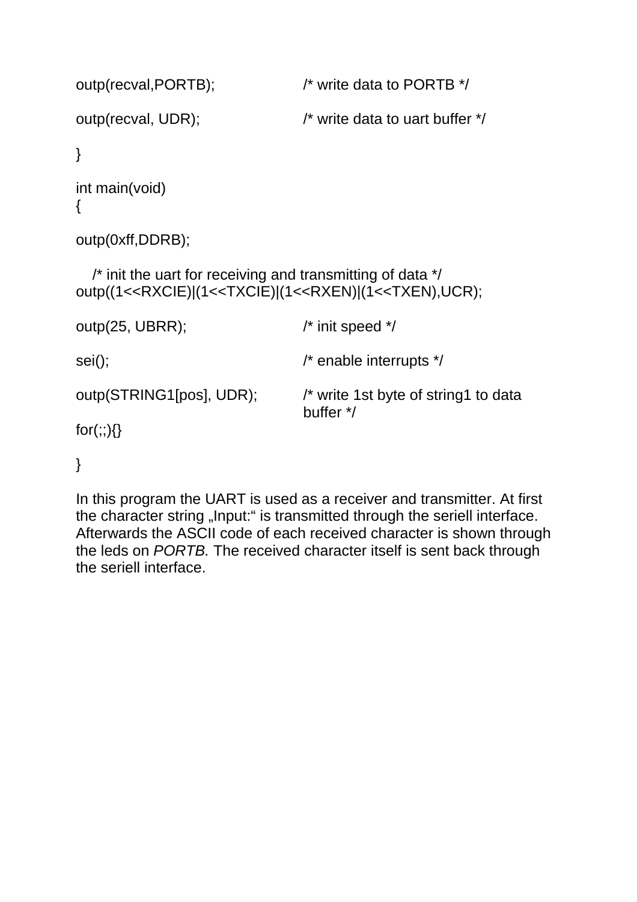```
outp(recval,PORTB);             /* write data to PORTB */

outp(recval, UDR);              /* write data to uart buffer */

}

int main(void)
{

outp(0xff,DDRB);

   /* init the uart for receiving and transmitting of data */
outp((1<<RXCIE)|(1<<TXCIE)|(1<<RXEN)|(1<<TXEN),UCR);

outp(25, UBRR);                 /* init speed */

sei();                          /* enable interrupts */

outp(STRING1[pos], UDR);        /* write 1st byte of string1 to data
                                   buffer */
for(;;){}

}
```

In this program the UART is used as a receiver and transmitter. At first the character string „Input:“ is transmitted through the seriell interface. Afterwards the ASCII code of each received character is shown through the leds on *PORTB.* The received character itself is sent back through the seriell interface.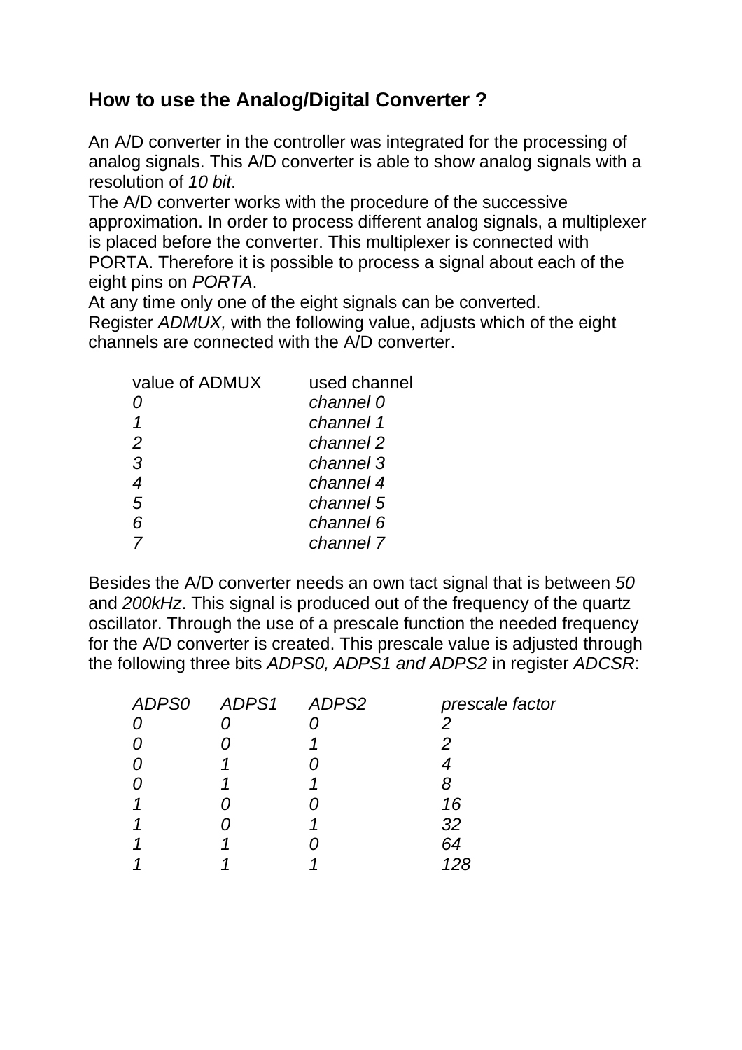## How to use the Analog/Digital Converter ?

An A/D converter in the controller was integrated for the processing of analog signals. This A/D converter is able to show analog signals with a resolution of *10 bit*.
The A/D converter works with the procedure of the successive approximation. In order to process different analog signals, a multiplexer is placed before the converter. This multiplexer is connected with PORTA. Therefore it is possible to process a signal about each of the eight pins on *PORTA*.
At any time only one of the eight signals can be converted.
Register *ADMUX,* with the following value, adjusts which of the eight channels are connected with the A/D converter.

| value of ADMUX | used channel |
|---|---|
| *0* | *channel 0* |
| *1* | *channel 1* |
| *2* | *channel 2* |
| *3* | *channel 3* |
| *4* | *channel 4* |
| *5* | *channel 5* |
| *6* | *channel 6* |
| *7* | *channel 7* |

Besides the A/D converter needs an own tact signal that is between *50* and *200kHz*. This signal is produced out of the frequency of the quartz oscillator. Through the use of a prescale function the needed frequency for the A/D converter is created. This prescale value is adjusted through the following three bits *ADPS0, ADPS1 and ADPS2* in register *ADCSR*:

| *ADPS0* | *ADPS1* | *ADPS2* | *prescale factor* |
|---|---|---|---|
| *0* | *0* | *0* | *2* |
| *0* | *0* | *1* | *2* |
| *0* | *1* | *0* | *4* |
| *0* | *1* | *1* | *8* |
| *1* | *0* | *0* | *16* |
| *1* | *0* | *1* | *32* |
| *1* | *1* | *0* | *64* |
| *1* | *1* | *1* | *128* |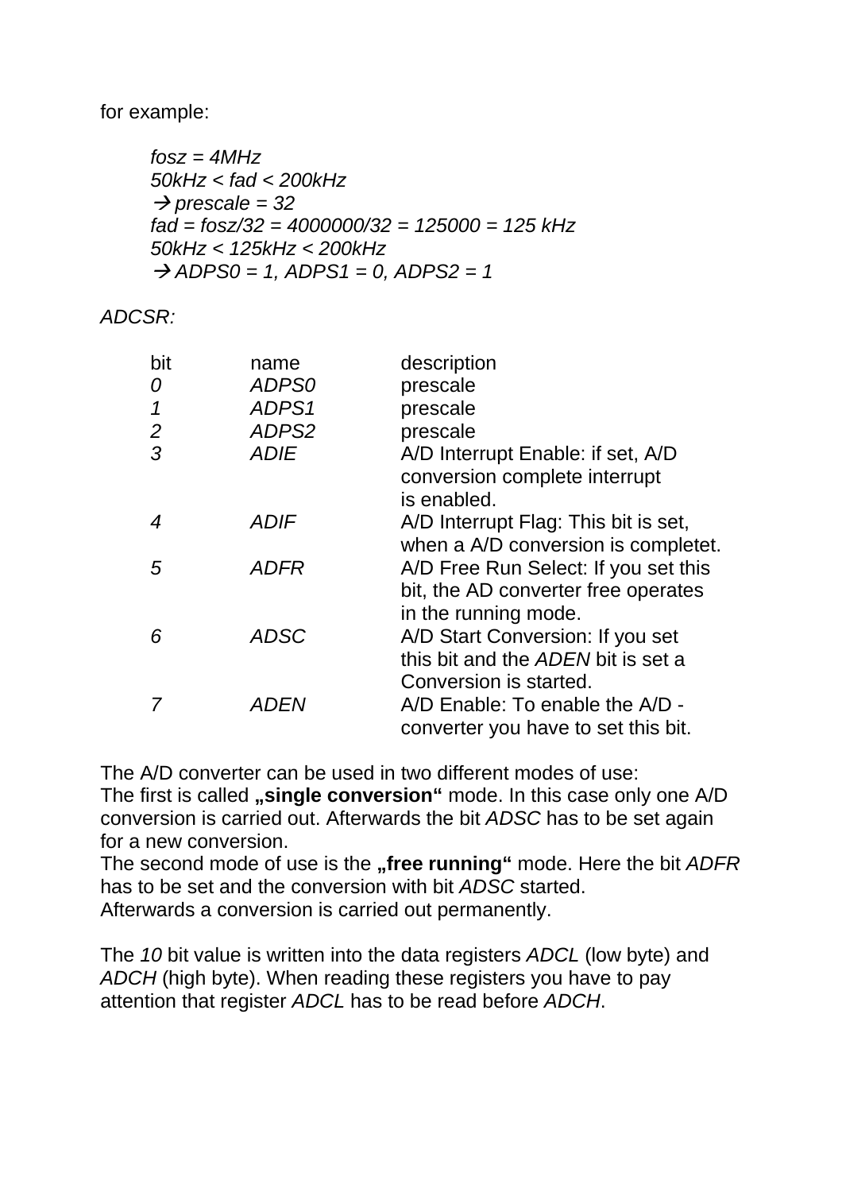for example:

> *fosz = 4MHz*
> *50kHz < fad < 200kHz*
> → *prescale = 32*
> *fad = fosz/32 = 4000000/32 = 125000 = 125 kHz*
> *50kHz < 125kHz < 200kHz*
> → *ADPS0 = 1, ADPS1 = 0, ADPS2 = 1*

*ADCSR:*

| bit | name | description |
|---|---|---|
| *0* | *ADPS0* | prescale |
| *1* | *ADPS1* | prescale |
| *2* | *ADPS2* | prescale |
| *3* | *ADIE* | A/D Interrupt Enable: if set, A/D conversion complete interrupt is enabled. |
| *4* | *ADIF* | A/D Interrupt Flag: This bit is set, when a A/D conversion is completet. |
| *5* | *ADFR* | A/D Free Run Select: If you set this bit, the AD converter free operates in the running mode. |
| *6* | *ADSC* | A/D Start Conversion: If you set this bit and the *ADEN* bit is set a Conversion is started. |
| *7* | *ADEN* | A/D Enable: To enable the A/D - converter you have to set this bit. |

The A/D converter can be used in two different modes of use:
The first is called **„single conversion"** mode. In this case only one A/D conversion is carried out. Afterwards the bit *ADSC* has to be set again for a new conversion.
The second mode of use is the **„free running"** mode. Here the bit *ADFR* has to be set and the conversion with bit *ADSC* started.
Afterwards a conversion is carried out permanently.

The *10* bit value is written into the data registers *ADCL* (low byte) and *ADCH* (high byte). When reading these registers you have to pay attention that register *ADCL* has to be read before *ADCH*.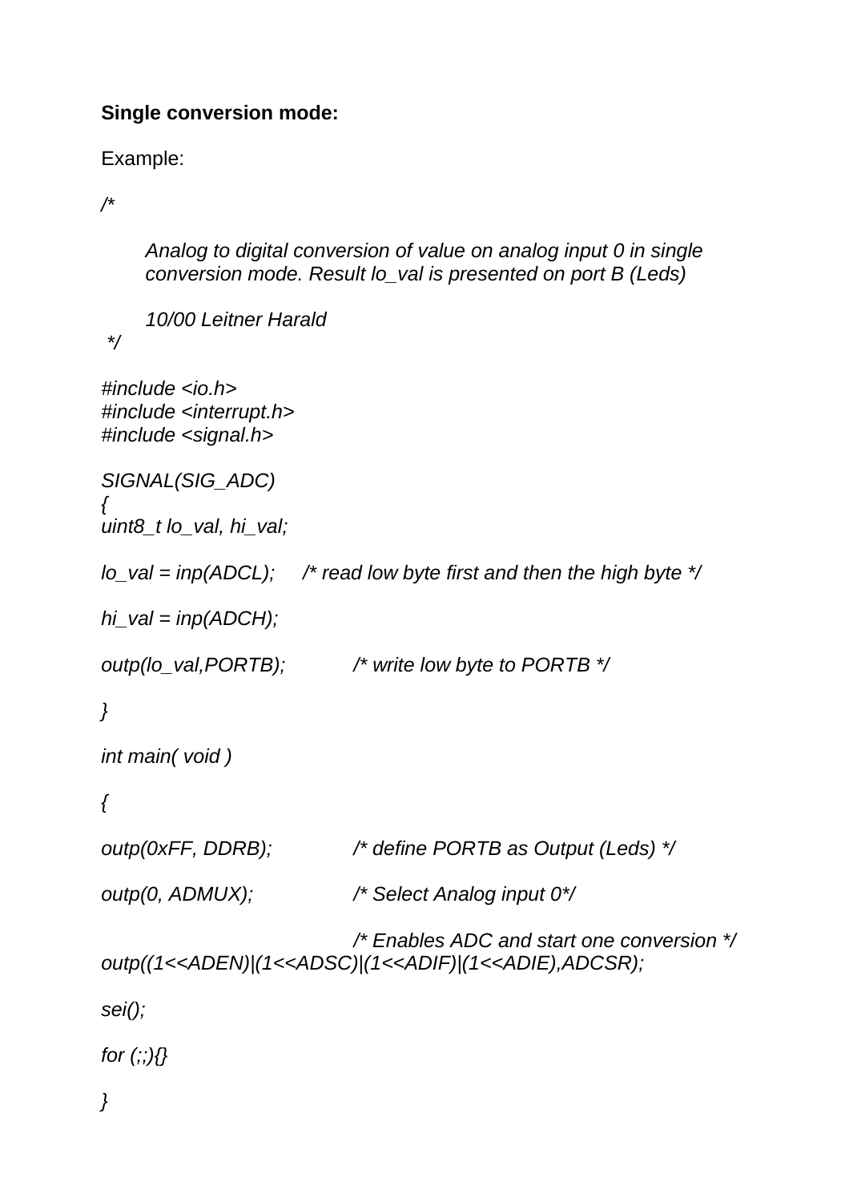**Single conversion mode:**

Example:

```
/*

      Analog to digital conversion of value on analog input 0 in single
      conversion mode. Result lo_val is presented on port B (Leds)

      10/00 Leitner Harald
 */

#include <io.h>
#include <interrupt.h>
#include <signal.h>

SIGNAL(SIG_ADC)
{
uint8_t lo_val, hi_val;

lo_val = inp(ADCL);     /* read low byte first and then the high byte */

hi_val = inp(ADCH);

outp(lo_val,PORTB);          /* write low byte to PORTB */

}

int main( void )

{

outp(0xFF, DDRB);            /* define PORTB as Output (Leds) */

outp(0, ADMUX);              /* Select Analog input 0*/

                             /* Enables ADC and start one conversion */
outp((1<<ADEN)|(1<<ADSC)|(1<<ADIF)|(1<<ADIE),ADCSR);

sei();

for (;;){}

}
```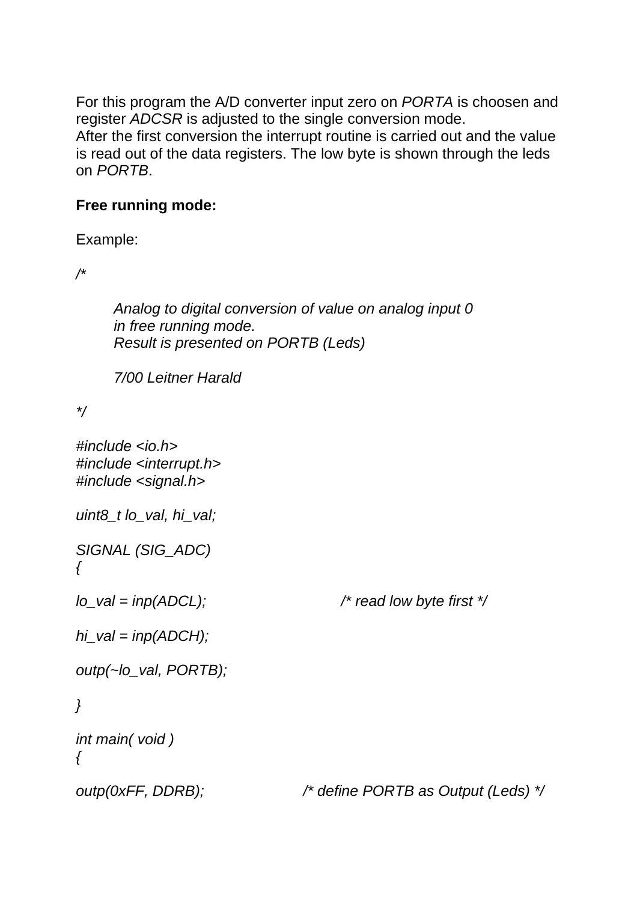For this program the A/D converter input zero on *PORTA* is choosen and register *ADCSR* is adjusted to the single conversion mode.
After the first conversion the interrupt routine is carried out and the value is read out of the data registers. The low byte is shown through the leds on *PORTB*.

**Free running mode:**

Example:

```
/*

        Analog to digital conversion of value on analog input 0
        in free running mode.
        Result is presented on PORTB (Leds)

        7/00 Leitner Harald

*/

#include <io.h>
#include <interrupt.h>
#include <signal.h>

uint8_t lo_val, hi_val;

SIGNAL (SIG_ADC)
{

lo_val = inp(ADCL);                 /* read low byte first */

hi_val = inp(ADCH);

outp(~lo_val, PORTB);

}

int main( void )
{

outp(0xFF, DDRB);               /* define PORTB as Output (Leds) */
```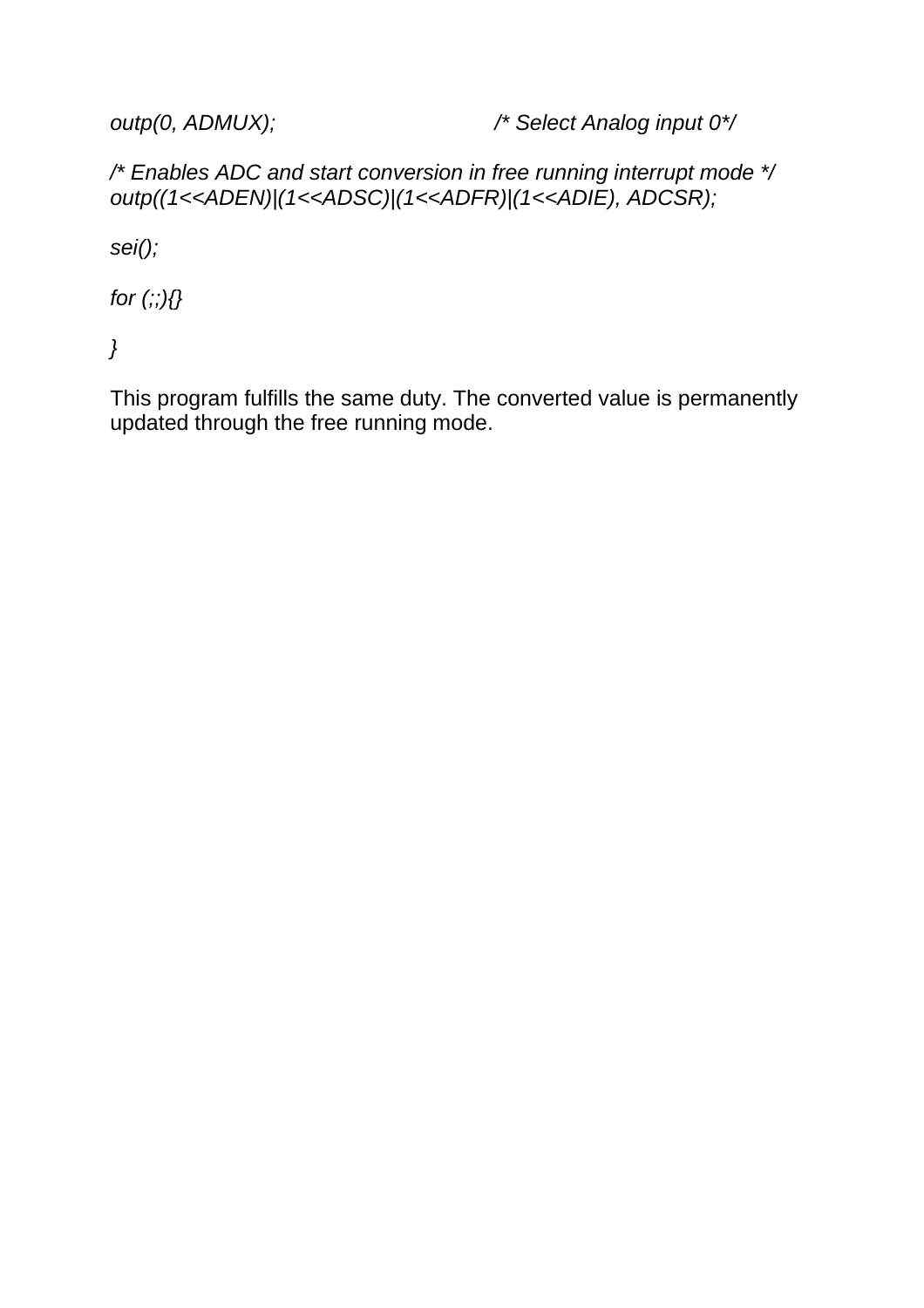```
outp(0, ADMUX);                         /* Select Analog input 0*/

/* Enables ADC and start conversion in free running interrupt mode */
outp((1<<ADEN)|(1<<ADSC)|(1<<ADFR)|(1<<ADIE), ADCSR);

sei();

for (;;){}

}
```

This program fulfills the same duty. The converted value is permanently updated through the free running mode.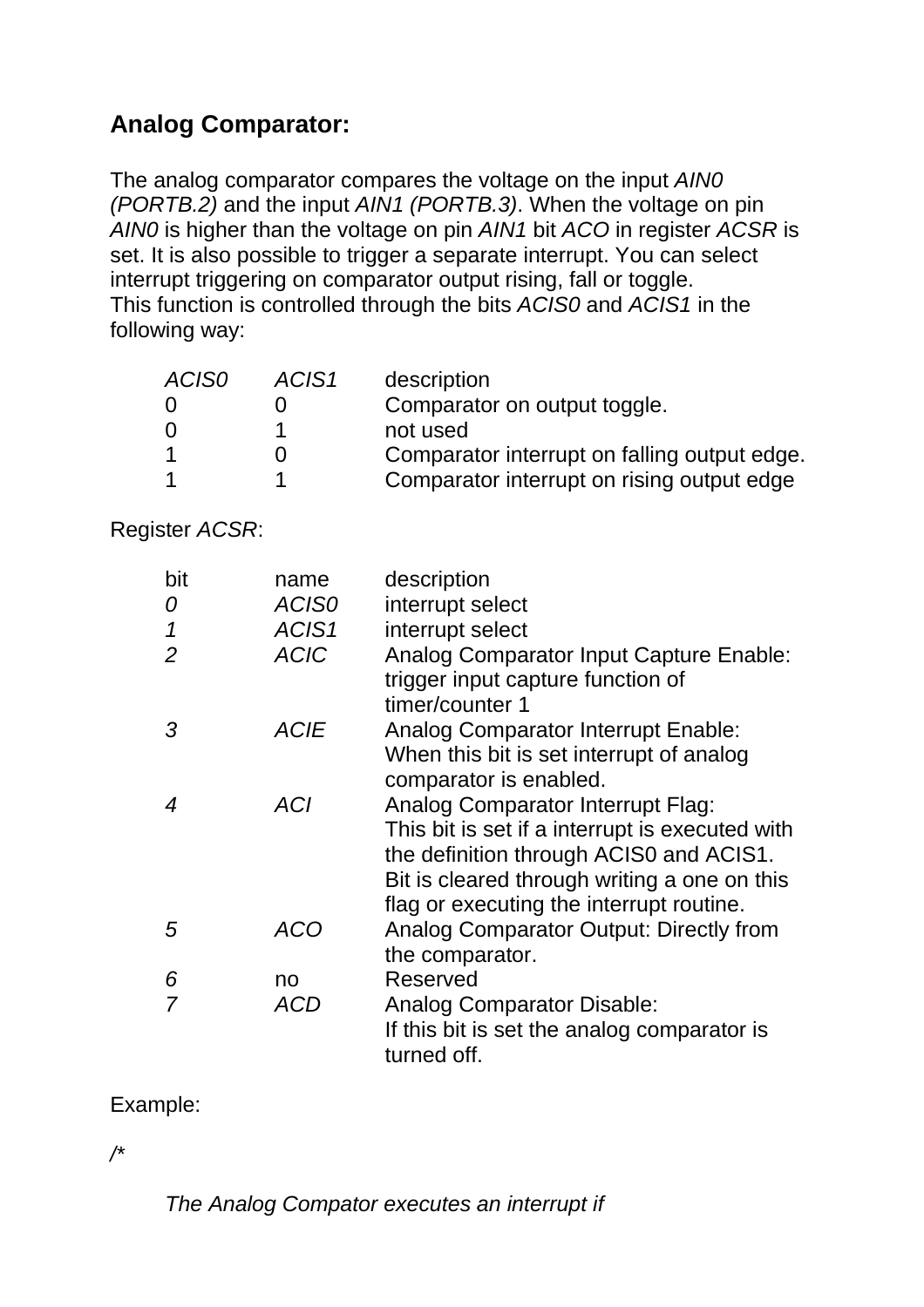## Analog Comparator:

The analog comparator compares the voltage on the input *AIN0 (PORTB.2)* and the input *AIN1 (PORTB.3)*. When the voltage on pin *AIN0* is higher than the voltage on pin *AIN1* bit *ACO* in register *ACSR* is set. It is also possible to trigger a separate interrupt. You can select interrupt triggering on comparator output rising, fall or toggle.
This function is controlled through the bits *ACIS0* and *ACIS1* in the following way:

| *ACIS0* | *ACIS1* | description |
|---|---|---|
| 0 | 0 | Comparator on output toggle. |
| 0 | 1 | not used |
| 1 | 0 | Comparator interrupt on falling output edge. |
| 1 | 1 | Comparator interrupt on rising output edge |

Register *ACSR*:

| bit | name | description |
|---|---|---|
| *0* | *ACIS0* | interrupt select |
| *1* | *ACIS1* | interrupt select |
| *2* | *ACIC* | Analog Comparator Input Capture Enable: trigger input capture function of timer/counter 1 |
| *3* | *ACIE* | Analog Comparator Interrupt Enable: When this bit is set interrupt of analog comparator is enabled. |
| *4* | *ACI* | Analog Comparator Interrupt Flag: This bit is set if a interrupt is executed with the definition through ACIS0 and ACIS1. Bit is cleared through writing a one on this flag or executing the interrupt routine. |
| *5* | *ACO* | Analog Comparator Output: Directly from the comparator. |
| *6* | no | Reserved |
| *7* | *ACD* | Analog Comparator Disable: If this bit is set the analog comparator is turned off. |

Example:

```
/*

    The Analog Compator executes an interrupt if
```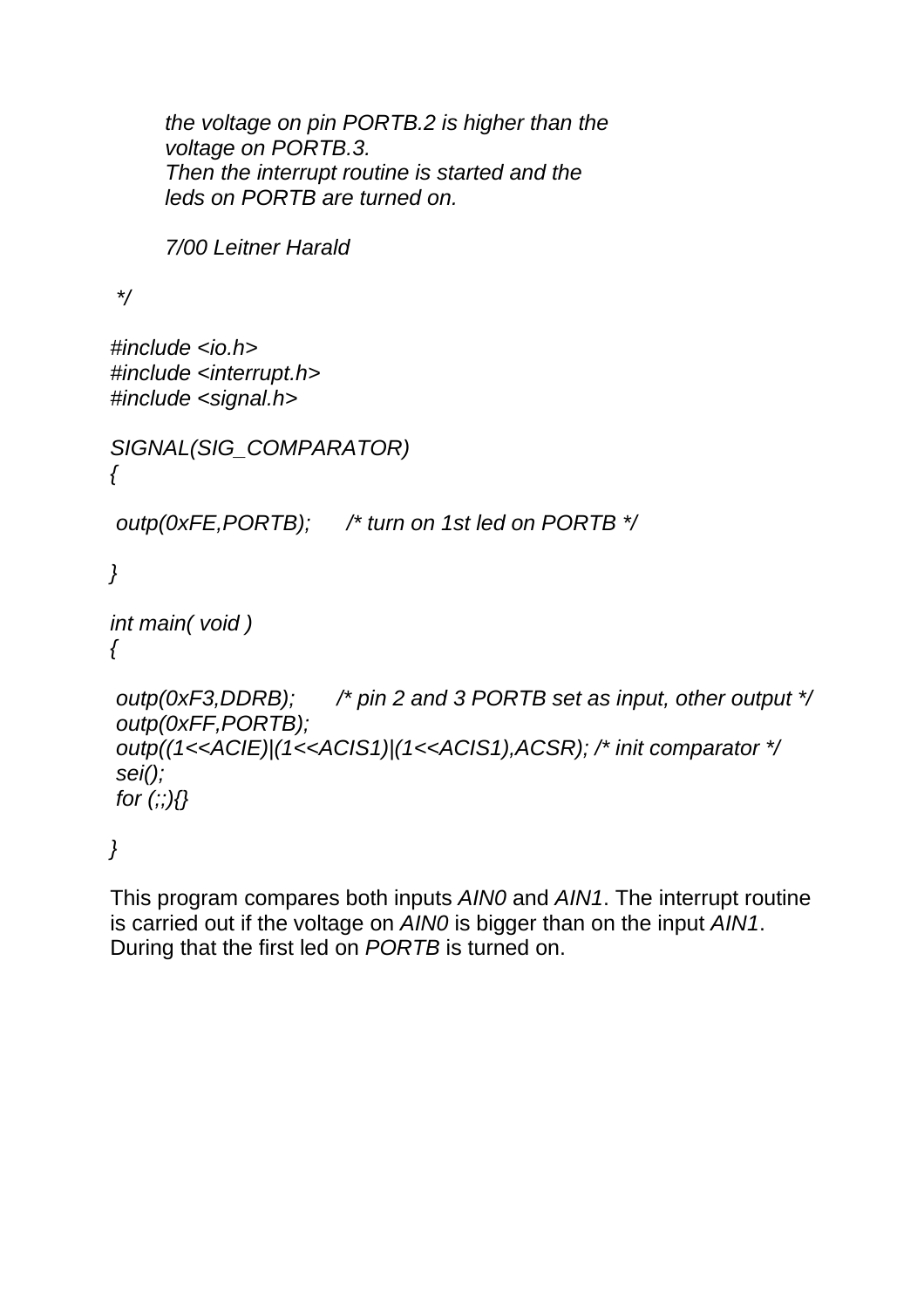```
    the voltage on pin PORTB.2 is higher than the
    voltage on PORTB.3.
    Then the interrupt routine is started and the
    leds on PORTB are turned on.

    7/00 Leitner Harald

 */

#include <io.h>
#include <interrupt.h>
#include <signal.h>

SIGNAL(SIG_COMPARATOR)
{

 outp(0xFE,PORTB);      /* turn on 1st led on PORTB */

}

int main( void )
{

 outp(0xF3,DDRB);       /* pin 2 and 3 PORTB set as input, other output */
 outp(0xFF,PORTB);
 outp((1<<ACIE)|(1<<ACIS1)|(1<<ACIS1),ACSR); /* init comparator */
 sei();
 for (;;){}

}
```

This program compares both inputs *AIN0* and *AIN1*. The interrupt routine is carried out if the voltage on *AIN0* is bigger than on the input *AIN1*. During that the first led on *PORTB* is turned on.